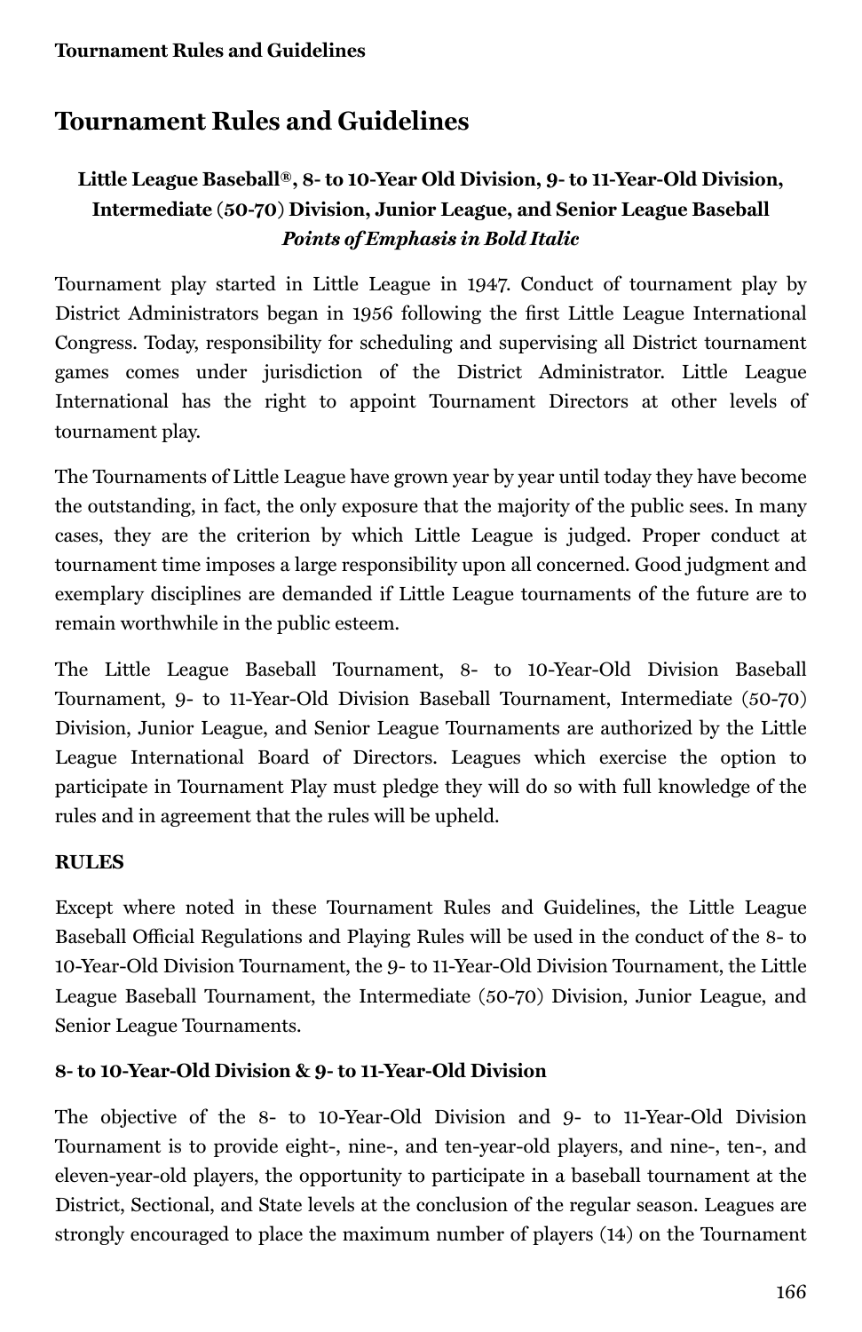# Tournament Rules and Guidelines

**Little League Baseball®, 8- to 10-Year Old Division, 9- to 11-Year-Old Division, Intermediate (50-70) Division, Junior League, and Senior League Baseball**
***Points of Emphasis in Bold Italic***

Tournament play started in Little League in 1947. Conduct of tournament play by District Administrators began in 1956 following the first Little League International Congress. Today, responsibility for scheduling and supervising all District tournament games comes under jurisdiction of the District Administrator. Little League International has the right to appoint Tournament Directors at other levels of tournament play.

The Tournaments of Little League have grown year by year until today they have become the outstanding, in fact, the only exposure that the majority of the public sees. In many cases, they are the criterion by which Little League is judged. Proper conduct at tournament time imposes a large responsibility upon all concerned. Good judgment and exemplary disciplines are demanded if Little League tournaments of the future are to remain worthwhile in the public esteem.

The Little League Baseball Tournament, 8- to 10-Year-Old Division Baseball Tournament, 9- to 11-Year-Old Division Baseball Tournament, Intermediate (50-70) Division, Junior League, and Senior League Tournaments are authorized by the Little League International Board of Directors. Leagues which exercise the option to participate in Tournament Play must pledge they will do so with full knowledge of the rules and in agreement that the rules will be upheld.

## RULES

Except where noted in these Tournament Rules and Guidelines, the Little League Baseball Official Regulations and Playing Rules will be used in the conduct of the 8- to 10-Year-Old Division Tournament, the 9- to 11-Year-Old Division Tournament, the Little League Baseball Tournament, the Intermediate (50-70) Division, Junior League, and Senior League Tournaments.

### 8- to 10-Year-Old Division & 9- to 11-Year-Old Division

The objective of the 8- to 10-Year-Old Division and 9- to 11-Year-Old Division Tournament is to provide eight-, nine-, and ten-year-old players, and nine-, ten-, and eleven-year-old players, the opportunity to participate in a baseball tournament at the District, Sectional, and State levels at the conclusion of the regular season. Leagues are strongly encouraged to place the maximum number of players (14) on the Tournament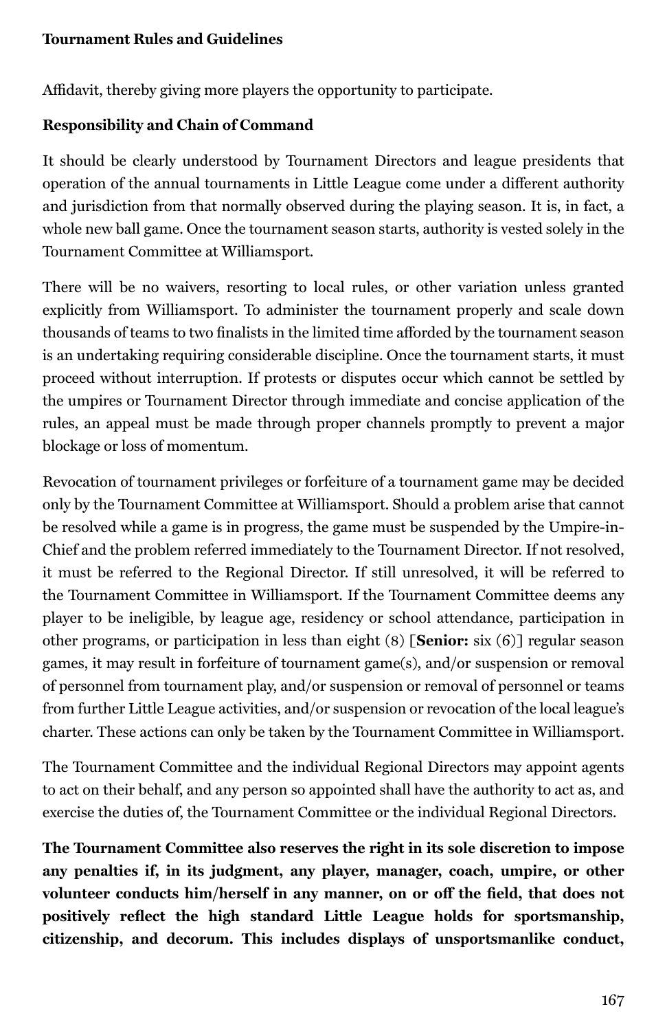Affidavit, thereby giving more players the opportunity to participate.

**Responsibility and Chain of Command**

It should be clearly understood by Tournament Directors and league presidents that operation of the annual tournaments in Little League come under a different authority and jurisdiction from that normally observed during the playing season. It is, in fact, a whole new ball game. Once the tournament season starts, authority is vested solely in the Tournament Committee at Williamsport.

There will be no waivers, resorting to local rules, or other variation unless granted explicitly from Williamsport. To administer the tournament properly and scale down thousands of teams to two finalists in the limited time afforded by the tournament season is an undertaking requiring considerable discipline. Once the tournament starts, it must proceed without interruption. If protests or disputes occur which cannot be settled by the umpires or Tournament Director through immediate and concise application of the rules, an appeal must be made through proper channels promptly to prevent a major blockage or loss of momentum.

Revocation of tournament privileges or forfeiture of a tournament game may be decided only by the Tournament Committee at Williamsport. Should a problem arise that cannot be resolved while a game is in progress, the game must be suspended by the Umpire-in-Chief and the problem referred immediately to the Tournament Director. If not resolved, it must be referred to the Regional Director. If still unresolved, it will be referred to the Tournament Committee in Williamsport. If the Tournament Committee deems any player to be ineligible, by league age, residency or school attendance, participation in other programs, or participation in less than eight (8) [**Senior:** six (6)] regular season games, it may result in forfeiture of tournament game(s), and/or suspension or removal of personnel from tournament play, and/or suspension or removal of personnel or teams from further Little League activities, and/or suspension or revocation of the local league's charter. These actions can only be taken by the Tournament Committee in Williamsport.

The Tournament Committee and the individual Regional Directors may appoint agents to act on their behalf, and any person so appointed shall have the authority to act as, and exercise the duties of, the Tournament Committee or the individual Regional Directors.

**The Tournament Committee also reserves the right in its sole discretion to impose any penalties if, in its judgment, any player, manager, coach, umpire, or other volunteer conducts him/herself in any manner, on or off the field, that does not positively reflect the high standard Little League holds for sportsmanship, citizenship, and decorum. This includes displays of unsportsmanlike conduct,**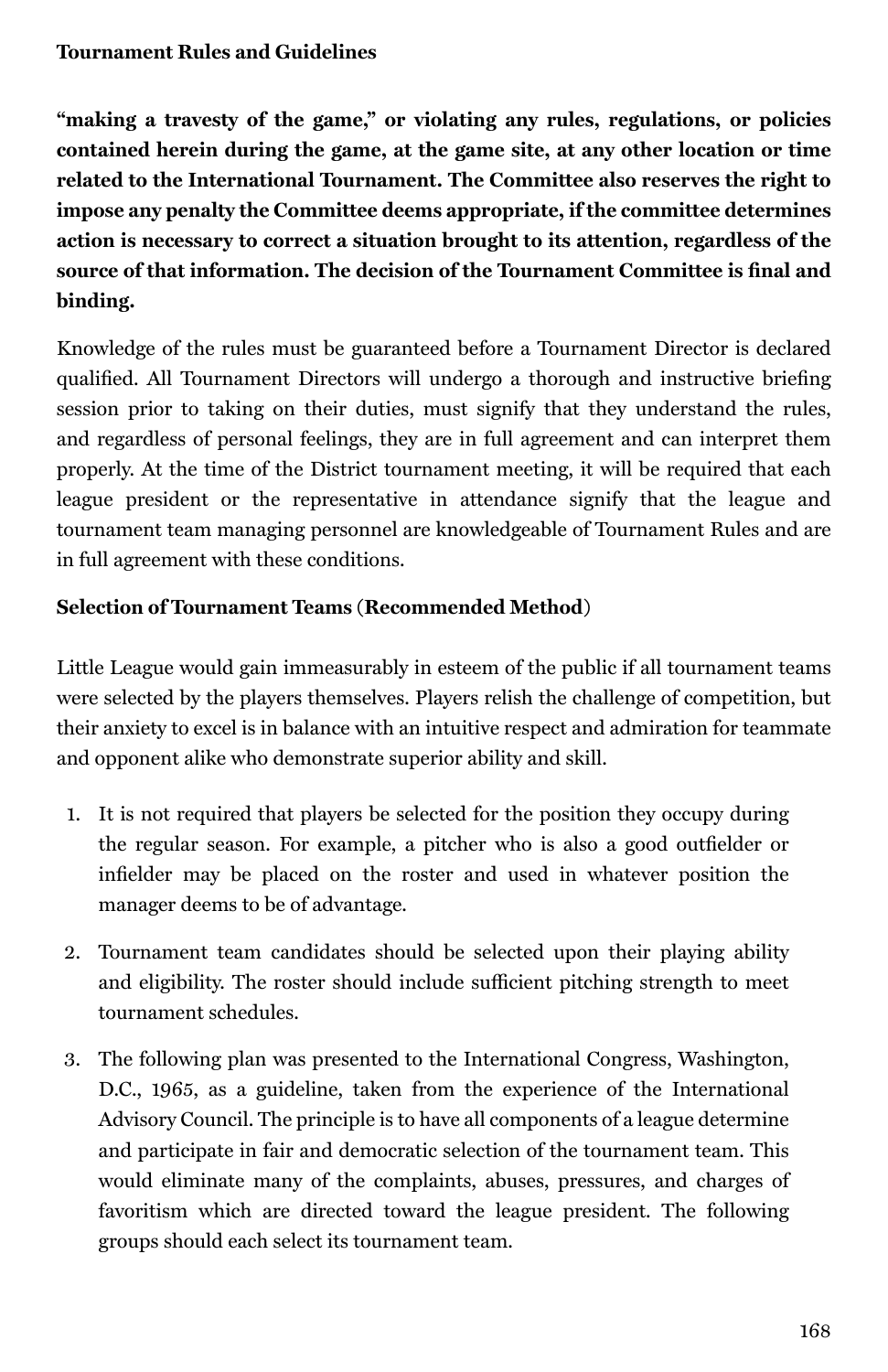**Tournament Rules and Guidelines**

**"making a travesty of the game," or violating any rules, regulations, or policies contained herein during the game, at the game site, at any other location or time related to the International Tournament. The Committee also reserves the right to impose any penalty the Committee deems appropriate, if the committee determines action is necessary to correct a situation brought to its attention, regardless of the source of that information. The decision of the Tournament Committee is final and binding.**

Knowledge of the rules must be guaranteed before a Tournament Director is declared qualified. All Tournament Directors will undergo a thorough and instructive briefing session prior to taking on their duties, must signify that they understand the rules, and regardless of personal feelings, they are in full agreement and can interpret them properly. At the time of the District tournament meeting, it will be required that each league president or the representative in attendance signify that the league and tournament team managing personnel are knowledgeable of Tournament Rules and are in full agreement with these conditions.

**Selection of Tournament Teams (Recommended Method)**

Little League would gain immeasurably in esteem of the public if all tournament teams were selected by the players themselves. Players relish the challenge of competition, but their anxiety to excel is in balance with an intuitive respect and admiration for teammate and opponent alike who demonstrate superior ability and skill.

1. It is not required that players be selected for the position they occupy during the regular season. For example, a pitcher who is also a good outfielder or infielder may be placed on the roster and used in whatever position the manager deems to be of advantage.
2. Tournament team candidates should be selected upon their playing ability and eligibility. The roster should include sufficient pitching strength to meet tournament schedules.
3. The following plan was presented to the International Congress, Washington, D.C., 1965, as a guideline, taken from the experience of the International Advisory Council. The principle is to have all components of a league determine and participate in fair and democratic selection of the tournament team. This would eliminate many of the complaints, abuses, pressures, and charges of favoritism which are directed toward the league president. The following groups should each select its tournament team.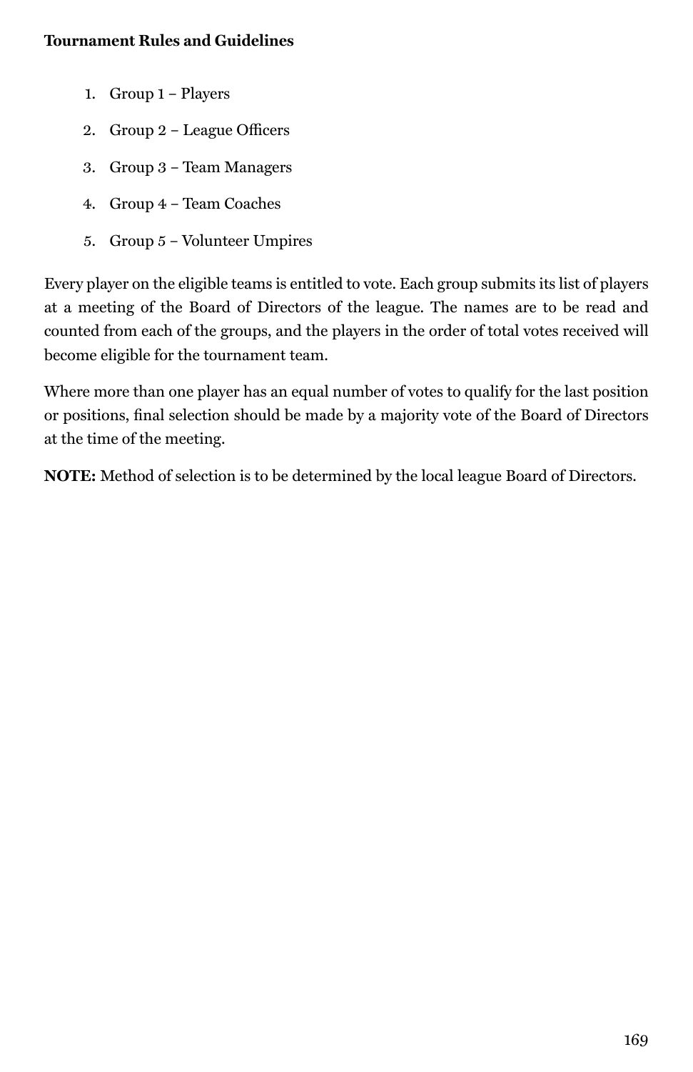**Tournament Rules and Guidelines**

1. Group 1 – Players
2. Group 2 – League Officers
3. Group 3 – Team Managers
4. Group 4 – Team Coaches
5. Group 5 – Volunteer Umpires

Every player on the eligible teams is entitled to vote. Each group submits its list of players at a meeting of the Board of Directors of the league. The names are to be read and counted from each of the groups, and the players in the order of total votes received will become eligible for the tournament team.

Where more than one player has an equal number of votes to qualify for the last position or positions, final selection should be made by a majority vote of the Board of Directors at the time of the meeting.

**NOTE:** Method of selection is to be determined by the local league Board of Directors.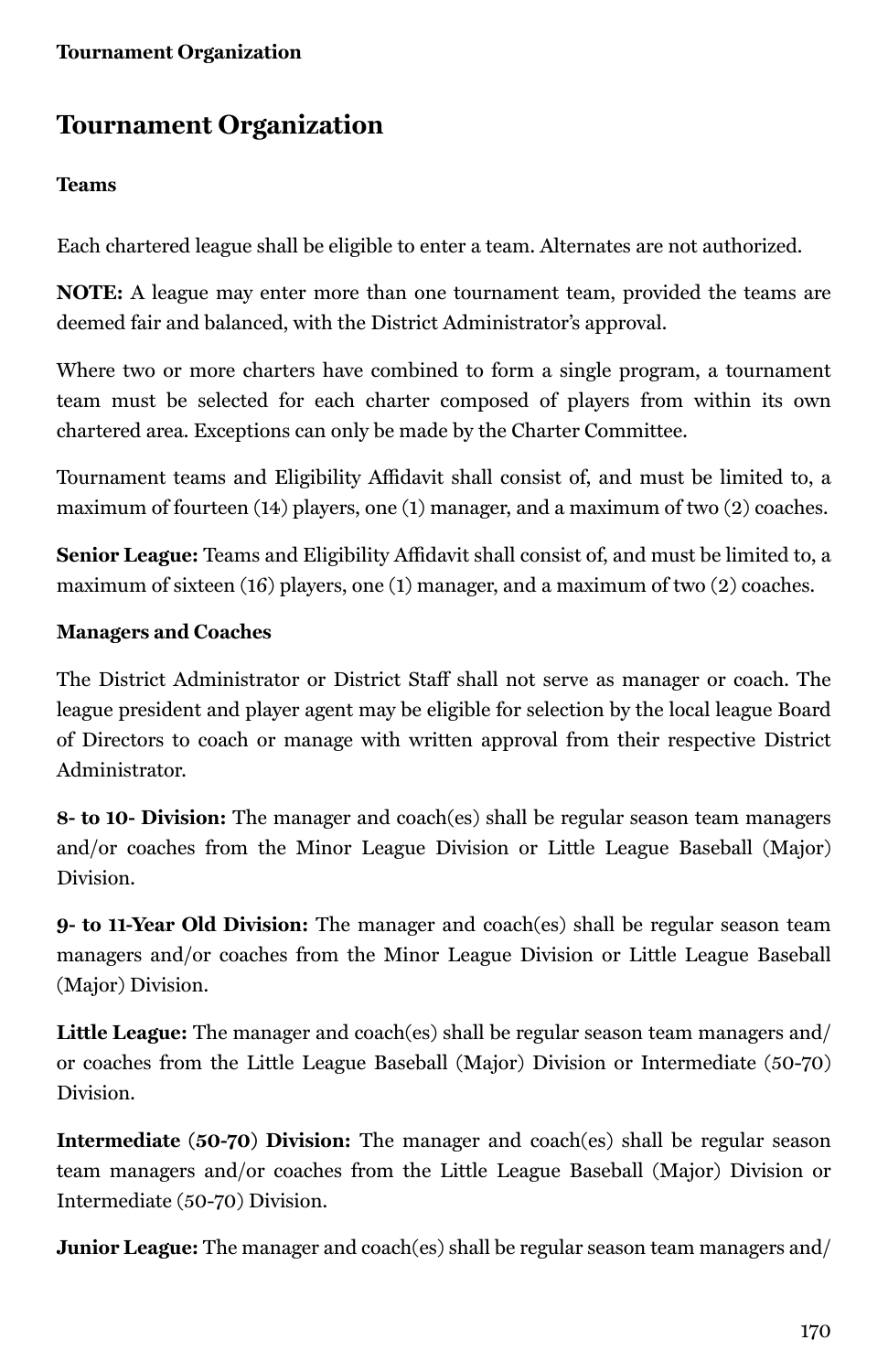# Tournament Organization

### Teams

Each chartered league shall be eligible to enter a team. Alternates are not authorized.

**NOTE:** A league may enter more than one tournament team, provided the teams are deemed fair and balanced, with the District Administrator's approval.

Where two or more charters have combined to form a single program, a tournament team must be selected for each charter composed of players from within its own chartered area. Exceptions can only be made by the Charter Committee.

Tournament teams and Eligibility Affidavit shall consist of, and must be limited to, a maximum of fourteen (14) players, one (1) manager, and a maximum of two (2) coaches.

**Senior League:** Teams and Eligibility Affidavit shall consist of, and must be limited to, a maximum of sixteen (16) players, one (1) manager, and a maximum of two (2) coaches.

### Managers and Coaches

The District Administrator or District Staff shall not serve as manager or coach. The league president and player agent may be eligible for selection by the local league Board of Directors to coach or manage with written approval from their respective District Administrator.

**8- to 10- Division:** The manager and coach(es) shall be regular season team managers and/or coaches from the Minor League Division or Little League Baseball (Major) Division.

**9- to 11-Year Old Division:** The manager and coach(es) shall be regular season team managers and/or coaches from the Minor League Division or Little League Baseball (Major) Division.

**Little League:** The manager and coach(es) shall be regular season team managers and/or coaches from the Little League Baseball (Major) Division or Intermediate (50-70) Division.

**Intermediate (50-70) Division:** The manager and coach(es) shall be regular season team managers and/or coaches from the Little League Baseball (Major) Division or Intermediate (50-70) Division.

**Junior League:** The manager and coach(es) shall be regular season team managers and/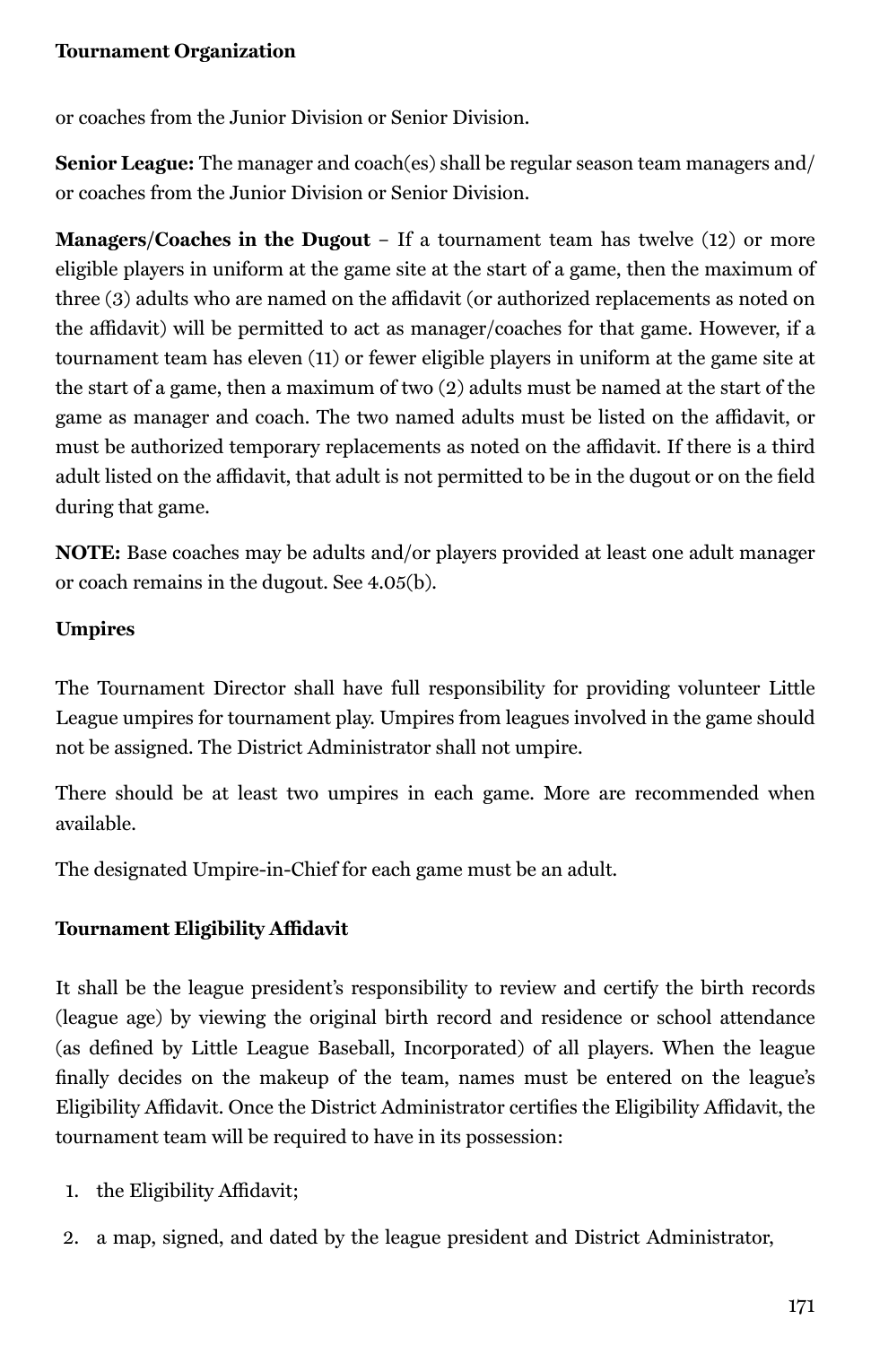or coaches from the Junior Division or Senior Division.

**Senior League:** The manager and coach(es) shall be regular season team managers and/or coaches from the Junior Division or Senior Division.

**Managers/Coaches in the Dugout** – If a tournament team has twelve (12) or more eligible players in uniform at the game site at the start of a game, then the maximum of three (3) adults who are named on the affidavit (or authorized replacements as noted on the affidavit) will be permitted to act as manager/coaches for that game. However, if a tournament team has eleven (11) or fewer eligible players in uniform at the game site at the start of a game, then a maximum of two (2) adults must be named at the start of the game as manager and coach. The two named adults must be listed on the affidavit, or must be authorized temporary replacements as noted on the affidavit. If there is a third adult listed on the affidavit, that adult is not permitted to be in the dugout or on the field during that game.

**NOTE:** Base coaches may be adults and/or players provided at least one adult manager or coach remains in the dugout. See 4.05(b).

### Umpires

The Tournament Director shall have full responsibility for providing volunteer Little League umpires for tournament play. Umpires from leagues involved in the game should not be assigned. The District Administrator shall not umpire.

There should be at least two umpires in each game. More are recommended when available.

The designated Umpire-in-Chief for each game must be an adult.

### Tournament Eligibility Affidavit

It shall be the league president's responsibility to review and certify the birth records (league age) by viewing the original birth record and residence or school attendance (as defined by Little League Baseball, Incorporated) of all players. When the league finally decides on the makeup of the team, names must be entered on the league's Eligibility Affidavit. Once the District Administrator certifies the Eligibility Affidavit, the tournament team will be required to have in its possession:

1. the Eligibility Affidavit;
2. a map, signed, and dated by the league president and District Administrator,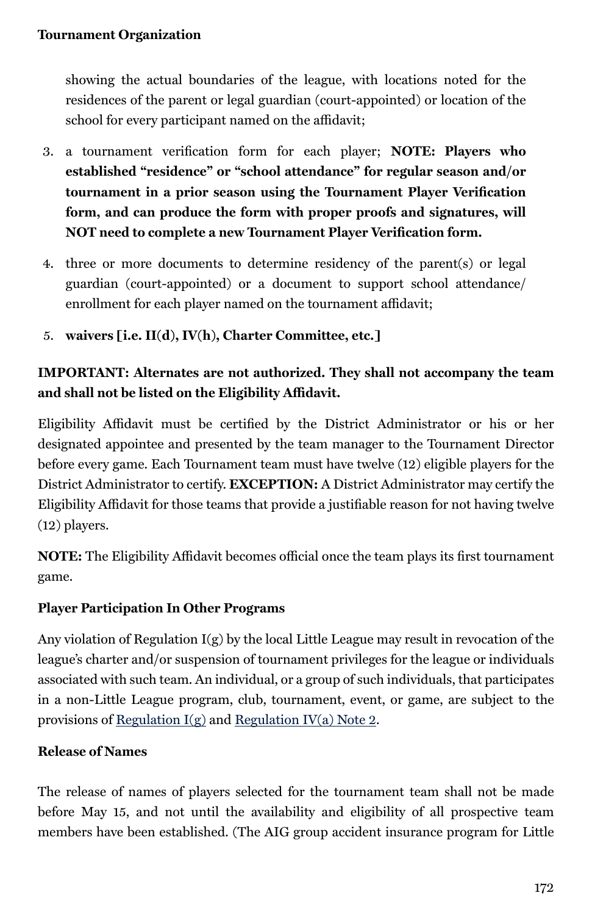showing the actual boundaries of the league, with locations noted for the residences of the parent or legal guardian (court-appointed) or location of the school for every participant named on the affidavit;

3. a tournament verification form for each player; **NOTE: Players who established "residence" or "school attendance" for regular season and/or tournament in a prior season using the Tournament Player Verification form, and can produce the form with proper proofs and signatures, will NOT need to complete a new Tournament Player Verification form.**
4. three or more documents to determine residency of the parent(s) or legal guardian (court-appointed) or a document to support school attendance/ enrollment for each player named on the tournament affidavit;
5. **waivers [i.e. II(d), IV(h), Charter Committee, etc.]**

**IMPORTANT: Alternates are not authorized. They shall not accompany the team and shall not be listed on the Eligibility Affidavit.**

Eligibility Affidavit must be certified by the District Administrator or his or her designated appointee and presented by the team manager to the Tournament Director before every game. Each Tournament team must have twelve (12) eligible players for the District Administrator to certify. **EXCEPTION:** A District Administrator may certify the Eligibility Affidavit for those teams that provide a justifiable reason for not having twelve (12) players.

**NOTE:** The Eligibility Affidavit becomes official once the team plays its first tournament game.

### Player Participation In Other Programs

Any violation of Regulation I(g) by the local Little League may result in revocation of the league's charter and/or suspension of tournament privileges for the league or individuals associated with such team. An individual, or a group of such individuals, that participates in a non-Little League program, club, tournament, event, or game, are subject to the provisions of Regulation I(g) and Regulation IV(a) Note 2.

### Release of Names

The release of names of players selected for the tournament team shall not be made before May 15, and not until the availability and eligibility of all prospective team members have been established. (The AIG group accident insurance program for Little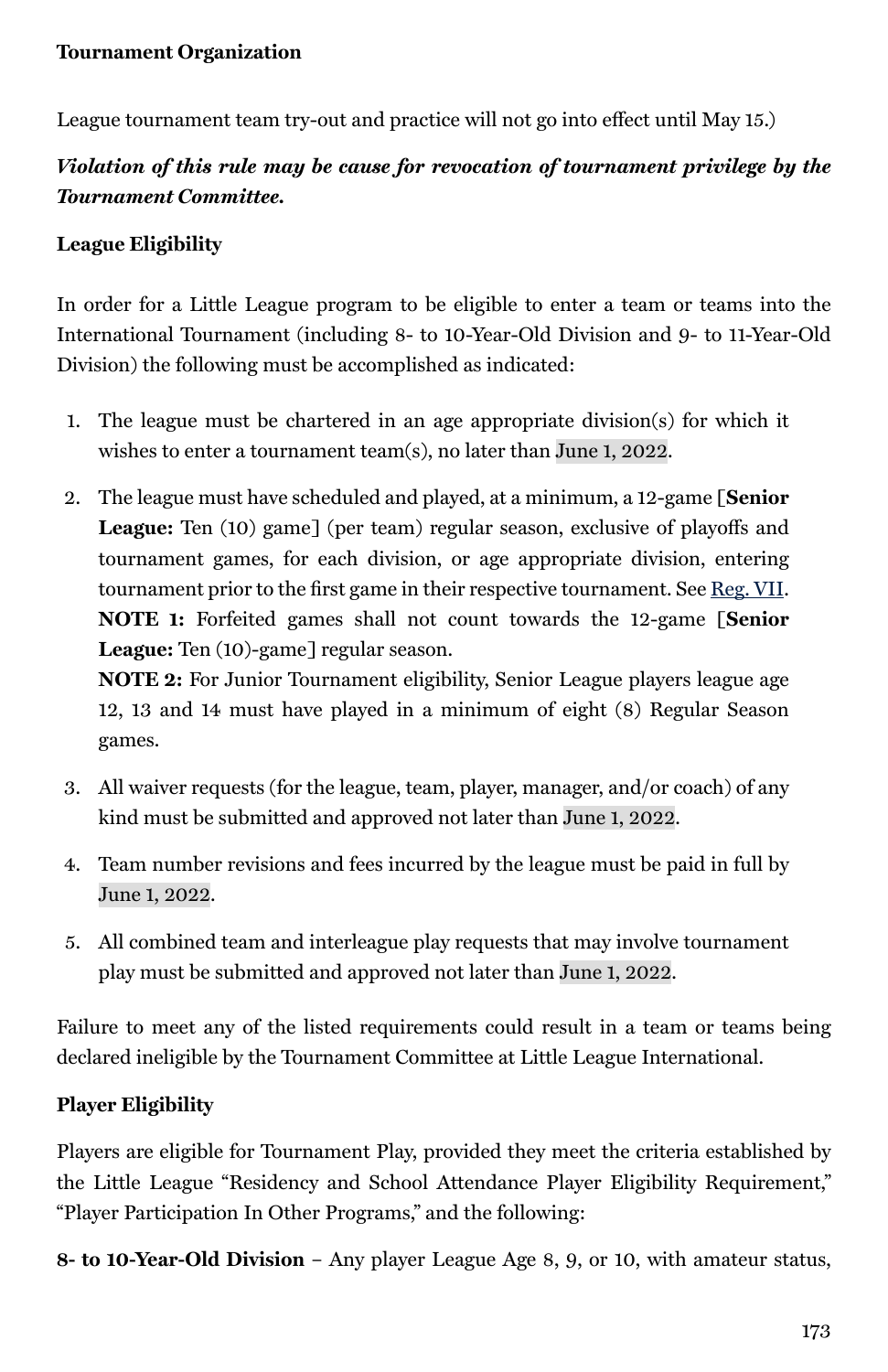**Tournament Organization**

League tournament team try-out and practice will not go into effect until May 15.)

***Violation of this rule may be cause for revocation of tournament privilege by the Tournament Committee.***

**League Eligibility**

In order for a Little League program to be eligible to enter a team or teams into the International Tournament (including 8- to 10-Year-Old Division and 9- to 11-Year-Old Division) the following must be accomplished as indicated:

1. The league must be chartered in an age appropriate division(s) for which it wishes to enter a tournament team(s), no later than June 1, 2022.
2. The league must have scheduled and played, at a minimum, a 12-game [**Senior League:** Ten (10) game] (per team) regular season, exclusive of playoffs and tournament games, for each division, or age appropriate division, entering tournament prior to the first game in their respective tournament. See Reg. VII.
   **NOTE 1:** Forfeited games shall not count towards the 12-game [**Senior League:** Ten (10)-game] regular season.
   **NOTE 2:** For Junior Tournament eligibility, Senior League players league age 12, 13 and 14 must have played in a minimum of eight (8) Regular Season games.
3. All waiver requests (for the league, team, player, manager, and/or coach) of any kind must be submitted and approved not later than June 1, 2022.
4. Team number revisions and fees incurred by the league must be paid in full by June 1, 2022.
5. All combined team and interleague play requests that may involve tournament play must be submitted and approved not later than June 1, 2022.

Failure to meet any of the listed requirements could result in a team or teams being declared ineligible by the Tournament Committee at Little League International.

**Player Eligibility**

Players are eligible for Tournament Play, provided they meet the criteria established by the Little League "Residency and School Attendance Player Eligibility Requirement," "Player Participation In Other Programs," and the following:

**8- to 10-Year-Old Division** – Any player League Age 8, 9, or 10, with amateur status,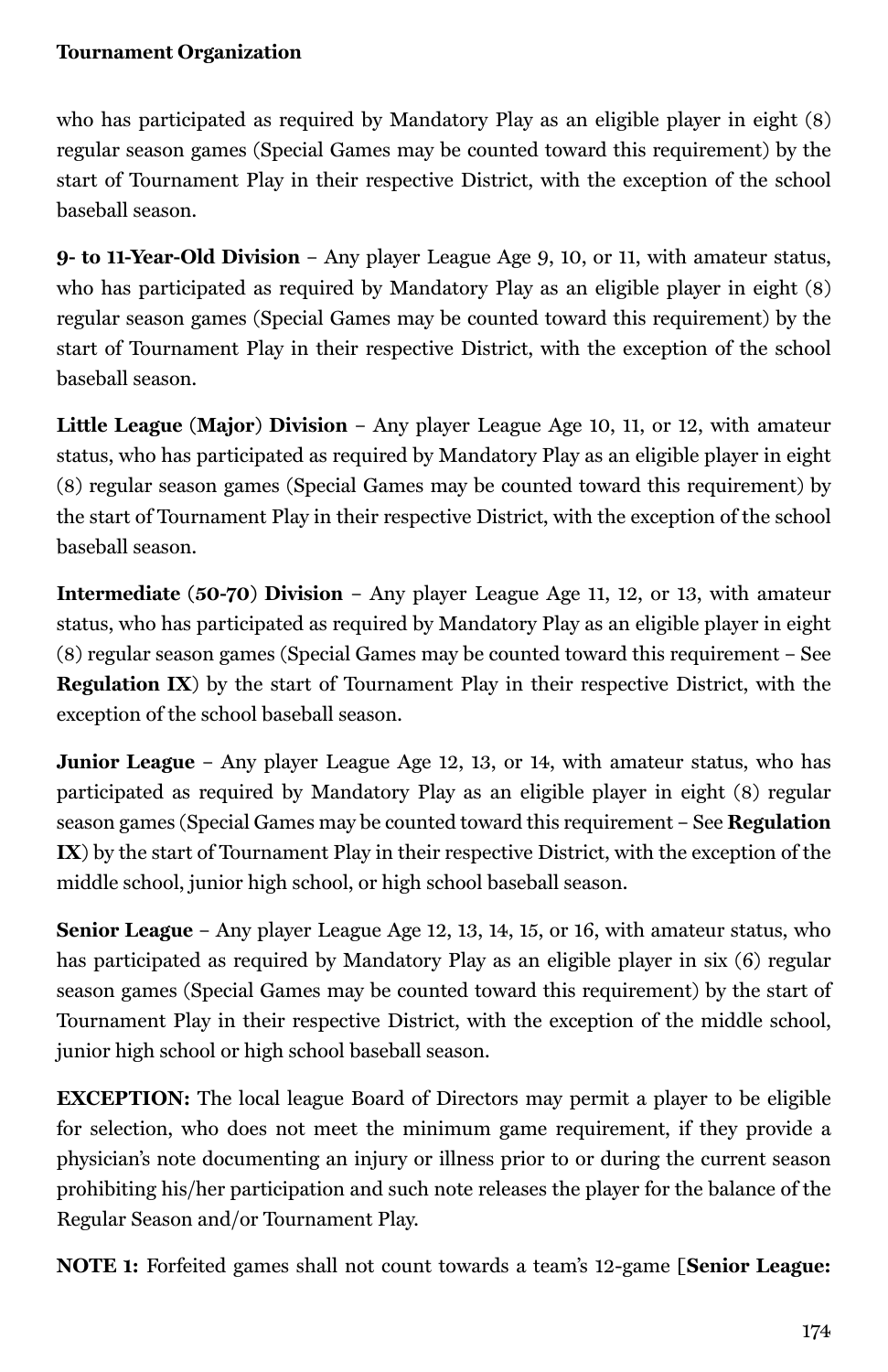who has participated as required by Mandatory Play as an eligible player in eight (8) regular season games (Special Games may be counted toward this requirement) by the start of Tournament Play in their respective District, with the exception of the school baseball season.

**9- to 11-Year-Old Division** – Any player League Age 9, 10, or 11, with amateur status, who has participated as required by Mandatory Play as an eligible player in eight (8) regular season games (Special Games may be counted toward this requirement) by the start of Tournament Play in their respective District, with the exception of the school baseball season.

**Little League (Major) Division** – Any player League Age 10, 11, or 12, with amateur status, who has participated as required by Mandatory Play as an eligible player in eight (8) regular season games (Special Games may be counted toward this requirement) by the start of Tournament Play in their respective District, with the exception of the school baseball season.

**Intermediate (50-70) Division** – Any player League Age 11, 12, or 13, with amateur status, who has participated as required by Mandatory Play as an eligible player in eight (8) regular season games (Special Games may be counted toward this requirement – See **Regulation IX**) by the start of Tournament Play in their respective District, with the exception of the school baseball season.

**Junior League** – Any player League Age 12, 13, or 14, with amateur status, who has participated as required by Mandatory Play as an eligible player in eight (8) regular season games (Special Games may be counted toward this requirement – See **Regulation IX**) by the start of Tournament Play in their respective District, with the exception of the middle school, junior high school, or high school baseball season.

**Senior League** – Any player League Age 12, 13, 14, 15, or 16, with amateur status, who has participated as required by Mandatory Play as an eligible player in six (6) regular season games (Special Games may be counted toward this requirement) by the start of Tournament Play in their respective District, with the exception of the middle school, junior high school or high school baseball season.

**EXCEPTION:** The local league Board of Directors may permit a player to be eligible for selection, who does not meet the minimum game requirement, if they provide a physician's note documenting an injury or illness prior to or during the current season prohibiting his/her participation and such note releases the player for the balance of the Regular Season and/or Tournament Play.

**NOTE 1:** Forfeited games shall not count towards a team's 12-game [**Senior League:**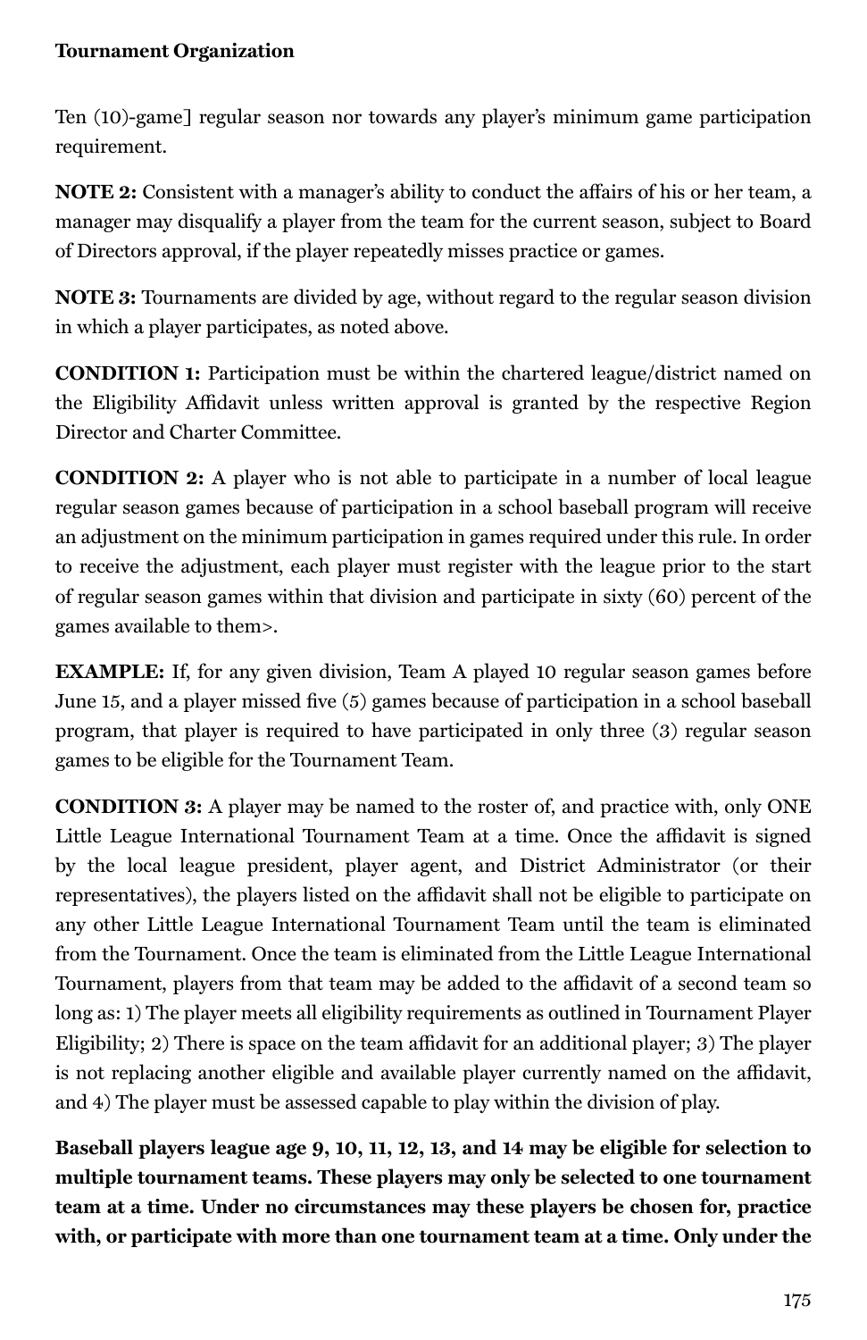Ten (10)-game] regular season nor towards any player's minimum game participation requirement.

**NOTE 2:** Consistent with a manager's ability to conduct the affairs of his or her team, a manager may disqualify a player from the team for the current season, subject to Board of Directors approval, if the player repeatedly misses practice or games.

**NOTE 3:** Tournaments are divided by age, without regard to the regular season division in which a player participates, as noted above.

**CONDITION 1:** Participation must be within the chartered league/district named on the Eligibility Affidavit unless written approval is granted by the respective Region Director and Charter Committee.

**CONDITION 2:** A player who is not able to participate in a number of local league regular season games because of participation in a school baseball program will receive an adjustment on the minimum participation in games required under this rule. In order to receive the adjustment, each player must register with the league prior to the start of regular season games within that division and participate in sixty (60) percent of the games available to them>.

**EXAMPLE:** If, for any given division, Team A played 10 regular season games before June 15, and a player missed five (5) games because of participation in a school baseball program, that player is required to have participated in only three (3) regular season games to be eligible for the Tournament Team.

**CONDITION 3:** A player may be named to the roster of, and practice with, only ONE Little League International Tournament Team at a time. Once the affidavit is signed by the local league president, player agent, and District Administrator (or their representatives), the players listed on the affidavit shall not be eligible to participate on any other Little League International Tournament Team until the team is eliminated from the Tournament. Once the team is eliminated from the Little League International Tournament, players from that team may be added to the affidavit of a second team so long as: 1) The player meets all eligibility requirements as outlined in Tournament Player Eligibility; 2) There is space on the team affidavit for an additional player; 3) The player is not replacing another eligible and available player currently named on the affidavit, and 4) The player must be assessed capable to play within the division of play.

**Baseball players league age 9, 10, 11, 12, 13, and 14 may be eligible for selection to multiple tournament teams. These players may only be selected to one tournament team at a time. Under no circumstances may these players be chosen for, practice with, or participate with more than one tournament team at a time. Only under the**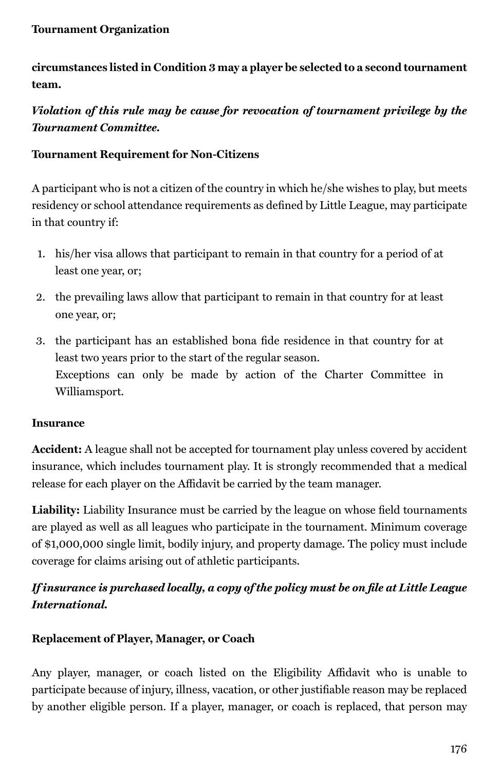**circumstances listed in Condition 3 may a player be selected to a second tournament team.**

***Violation of this rule may be cause for revocation of tournament privilege by the Tournament Committee.***

**Tournament Requirement for Non-Citizens**

A participant who is not a citizen of the country in which he/she wishes to play, but meets residency or school attendance requirements as defined by Little League, may participate in that country if:

1. his/her visa allows that participant to remain in that country for a period of at least one year, or;
2. the prevailing laws allow that participant to remain in that country for at least one year, or;
3. the participant has an established bona fide residence in that country for at least two years prior to the start of the regular season.
   Exceptions can only be made by action of the Charter Committee in Williamsport.

**Insurance**

**Accident:** A league shall not be accepted for tournament play unless covered by accident insurance, which includes tournament play. It is strongly recommended that a medical release for each player on the Affidavit be carried by the team manager.

**Liability:** Liability Insurance must be carried by the league on whose field tournaments are played as well as all leagues who participate in the tournament. Minimum coverage of $1,000,000 single limit, bodily injury, and property damage. The policy must include coverage for claims arising out of athletic participants.

***If insurance is purchased locally, a copy of the policy must be on file at Little League International.***

**Replacement of Player, Manager, or Coach**

Any player, manager, or coach listed on the Eligibility Affidavit who is unable to participate because of injury, illness, vacation, or other justifiable reason may be replaced by another eligible person. If a player, manager, or coach is replaced, that person may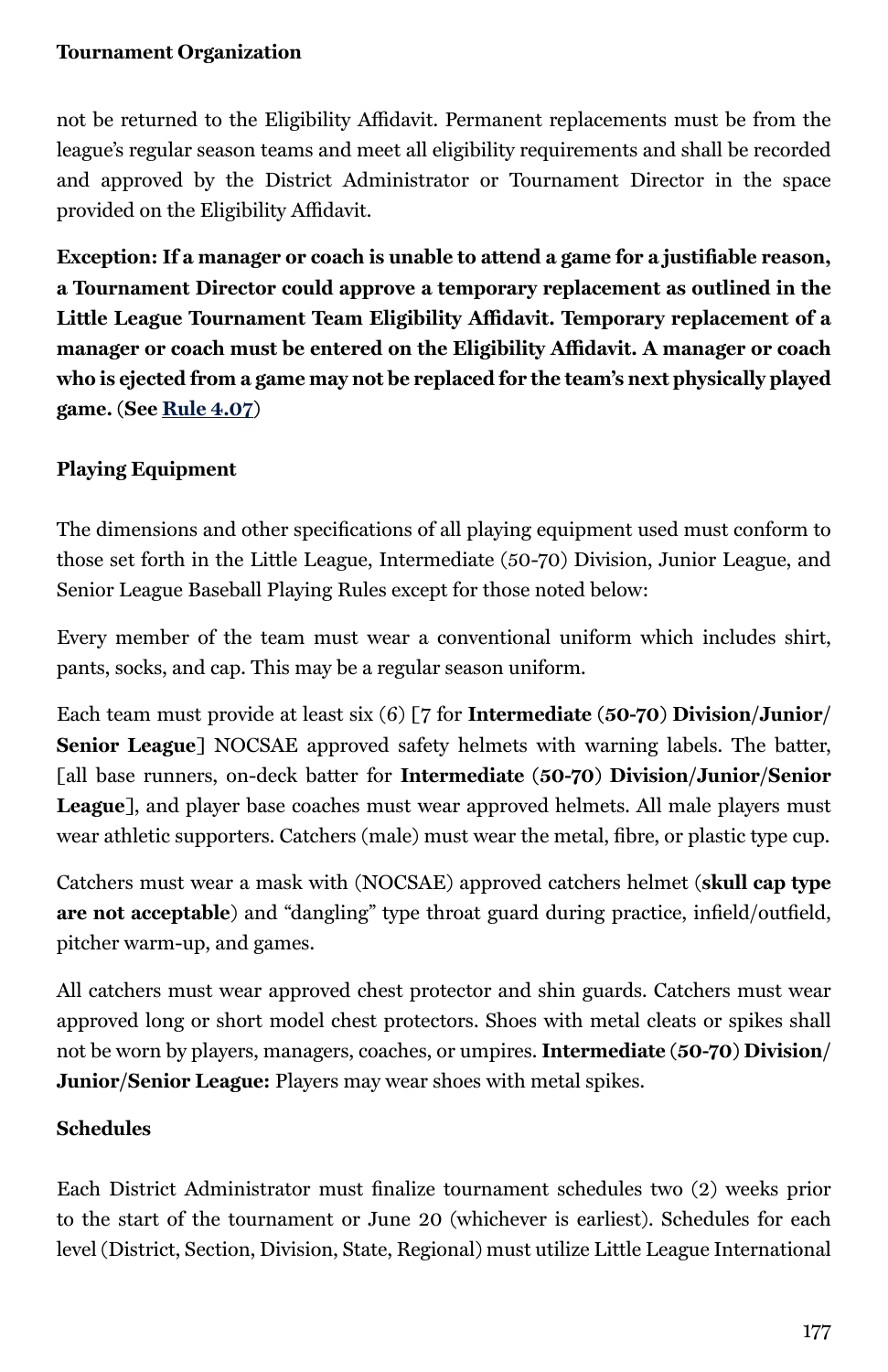not be returned to the Eligibility Affidavit. Permanent replacements must be from the league's regular season teams and meet all eligibility requirements and shall be recorded and approved by the District Administrator or Tournament Director in the space provided on the Eligibility Affidavit.

**Exception: If a manager or coach is unable to attend a game for a justifiable reason, a Tournament Director could approve a temporary replacement as outlined in the Little League Tournament Team Eligibility Affidavit. Temporary replacement of a manager or coach must be entered on the Eligibility Affidavit. A manager or coach who is ejected from a game may not be replaced for the team's next physically played game. (See Rule 4.07)**

### Playing Equipment

The dimensions and other specifications of all playing equipment used must conform to those set forth in the Little League, Intermediate (50-70) Division, Junior League, and Senior League Baseball Playing Rules except for those noted below:

Every member of the team must wear a conventional uniform which includes shirt, pants, socks, and cap. This may be a regular season uniform.

Each team must provide at least six (6) [7 for **Intermediate (50-70) Division/Junior/Senior League**] NOCSAE approved safety helmets with warning labels. The batter, [all base runners, on-deck batter for **Intermediate (50-70) Division/Junior/Senior League**], and player base coaches must wear approved helmets. All male players must wear athletic supporters. Catchers (male) must wear the metal, fibre, or plastic type cup.

Catchers must wear a mask with (NOCSAE) approved catchers helmet (**skull cap type are not acceptable**) and "dangling" type throat guard during practice, infield/outfield, pitcher warm-up, and games.

All catchers must wear approved chest protector and shin guards. Catchers must wear approved long or short model chest protectors. Shoes with metal cleats or spikes shall not be worn by players, managers, coaches, or umpires. **Intermediate (50-70) Division/Junior/Senior League:** Players may wear shoes with metal spikes.

### Schedules

Each District Administrator must finalize tournament schedules two (2) weeks prior to the start of the tournament or June 20 (whichever is earliest). Schedules for each level (District, Section, Division, State, Regional) must utilize Little League International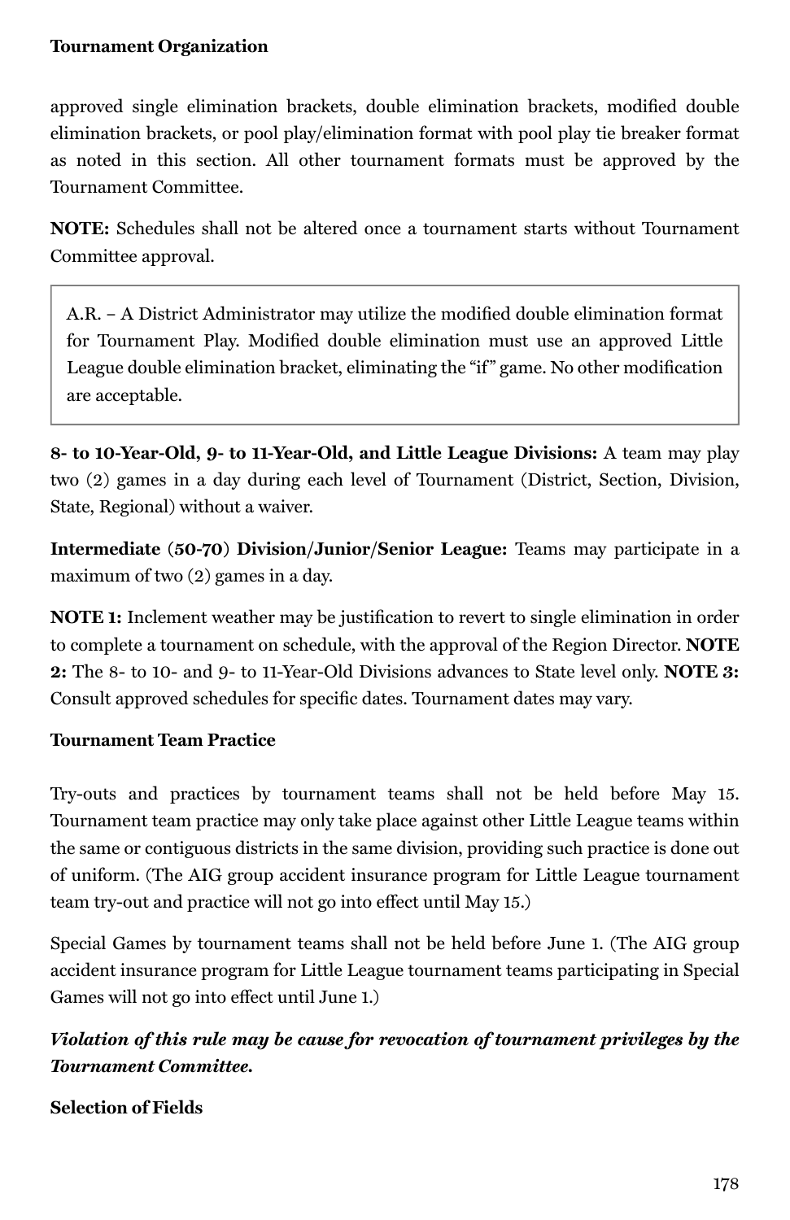**Tournament Organization**

approved single elimination brackets, double elimination brackets, modified double elimination brackets, or pool play/elimination format with pool play tie breaker format as noted in this section. All other tournament formats must be approved by the Tournament Committee.

**NOTE:** Schedules shall not be altered once a tournament starts without Tournament Committee approval.

> A.R. – A District Administrator may utilize the modified double elimination format for Tournament Play. Modified double elimination must use an approved Little League double elimination bracket, eliminating the "if" game. No other modification are acceptable.

**8- to 10-Year-Old, 9- to 11-Year-Old, and Little League Divisions:** A team may play two (2) games in a day during each level of Tournament (District, Section, Division, State, Regional) without a waiver.

**Intermediate (50-70) Division/Junior/Senior League:** Teams may participate in a maximum of two (2) games in a day.

**NOTE 1:** Inclement weather may be justification to revert to single elimination in order to complete a tournament on schedule, with the approval of the Region Director. **NOTE 2:** The 8- to 10- and 9- to 11-Year-Old Divisions advances to State level only. **NOTE 3:** Consult approved schedules for specific dates. Tournament dates may vary.

**Tournament Team Practice**

Try-outs and practices by tournament teams shall not be held before May 15. Tournament team practice may only take place against other Little League teams within the same or contiguous districts in the same division, providing such practice is done out of uniform. (The AIG group accident insurance program for Little League tournament team try-out and practice will not go into effect until May 15.)

Special Games by tournament teams shall not be held before June 1. (The AIG group accident insurance program for Little League tournament teams participating in Special Games will not go into effect until June 1.)

***Violation of this rule may be cause for revocation of tournament privileges by the Tournament Committee.***

**Selection of Fields**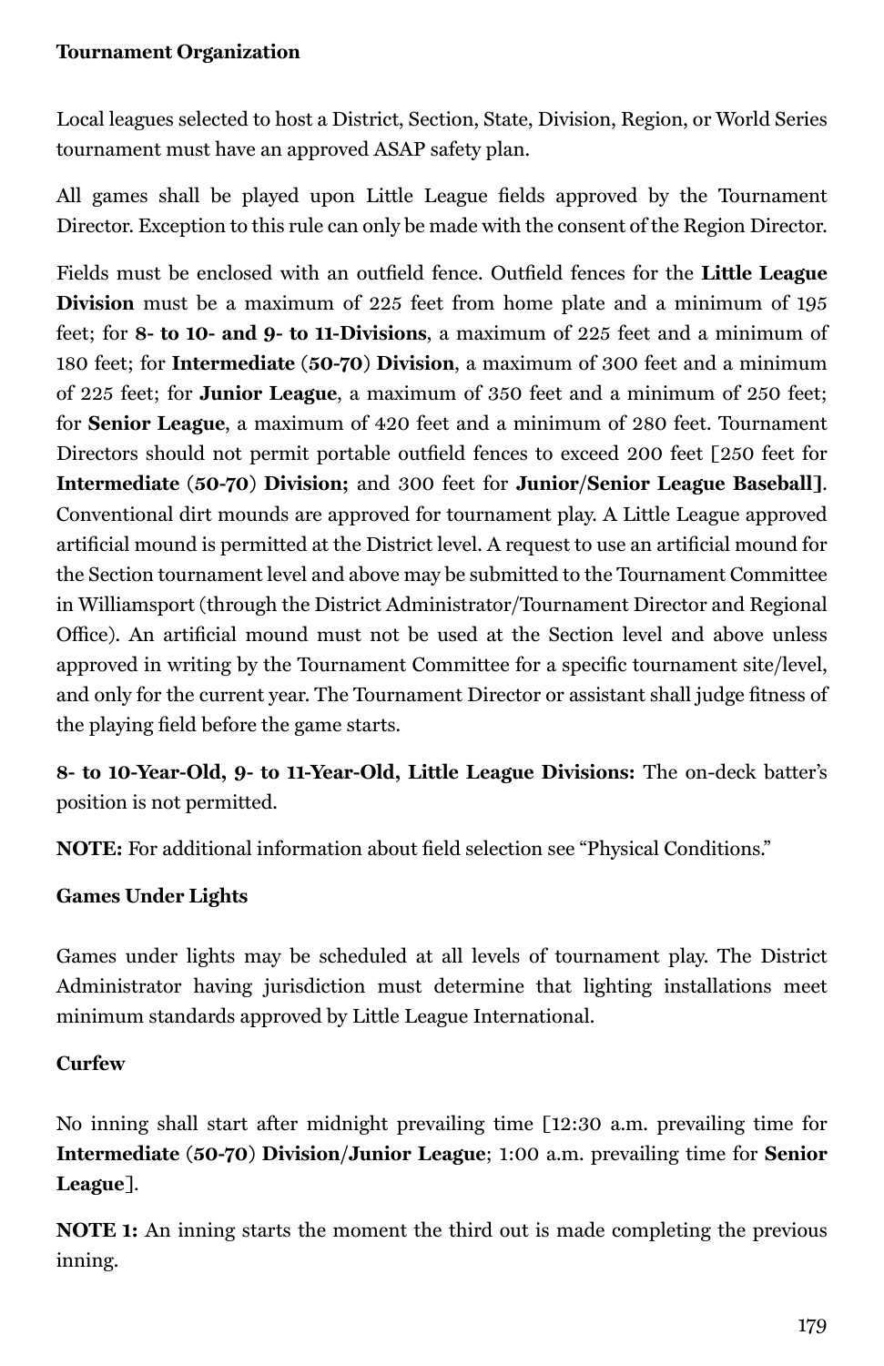**Tournament Organization**

Local leagues selected to host a District, Section, State, Division, Region, or World Series tournament must have an approved ASAP safety plan.

All games shall be played upon Little League fields approved by the Tournament Director. Exception to this rule can only be made with the consent of the Region Director.

Fields must be enclosed with an outfield fence. Outfield fences for the **Little League Division** must be a maximum of 225 feet from home plate and a minimum of 195 feet; for **8- to 10- and 9- to 11-Divisions**, a maximum of 225 feet and a minimum of 180 feet; for **Intermediate (50-70) Division**, a maximum of 300 feet and a minimum of 225 feet; for **Junior League**, a maximum of 350 feet and a minimum of 250 feet; for **Senior League**, a maximum of 420 feet and a minimum of 280 feet. Tournament Directors should not permit portable outfield fences to exceed 200 feet [250 feet for **Intermediate (50-70) Division;** and 300 feet for **Junior/Senior League Baseball]**. Conventional dirt mounds are approved for tournament play. A Little League approved artificial mound is permitted at the District level. A request to use an artificial mound for the Section tournament level and above may be submitted to the Tournament Committee in Williamsport (through the District Administrator/Tournament Director and Regional Office). An artificial mound must not be used at the Section level and above unless approved in writing by the Tournament Committee for a specific tournament site/level, and only for the current year. The Tournament Director or assistant shall judge fitness of the playing field before the game starts.

**8- to 10-Year-Old, 9- to 11-Year-Old, Little League Divisions:** The on-deck batter's position is not permitted.

**NOTE:** For additional information about field selection see "Physical Conditions."

**Games Under Lights**

Games under lights may be scheduled at all levels of tournament play. The District Administrator having jurisdiction must determine that lighting installations meet minimum standards approved by Little League International.

**Curfew**

No inning shall start after midnight prevailing time [12:30 a.m. prevailing time for **Intermediate (50-70) Division/Junior League**; 1:00 a.m. prevailing time for **Senior League**].

**NOTE 1:** An inning starts the moment the third out is made completing the previous inning.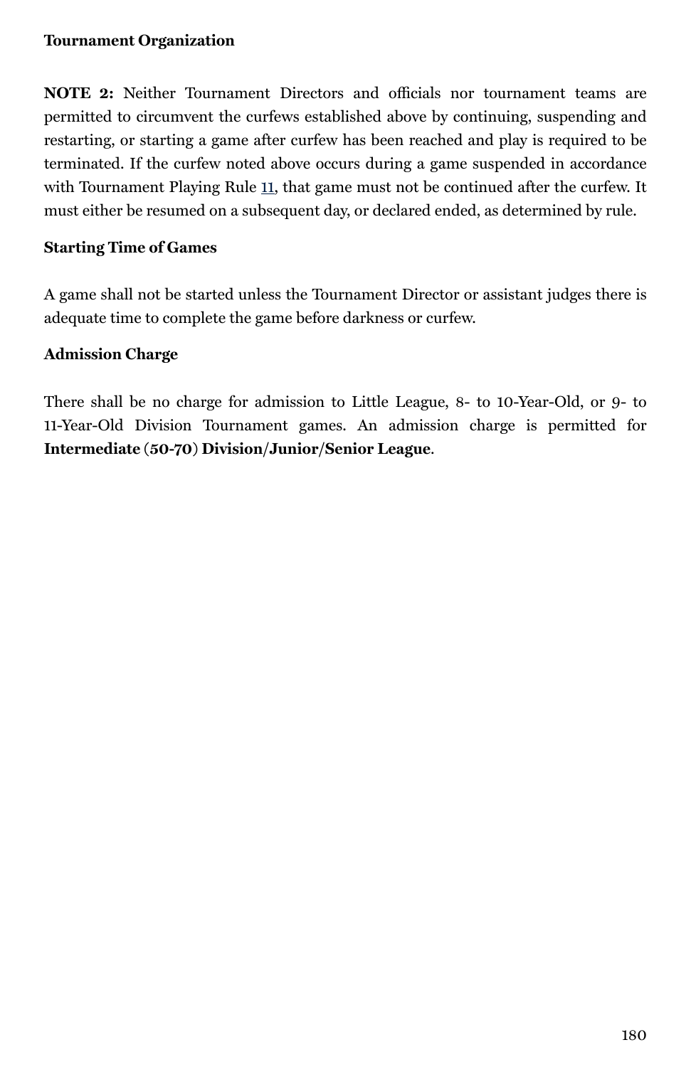**Tournament Organization**

**NOTE 2:** Neither Tournament Directors and officials nor tournament teams are permitted to circumvent the curfews established above by continuing, suspending and restarting, or starting a game after curfew has been reached and play is required to be terminated. If the curfew noted above occurs during a game suspended in accordance with Tournament Playing Rule 11, that game must not be continued after the curfew. It must either be resumed on a subsequent day, or declared ended, as determined by rule.

**Starting Time of Games**

A game shall not be started unless the Tournament Director or assistant judges there is adequate time to complete the game before darkness or curfew.

**Admission Charge**

There shall be no charge for admission to Little League, 8- to 10-Year-Old, or 9- to 11-Year-Old Division Tournament games. An admission charge is permitted for **Intermediate (50-70) Division/Junior/Senior League**.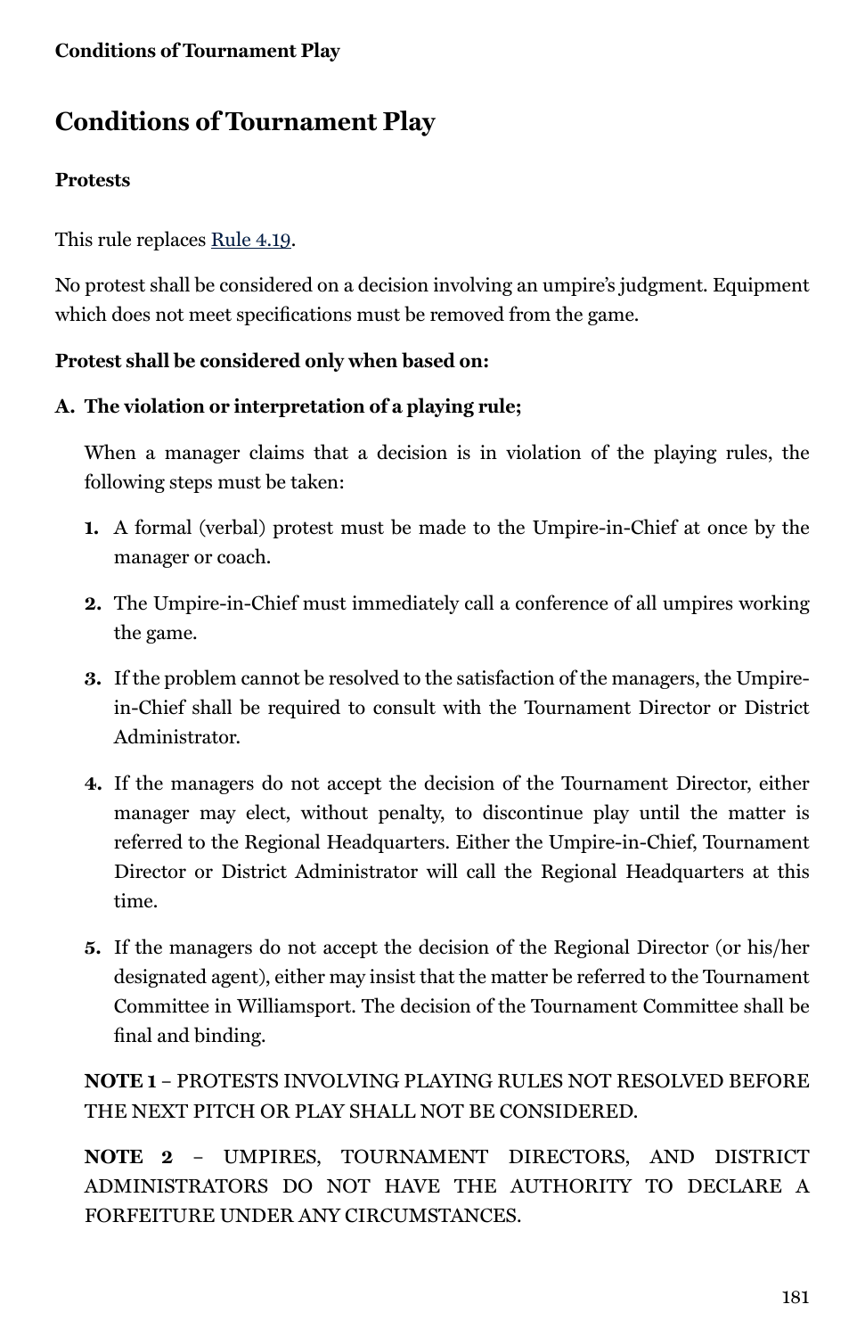# Conditions of Tournament Play

### Protests

This rule replaces [Rule 4.19](#).

No protest shall be considered on a decision involving an umpire's judgment. Equipment which does not meet specifications must be removed from the game.

**Protest shall be considered only when based on:**

**A. The violation or interpretation of a playing rule;**

When a manager claims that a decision is in violation of the playing rules, the following steps must be taken:

1. A formal (verbal) protest must be made to the Umpire-in-Chief at once by the manager or coach.
2. The Umpire-in-Chief must immediately call a conference of all umpires working the game.
3. If the problem cannot be resolved to the satisfaction of the managers, the Umpire-in-Chief shall be required to consult with the Tournament Director or District Administrator.
4. If the managers do not accept the decision of the Tournament Director, either manager may elect, without penalty, to discontinue play until the matter is referred to the Regional Headquarters. Either the Umpire-in-Chief, Tournament Director or District Administrator will call the Regional Headquarters at this time.
5. If the managers do not accept the decision of the Regional Director (or his/her designated agent), either may insist that the matter be referred to the Tournament Committee in Williamsport. The decision of the Tournament Committee shall be final and binding.

**NOTE 1** – PROTESTS INVOLVING PLAYING RULES NOT RESOLVED BEFORE THE NEXT PITCH OR PLAY SHALL NOT BE CONSIDERED.

**NOTE 2** – UMPIRES, TOURNAMENT DIRECTORS, AND DISTRICT ADMINISTRATORS DO NOT HAVE THE AUTHORITY TO DECLARE A FORFEITURE UNDER ANY CIRCUMSTANCES.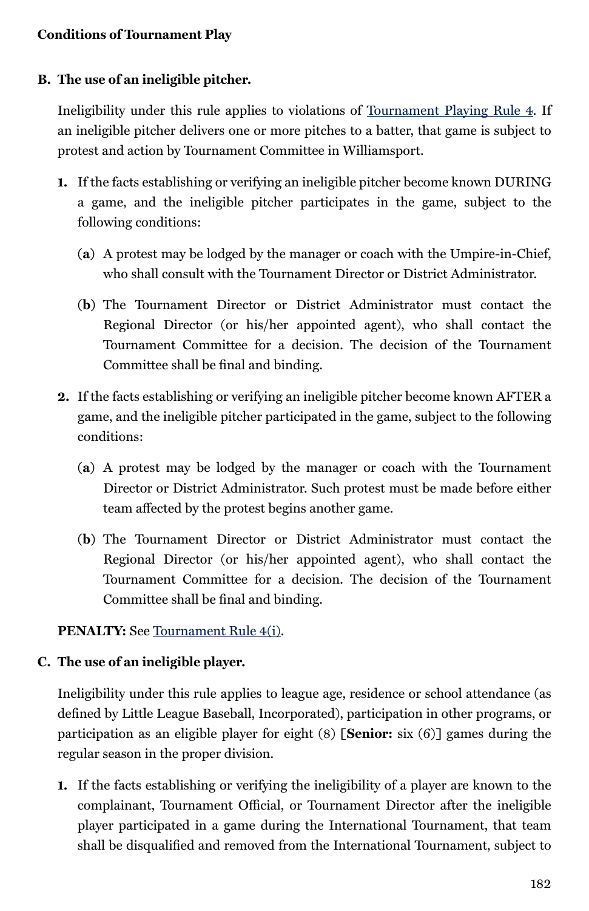**Conditions of Tournament Play**

**B. The use of an ineligible pitcher.**

Ineligibility under this rule applies to violations of Tournament Playing Rule 4. If an ineligible pitcher delivers one or more pitches to a batter, that game is subject to protest and action by Tournament Committee in Williamsport.

1. If the facts establishing or verifying an ineligible pitcher become known DURING a game, and the ineligible pitcher participates in the game, subject to the following conditions:

   (**a**) A protest may be lodged by the manager or coach with the Umpire-in-Chief, who shall consult with the Tournament Director or District Administrator.

   (**b**) The Tournament Director or District Administrator must contact the Regional Director (or his/her appointed agent), who shall contact the Tournament Committee for a decision. The decision of the Tournament Committee shall be final and binding.

2. If the facts establishing or verifying an ineligible pitcher become known AFTER a game, and the ineligible pitcher participated in the game, subject to the following conditions:

   (**a**) A protest may be lodged by the manager or coach with the Tournament Director or District Administrator. Such protest must be made before either team affected by the protest begins another game.

   (**b**) The Tournament Director or District Administrator must contact the Regional Director (or his/her appointed agent), who shall contact the Tournament Committee for a decision. The decision of the Tournament Committee shall be final and binding.

**PENALTY:** See Tournament Rule 4(i).

**C. The use of an ineligible player.**

Ineligibility under this rule applies to league age, residence or school attendance (as defined by Little League Baseball, Incorporated), participation in other programs, or participation as an eligible player for eight (8) [**Senior:** six (6)] games during the regular season in the proper division.

1. If the facts establishing or verifying the ineligibility of a player are known to the complainant, Tournament Official, or Tournament Director after the ineligible player participated in a game during the International Tournament, that team shall be disqualified and removed from the International Tournament, subject to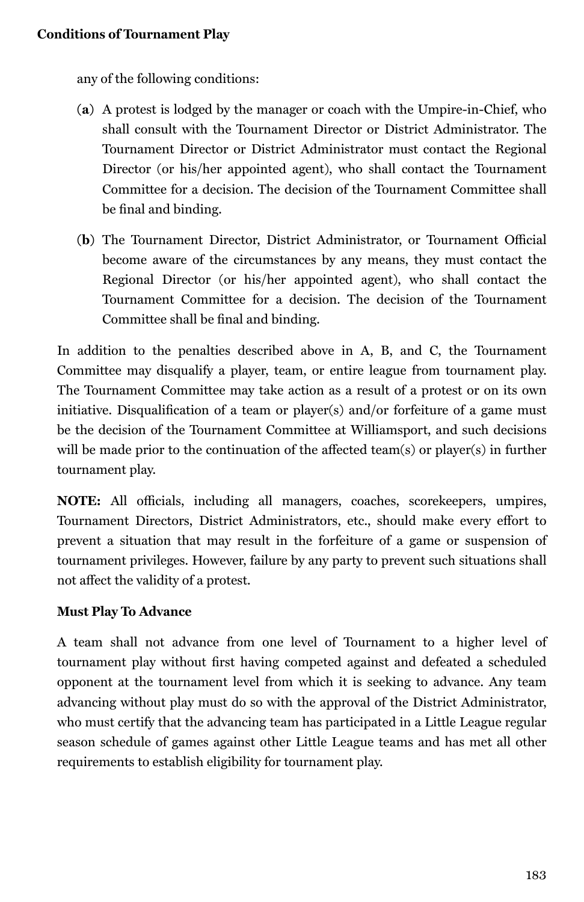any of the following conditions:

(**a**) A protest is lodged by the manager or coach with the Umpire-in-Chief, who shall consult with the Tournament Director or District Administrator. The Tournament Director or District Administrator must contact the Regional Director (or his/her appointed agent), who shall contact the Tournament Committee for a decision. The decision of the Tournament Committee shall be final and binding.

(**b**) The Tournament Director, District Administrator, or Tournament Official become aware of the circumstances by any means, they must contact the Regional Director (or his/her appointed agent), who shall contact the Tournament Committee for a decision. The decision of the Tournament Committee shall be final and binding.

In addition to the penalties described above in A, B, and C, the Tournament Committee may disqualify a player, team, or entire league from tournament play. The Tournament Committee may take action as a result of a protest or on its own initiative. Disqualification of a team or player(s) and/or forfeiture of a game must be the decision of the Tournament Committee at Williamsport, and such decisions will be made prior to the continuation of the affected team(s) or player(s) in further tournament play.

**NOTE:** All officials, including all managers, coaches, scorekeepers, umpires, Tournament Directors, District Administrators, etc., should make every effort to prevent a situation that may result in the forfeiture of a game or suspension of tournament privileges. However, failure by any party to prevent such situations shall not affect the validity of a protest.

**Must Play To Advance**

A team shall not advance from one level of Tournament to a higher level of tournament play without first having competed against and defeated a scheduled opponent at the tournament level from which it is seeking to advance. Any team advancing without play must do so with the approval of the District Administrator, who must certify that the advancing team has participated in a Little League regular season schedule of games against other Little League teams and has met all other requirements to establish eligibility for tournament play.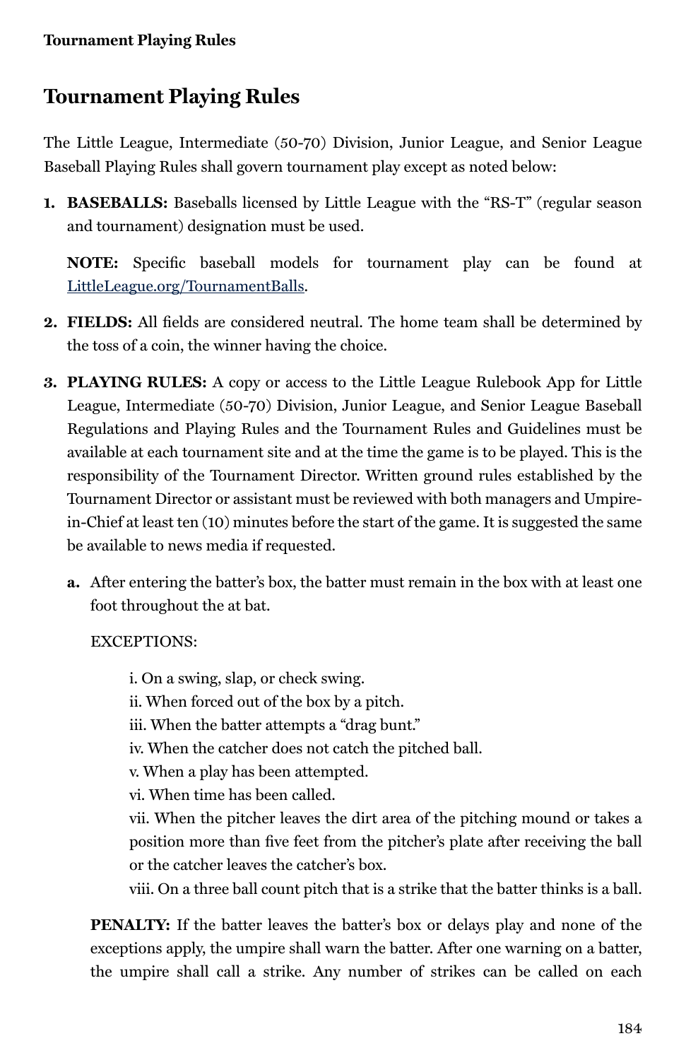# Tournament Playing Rules

The Little League, Intermediate (50-70) Division, Junior League, and Senior League Baseball Playing Rules shall govern tournament play except as noted below:

1. **BASEBALLS:** Baseballs licensed by Little League with the "RS-T" (regular season and tournament) designation must be used.

   **NOTE:** Specific baseball models for tournament play can be found at LittleLeague.org/TournamentBalls.

2. **FIELDS:** All fields are considered neutral. The home team shall be determined by the toss of a coin, the winner having the choice.

3. **PLAYING RULES:** A copy or access to the Little League Rulebook App for Little League, Intermediate (50-70) Division, Junior League, and Senior League Baseball Regulations and Playing Rules and the Tournament Rules and Guidelines must be available at each tournament site and at the time the game is to be played. This is the responsibility of the Tournament Director. Written ground rules established by the Tournament Director or assistant must be reviewed with both managers and Umpire-in-Chief at least ten (10) minutes before the start of the game. It is suggested the same be available to news media if requested.

   a. After entering the batter's box, the batter must remain in the box with at least one foot throughout the at bat.

      EXCEPTIONS:

      i. On a swing, slap, or check swing.
      ii. When forced out of the box by a pitch.
      iii. When the batter attempts a "drag bunt."
      iv. When the catcher does not catch the pitched ball.
      v. When a play has been attempted.
      vi. When time has been called.
      vii. When the pitcher leaves the dirt area of the pitching mound or takes a position more than five feet from the pitcher's plate after receiving the ball or the catcher leaves the catcher's box.
      viii. On a three ball count pitch that is a strike that the batter thinks is a ball.

      **PENALTY:** If the batter leaves the batter's box or delays play and none of the exceptions apply, the umpire shall warn the batter. After one warning on a batter, the umpire shall call a strike. Any number of strikes can be called on each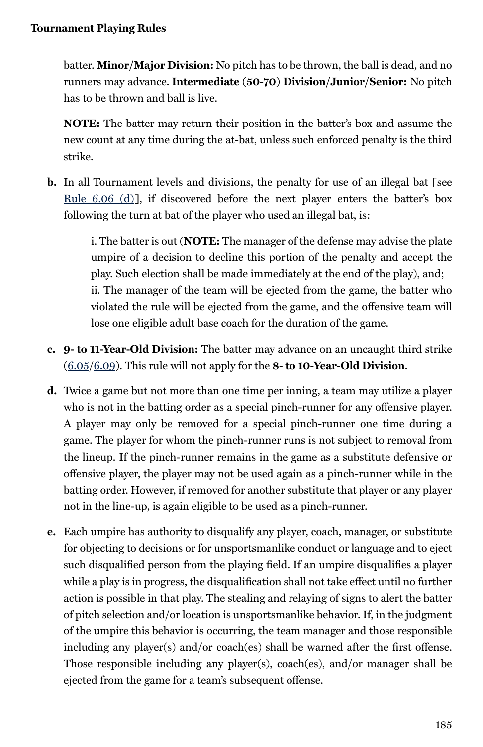batter. **Minor/Major Division:** No pitch has to be thrown, the ball is dead, and no runners may advance. **Intermediate (50-70) Division/Junior/Senior:** No pitch has to be thrown and ball is live.

**NOTE:** The batter may return their position in the batter's box and assume the new count at any time during the at-bat, unless such enforced penalty is the third strike.

**b.** In all Tournament levels and divisions, the penalty for use of an illegal bat [see Rule 6.06 (d)], if discovered before the next player enters the batter's box following the turn at bat of the player who used an illegal bat, is:

i. The batter is out (**NOTE:** The manager of the defense may advise the plate umpire of a decision to decline this portion of the penalty and accept the play. Such election shall be made immediately at the end of the play), and;
ii. The manager of the team will be ejected from the game, the batter who violated the rule will be ejected from the game, and the offensive team will lose one eligible adult base coach for the duration of the game.

**c.** **9- to 11-Year-Old Division:** The batter may advance on an uncaught third strike (6.05/6.09). This rule will not apply for the **8- to 10-Year-Old Division**.

**d.** Twice a game but not more than one time per inning, a team may utilize a player who is not in the batting order as a special pinch-runner for any offensive player. A player may only be removed for a special pinch-runner one time during a game. The player for whom the pinch-runner runs is not subject to removal from the lineup. If the pinch-runner remains in the game as a substitute defensive or offensive player, the player may not be used again as a pinch-runner while in the batting order. However, if removed for another substitute that player or any player not in the line-up, is again eligible to be used as a pinch-runner.

**e.** Each umpire has authority to disqualify any player, coach, manager, or substitute for objecting to decisions or for unsportsmanlike conduct or language and to eject such disqualified person from the playing field. If an umpire disqualifies a player while a play is in progress, the disqualification shall not take effect until no further action is possible in that play. The stealing and relaying of signs to alert the batter of pitch selection and/or location is unsportsmanlike behavior. If, in the judgment of the umpire this behavior is occurring, the team manager and those responsible including any player(s) and/or coach(es) shall be warned after the first offense. Those responsible including any player(s), coach(es), and/or manager shall be ejected from the game for a team's subsequent offense.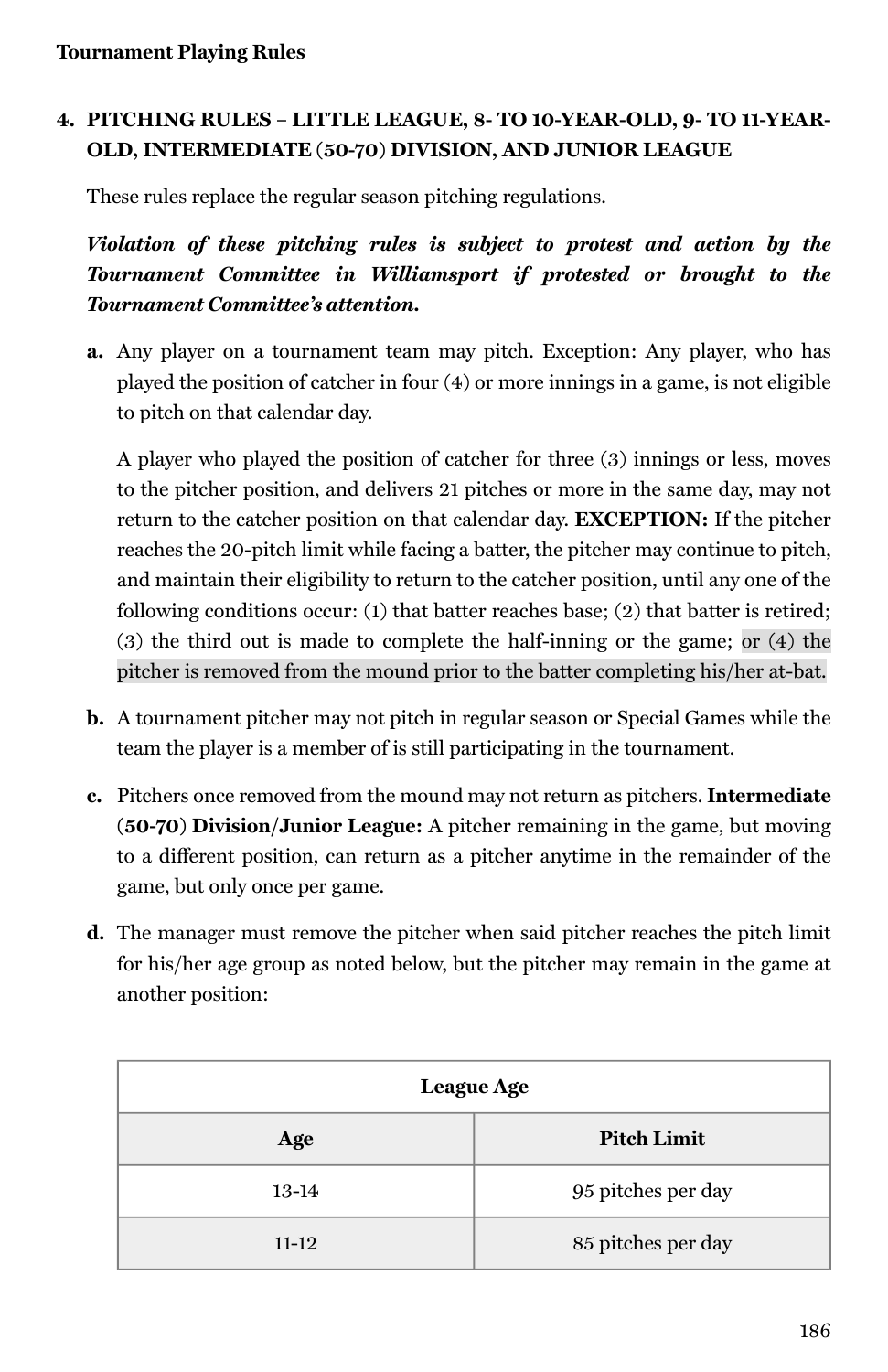**Tournament Playing Rules**

## 4. PITCHING RULES – LITTLE LEAGUE, 8- TO 10-YEAR-OLD, 9- TO 11-YEAR-OLD, INTERMEDIATE (50-70) DIVISION, AND JUNIOR LEAGUE

These rules replace the regular season pitching regulations.

***Violation of these pitching rules is subject to protest and action by the Tournament Committee in Williamsport if protested or brought to the Tournament Committee's attention.***

**a.** Any player on a tournament team may pitch. Exception: Any player, who has played the position of catcher in four (4) or more innings in a game, is not eligible to pitch on that calendar day.

A player who played the position of catcher for three (3) innings or less, moves to the pitcher position, and delivers 21 pitches or more in the same day, may not return to the catcher position on that calendar day. **EXCEPTION:** If the pitcher reaches the 20-pitch limit while facing a batter, the pitcher may continue to pitch, and maintain their eligibility to return to the catcher position, until any one of the following conditions occur: (1) that batter reaches base; (2) that batter is retired; (3) the third out is made to complete the half-inning or the game; or (4) the pitcher is removed from the mound prior to the batter completing his/her at-bat.

**b.** A tournament pitcher may not pitch in regular season or Special Games while the team the player is a member of is still participating in the tournament.

**c.** Pitchers once removed from the mound may not return as pitchers. **Intermediate (50-70) Division/Junior League:** A pitcher remaining in the game, but moving to a different position, can return as a pitcher anytime in the remainder of the game, but only once per game.

**d.** The manager must remove the pitcher when said pitcher reaches the pitch limit for his/her age group as noted below, but the pitcher may remain in the game at another position:

| League Age | |
|---|---|
| **Age** | **Pitch Limit** |
| 13-14 | 95 pitches per day |
| 11-12 | 85 pitches per day |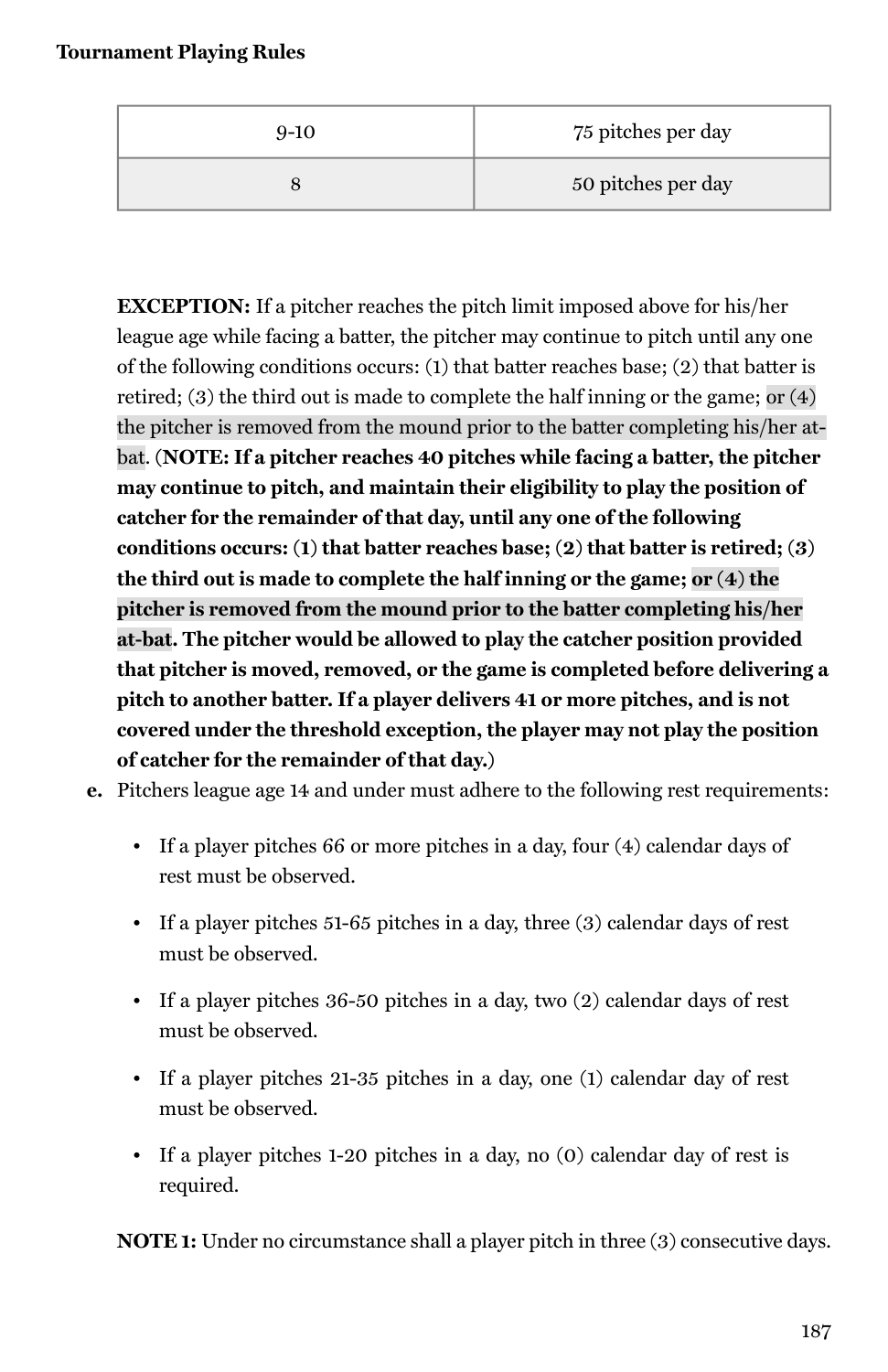| 9-10 | 75 pitches per day |
|---|---|
| 8 | 50 pitches per day |

**EXCEPTION:** If a pitcher reaches the pitch limit imposed above for his/her league age while facing a batter, the pitcher may continue to pitch until any one of the following conditions occurs: (1) that batter reaches base; (2) that batter is retired; (3) the third out is made to complete the half inning or the game; or (4) the pitcher is removed from the mound prior to the batter completing his/her at-bat. (**NOTE: If a pitcher reaches 40 pitches while facing a batter, the pitcher may continue to pitch, and maintain their eligibility to play the position of catcher for the remainder of that day, until any one of the following conditions occurs: (1) that batter reaches base; (2) that batter is retired; (3) the third out is made to complete the half inning or the game; or (4) the pitcher is removed from the mound prior to the batter completing his/her at-bat. The pitcher would be allowed to play the catcher position provided that pitcher is moved, removed, or the game is completed before delivering a pitch to another batter. If a player delivers 41 or more pitches, and is not covered under the threshold exception, the player may not play the position of catcher for the remainder of that day.**)

**e.** Pitchers league age 14 and under must adhere to the following rest requirements:

- If a player pitches 66 or more pitches in a day, four (4) calendar days of rest must be observed.
- If a player pitches 51-65 pitches in a day, three (3) calendar days of rest must be observed.
- If a player pitches 36-50 pitches in a day, two (2) calendar days of rest must be observed.
- If a player pitches 21-35 pitches in a day, one (1) calendar day of rest must be observed.
- If a player pitches 1-20 pitches in a day, no (0) calendar day of rest is required.

**NOTE 1:** Under no circumstance shall a player pitch in three (3) consecutive days.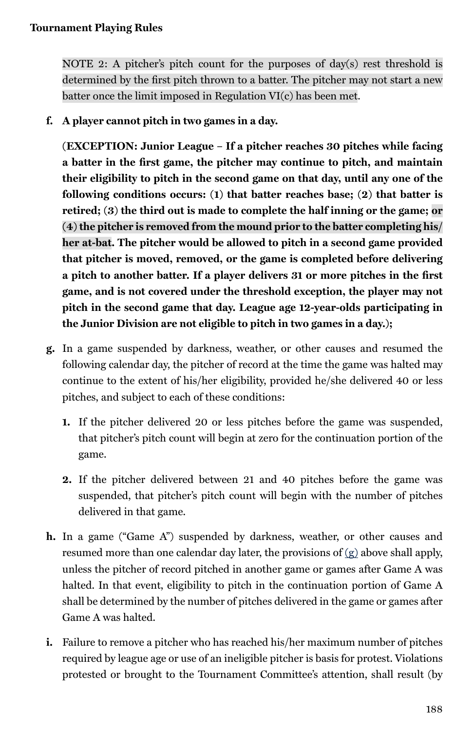NOTE 2: A pitcher's pitch count for the purposes of day(s) rest threshold is determined by the first pitch thrown to a batter. The pitcher may not start a new batter once the limit imposed in Regulation VI(c) has been met.

**f. A player cannot pitch in two games in a day.**

(**EXCEPTION: Junior League – If a pitcher reaches 30 pitches while facing a batter in the first game, the pitcher may continue to pitch, and maintain their eligibility to pitch in the second game on that day, until any one of the following conditions occurs: (1) that batter reaches base; (2) that batter is retired; (3) the third out is made to complete the half inning or the game; or (4) the pitcher is removed from the mound prior to the batter completing his/her at-bat. The pitcher would be allowed to pitch in a second game provided that pitcher is moved, removed, or the game is completed before delivering a pitch to another batter. If a player delivers 31 or more pitches in the first game, and is not covered under the threshold exception, the player may not pitch in the second game that day. League age 12-year-olds participating in the Junior Division are not eligible to pitch in two games in a day.**);

**g.** In a game suspended by darkness, weather, or other causes and resumed the following calendar day, the pitcher of record at the time the game was halted may continue to the extent of his/her eligibility, provided he/she delivered 40 or less pitches, and subject to each of these conditions:

1. If the pitcher delivered 20 or less pitches before the game was suspended, that pitcher's pitch count will begin at zero for the continuation portion of the game.
2. If the pitcher delivered between 21 and 40 pitches before the game was suspended, that pitcher's pitch count will begin with the number of pitches delivered in that game.

**h.** In a game ("Game A") suspended by darkness, weather, or other causes and resumed more than one calendar day later, the provisions of (g) above shall apply, unless the pitcher of record pitched in another game or games after Game A was halted. In that event, eligibility to pitch in the continuation portion of Game A shall be determined by the number of pitches delivered in the game or games after Game A was halted.

**i.** Failure to remove a pitcher who has reached his/her maximum number of pitches required by league age or use of an ineligible pitcher is basis for protest. Violations protested or brought to the Tournament Committee's attention, shall result (by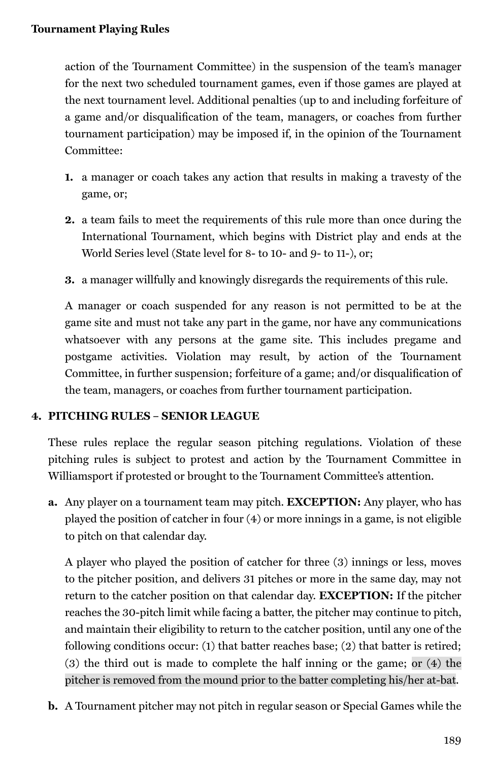action of the Tournament Committee) in the suspension of the team's manager for the next two scheduled tournament games, even if those games are played at the next tournament level. Additional penalties (up to and including forfeiture of a game and/or disqualification of the team, managers, or coaches from further tournament participation) may be imposed if, in the opinion of the Tournament Committee:

1. a manager or coach takes any action that results in making a travesty of the game, or;
2. a team fails to meet the requirements of this rule more than once during the International Tournament, which begins with District play and ends at the World Series level (State level for 8- to 10- and 9- to 11-), or;
3. a manager willfully and knowingly disregards the requirements of this rule.

A manager or coach suspended for any reason is not permitted to be at the game site and must not take any part in the game, nor have any communications whatsoever with any persons at the game site. This includes pregame and postgame activities. Violation may result, by action of the Tournament Committee, in further suspension; forfeiture of a game; and/or disqualification of the team, managers, or coaches from further tournament participation.

## 4. PITCHING RULES – SENIOR LEAGUE

These rules replace the regular season pitching regulations. Violation of these pitching rules is subject to protest and action by the Tournament Committee in Williamsport if protested or brought to the Tournament Committee's attention.

**a.** Any player on a tournament team may pitch. **EXCEPTION:** Any player, who has played the position of catcher in four (4) or more innings in a game, is not eligible to pitch on that calendar day.

A player who played the position of catcher for three (3) innings or less, moves to the pitcher position, and delivers 31 pitches or more in the same day, may not return to the catcher position on that calendar day. **EXCEPTION:** If the pitcher reaches the 30-pitch limit while facing a batter, the pitcher may continue to pitch, and maintain their eligibility to return to the catcher position, until any one of the following conditions occur: (1) that batter reaches base; (2) that batter is retired; (3) the third out is made to complete the half inning or the game; or (4) the pitcher is removed from the mound prior to the batter completing his/her at-bat.

**b.** A Tournament pitcher may not pitch in regular season or Special Games while the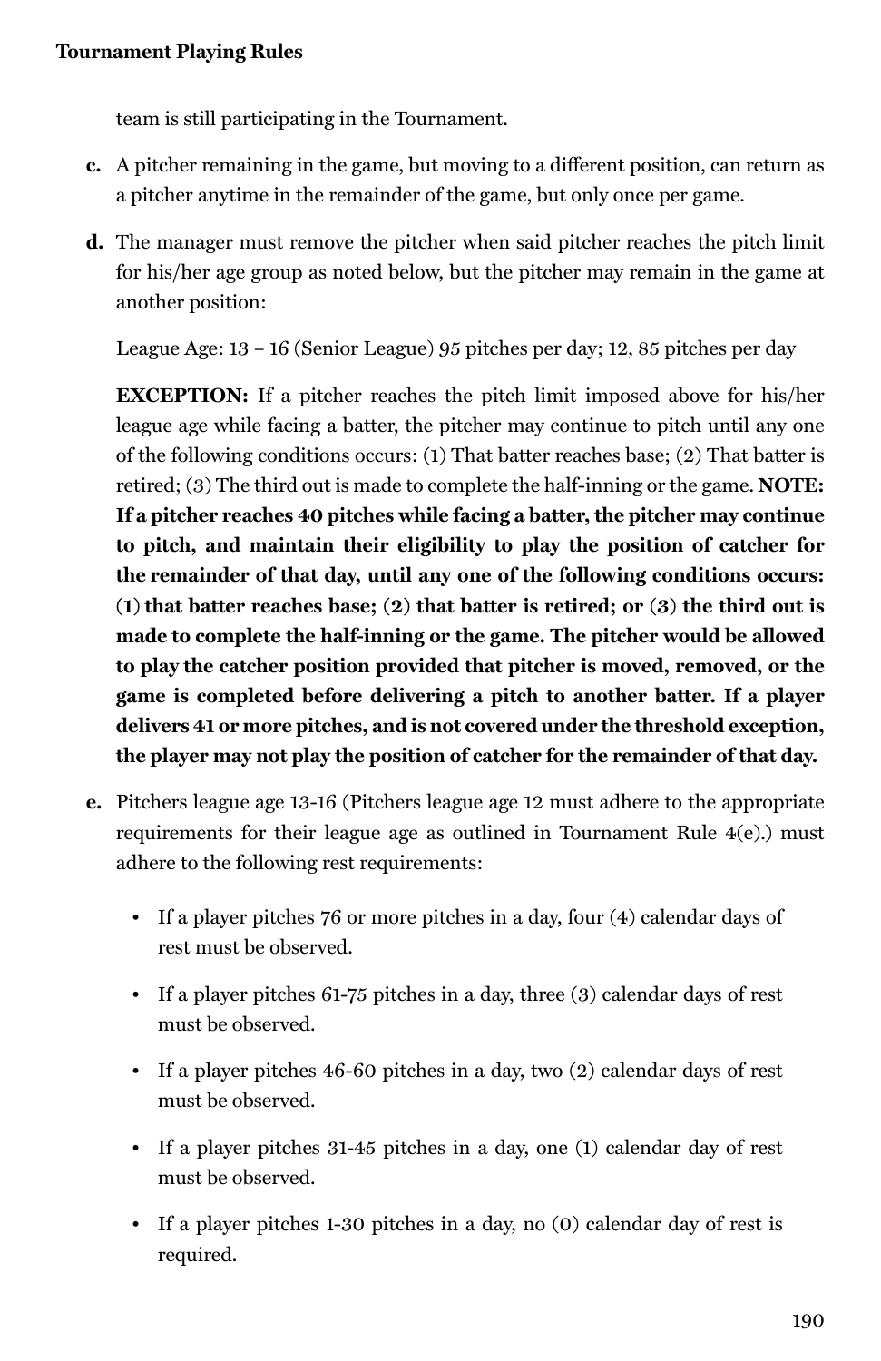team is still participating in the Tournament.

**c.** A pitcher remaining in the game, but moving to a different position, can return as a pitcher anytime in the remainder of the game, but only once per game.

**d.** The manager must remove the pitcher when said pitcher reaches the pitch limit for his/her age group as noted below, but the pitcher may remain in the game at another position:

League Age: 13 – 16 (Senior League) 95 pitches per day; 12, 85 pitches per day

**EXCEPTION:** If a pitcher reaches the pitch limit imposed above for his/her league age while facing a batter, the pitcher may continue to pitch until any one of the following conditions occurs: (1) That batter reaches base; (2) That batter is retired; (3) The third out is made to complete the half-inning or the game. **NOTE: If a pitcher reaches 40 pitches while facing a batter, the pitcher may continue to pitch, and maintain their eligibility to play the position of catcher for the remainder of that day, until any one of the following conditions occurs: (1) that batter reaches base; (2) that batter is retired; or (3) the third out is made to complete the half-inning or the game. The pitcher would be allowed to play the catcher position provided that pitcher is moved, removed, or the game is completed before delivering a pitch to another batter. If a player delivers 41 or more pitches, and is not covered under the threshold exception, the player may not play the position of catcher for the remainder of that day.**

**e.** Pitchers league age 13-16 (Pitchers league age 12 must adhere to the appropriate requirements for their league age as outlined in Tournament Rule 4(e).) must adhere to the following rest requirements:

- If a player pitches 76 or more pitches in a day, four (4) calendar days of rest must be observed.
- If a player pitches 61-75 pitches in a day, three (3) calendar days of rest must be observed.
- If a player pitches 46-60 pitches in a day, two (2) calendar days of rest must be observed.
- If a player pitches 31-45 pitches in a day, one (1) calendar day of rest must be observed.
- If a player pitches 1-30 pitches in a day, no (0) calendar day of rest is required.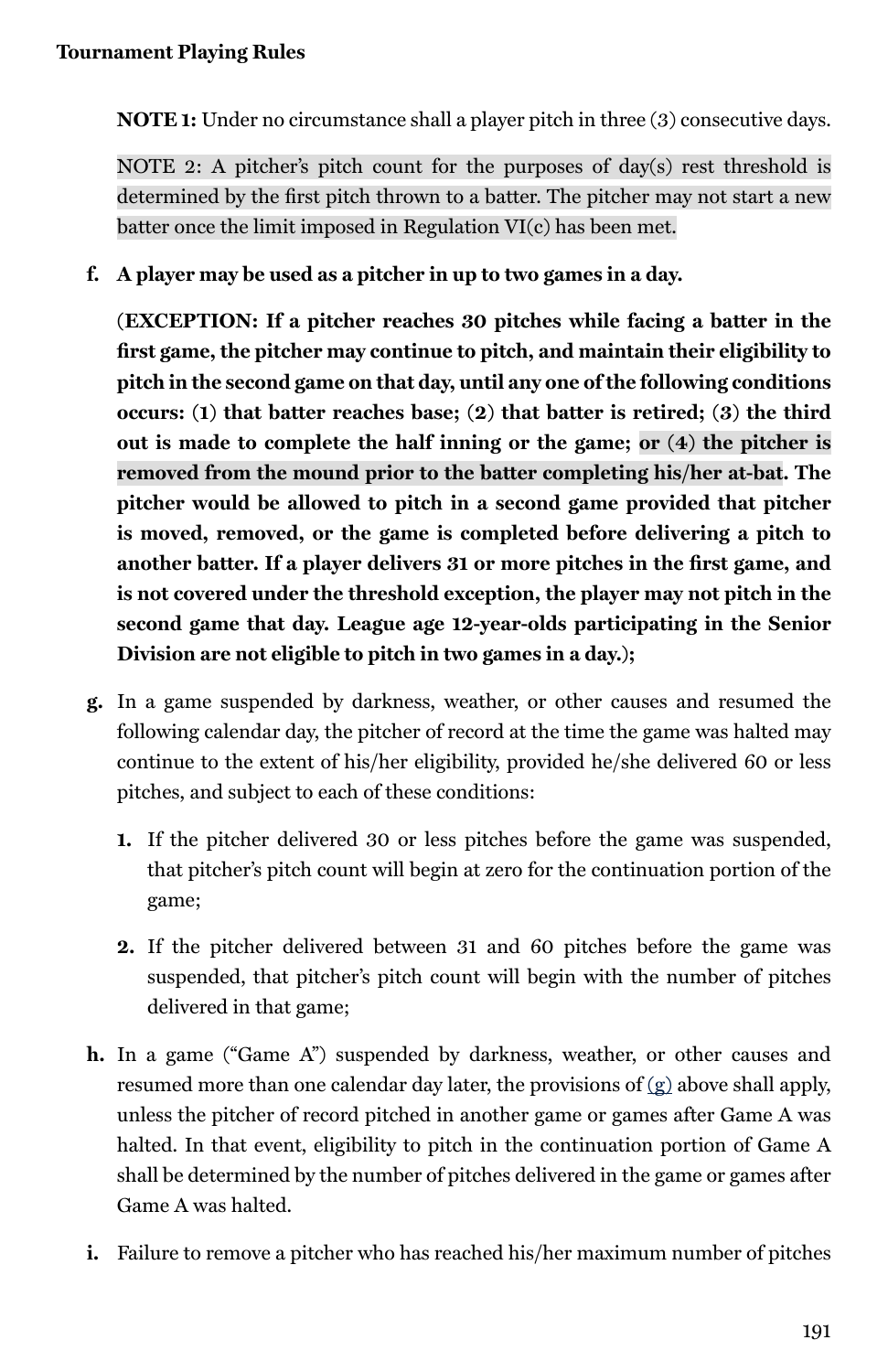**NOTE 1:** Under no circumstance shall a player pitch in three (3) consecutive days.

NOTE 2: A pitcher's pitch count for the purposes of day(s) rest threshold is determined by the first pitch thrown to a batter. The pitcher may not start a new batter once the limit imposed in Regulation VI(c) has been met.

**f. A player may be used as a pitcher in up to two games in a day.**

**(EXCEPTION: If a pitcher reaches 30 pitches while facing a batter in the first game, the pitcher may continue to pitch, and maintain their eligibility to pitch in the second game on that day, until any one of the following conditions occurs: (1) that batter reaches base; (2) that batter is retired; (3) the third out is made to complete the half inning or the game; or (4) the pitcher is removed from the mound prior to the batter completing his/her at-bat. The pitcher would be allowed to pitch in a second game provided that pitcher is moved, removed, or the game is completed before delivering a pitch to another batter. If a player delivers 31 or more pitches in the first game, and is not covered under the threshold exception, the player may not pitch in the second game that day. League age 12-year-olds participating in the Senior Division are not eligible to pitch in two games in a day.);**

**g.** In a game suspended by darkness, weather, or other causes and resumed the following calendar day, the pitcher of record at the time the game was halted may continue to the extent of his/her eligibility, provided he/she delivered 60 or less pitches, and subject to each of these conditions:

1. If the pitcher delivered 30 or less pitches before the game was suspended, that pitcher's pitch count will begin at zero for the continuation portion of the game;
2. If the pitcher delivered between 31 and 60 pitches before the game was suspended, that pitcher's pitch count will begin with the number of pitches delivered in that game;

**h.** In a game ("Game A") suspended by darkness, weather, or other causes and resumed more than one calendar day later, the provisions of (g) above shall apply, unless the pitcher of record pitched in another game or games after Game A was halted. In that event, eligibility to pitch in the continuation portion of Game A shall be determined by the number of pitches delivered in the game or games after Game A was halted.

**i.** Failure to remove a pitcher who has reached his/her maximum number of pitches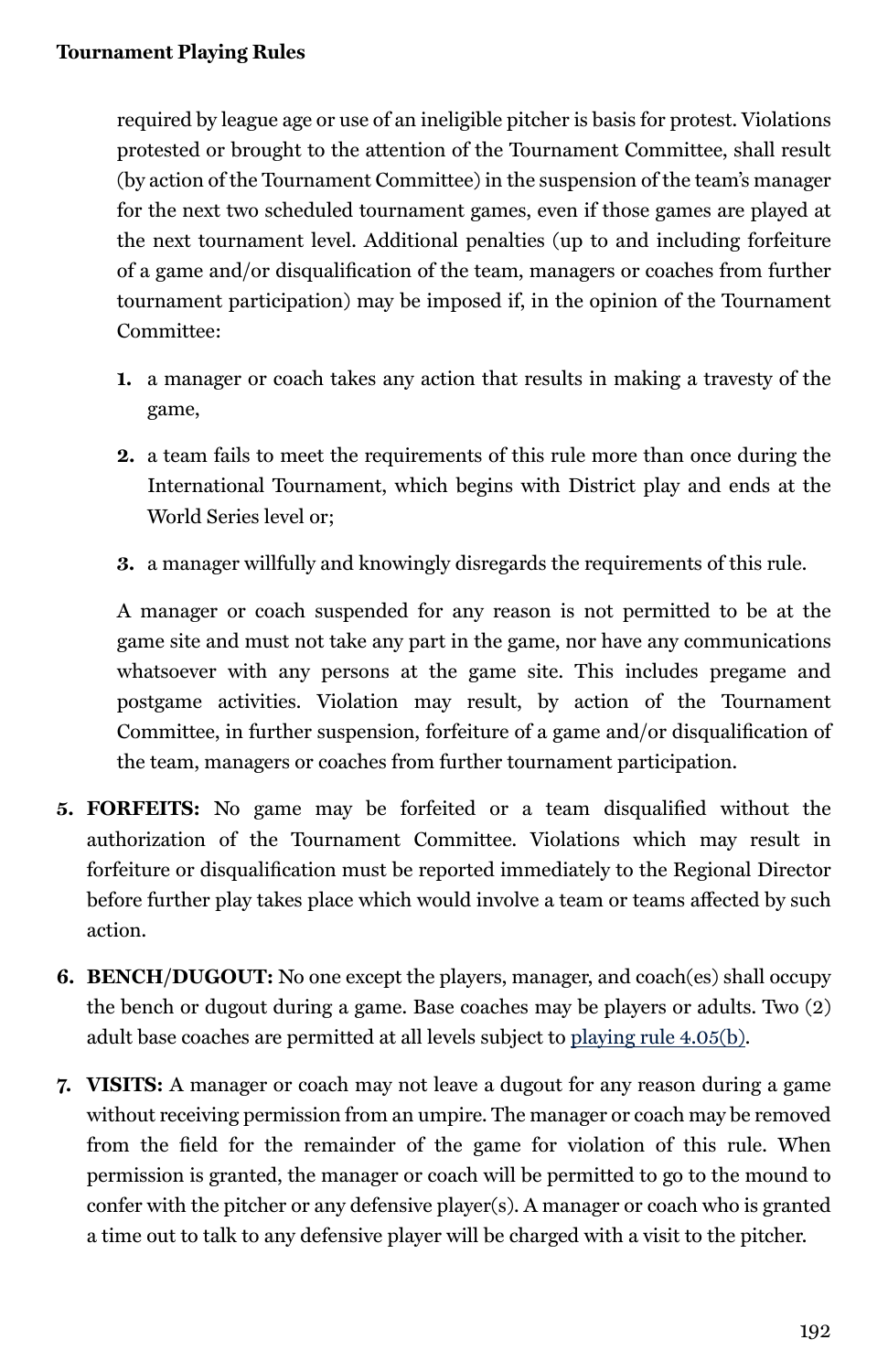required by league age or use of an ineligible pitcher is basis for protest. Violations protested or brought to the attention of the Tournament Committee, shall result (by action of the Tournament Committee) in the suspension of the team's manager for the next two scheduled tournament games, even if those games are played at the next tournament level. Additional penalties (up to and including forfeiture of a game and/or disqualification of the team, managers or coaches from further tournament participation) may be imposed if, in the opinion of the Tournament Committee:

1. a manager or coach takes any action that results in making a travesty of the game,
2. a team fails to meet the requirements of this rule more than once during the International Tournament, which begins with District play and ends at the World Series level or;
3. a manager willfully and knowingly disregards the requirements of this rule.

A manager or coach suspended for any reason is not permitted to be at the game site and must not take any part in the game, nor have any communications whatsoever with any persons at the game site. This includes pregame and postgame activities. Violation may result, by action of the Tournament Committee, in further suspension, forfeiture of a game and/or disqualification of the team, managers or coaches from further tournament participation.

5. **FORFEITS:** No game may be forfeited or a team disqualified without the authorization of the Tournament Committee. Violations which may result in forfeiture or disqualification must be reported immediately to the Regional Director before further play takes place which would involve a team or teams affected by such action.

6. **BENCH/DUGOUT:** No one except the players, manager, and coach(es) shall occupy the bench or dugout during a game. Base coaches may be players or adults. Two (2) adult base coaches are permitted at all levels subject to playing rule 4.05(b).

7. **VISITS:** A manager or coach may not leave a dugout for any reason during a game without receiving permission from an umpire. The manager or coach may be removed from the field for the remainder of the game for violation of this rule. When permission is granted, the manager or coach will be permitted to go to the mound to confer with the pitcher or any defensive player(s). A manager or coach who is granted a time out to talk to any defensive player will be charged with a visit to the pitcher.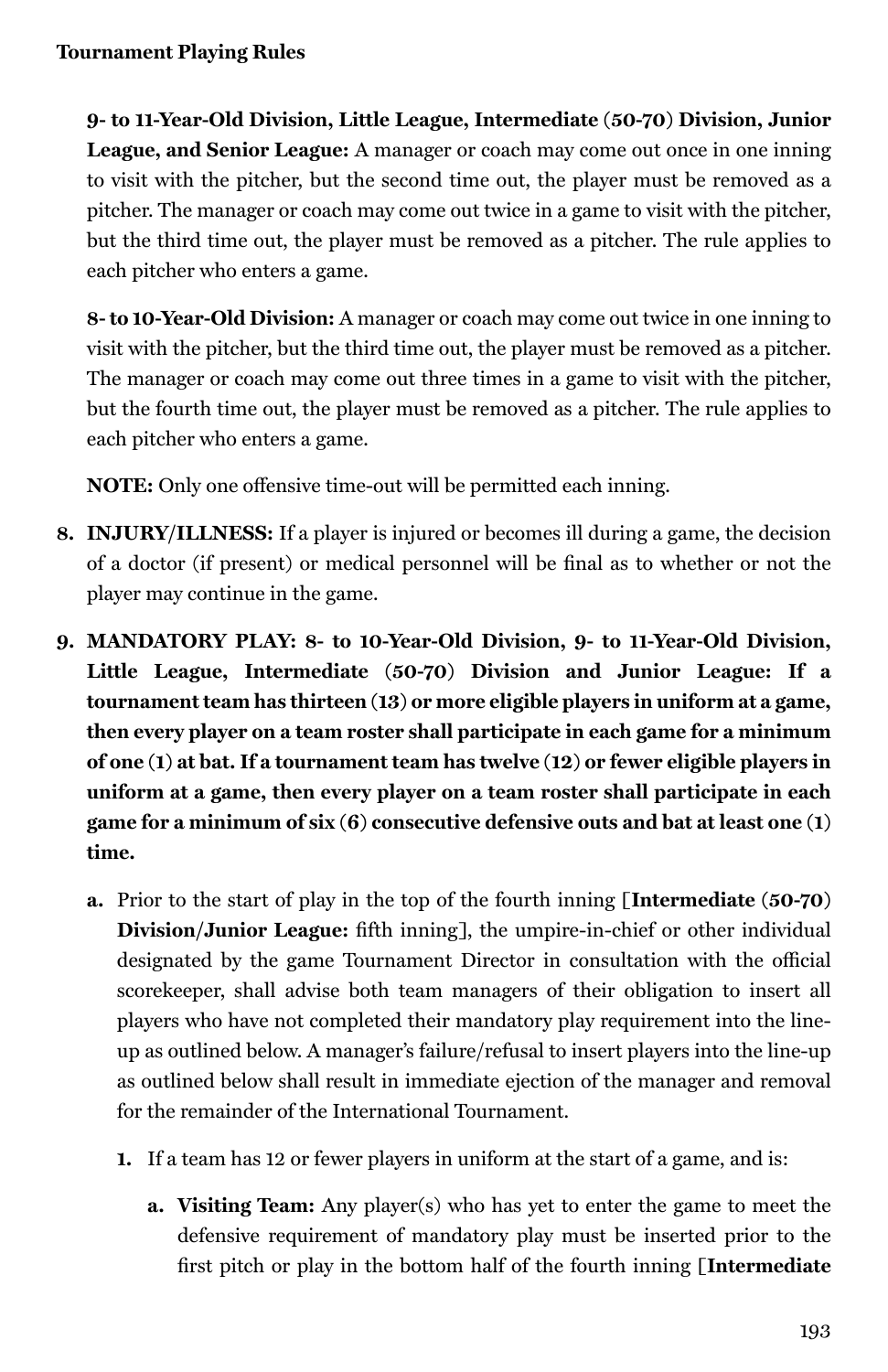**9- to 11-Year-Old Division, Little League, Intermediate (50-70) Division, Junior League, and Senior League:** A manager or coach may come out once in one inning to visit with the pitcher, but the second time out, the player must be removed as a pitcher. The manager or coach may come out twice in a game to visit with the pitcher, but the third time out, the player must be removed as a pitcher. The rule applies to each pitcher who enters a game.

**8- to 10-Year-Old Division:** A manager or coach may come out twice in one inning to visit with the pitcher, but the third time out, the player must be removed as a pitcher. The manager or coach may come out three times in a game to visit with the pitcher, but the fourth time out, the player must be removed as a pitcher. The rule applies to each pitcher who enters a game.

**NOTE:** Only one offensive time-out will be permitted each inning.

8. **INJURY/ILLNESS:** If a player is injured or becomes ill during a game, the decision of a doctor (if present) or medical personnel will be final as to whether or not the player may continue in the game.

9. **MANDATORY PLAY: 8- to 10-Year-Old Division, 9- to 11-Year-Old Division, Little League, Intermediate (50-70) Division and Junior League: If a tournament team has thirteen (13) or more eligible players in uniform at a game, then every player on a team roster shall participate in each game for a minimum of one (1) at bat. If a tournament team has twelve (12) or fewer eligible players in uniform at a game, then every player on a team roster shall participate in each game for a minimum of six (6) consecutive defensive outs and bat at least one (1) time.**

   a. Prior to the start of play in the top of the fourth inning [**Intermediate (50-70) Division/Junior League:** fifth inning], the umpire-in-chief or other individual designated by the game Tournament Director in consultation with the official scorekeeper, shall advise both team managers of their obligation to insert all players who have not completed their mandatory play requirement into the line-up as outlined below. A manager's failure/refusal to insert players into the line-up as outlined below shall result in immediate ejection of the manager and removal for the remainder of the International Tournament.

      1. If a team has 12 or fewer players in uniform at the start of a game, and is:

         a. **Visiting Team:** Any player(s) who has yet to enter the game to meet the defensive requirement of mandatory play must be inserted prior to the first pitch or play in the bottom half of the fourth inning [**Intermediate**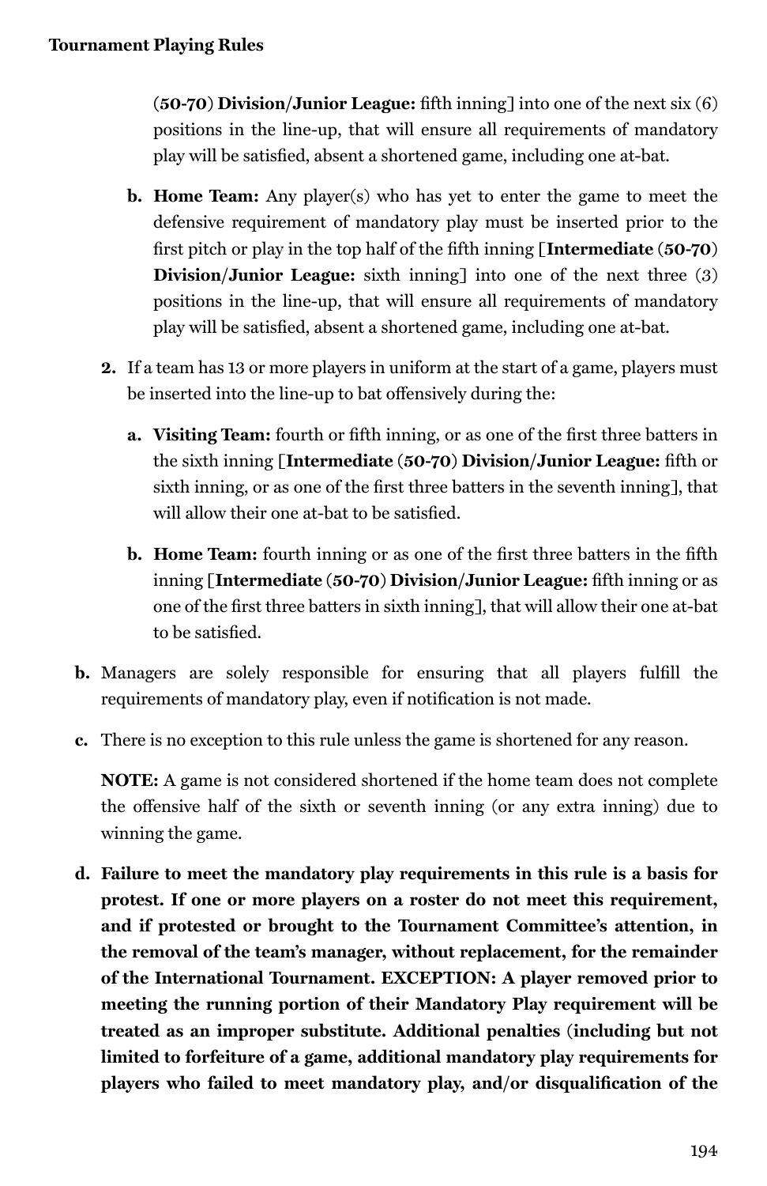(**50-70**) **Division/Junior League:** fifth inning] into one of the next six (6) positions in the line-up, that will ensure all requirements of mandatory play will be satisfied, absent a shortened game, including one at-bat.

b. **Home Team:** Any player(s) who has yet to enter the game to meet the defensive requirement of mandatory play must be inserted prior to the first pitch or play in the top half of the fifth inning [**Intermediate** (**50-70**) **Division/Junior League:** sixth inning] into one of the next three (3) positions in the line-up, that will ensure all requirements of mandatory play will be satisfied, absent a shortened game, including one at-bat.

2. If a team has 13 or more players in uniform at the start of a game, players must be inserted into the line-up to bat offensively during the:

   a. **Visiting Team:** fourth or fifth inning, or as one of the first three batters in the sixth inning [**Intermediate** (**50-70**) **Division/Junior League:** fifth or sixth inning, or as one of the first three batters in the seventh inning], that will allow their one at-bat to be satisfied.

   b. **Home Team:** fourth inning or as one of the first three batters in the fifth inning [**Intermediate** (**50-70**) **Division/Junior League:** fifth inning or as one of the first three batters in sixth inning], that will allow their one at-bat to be satisfied.

b. Managers are solely responsible for ensuring that all players fulfill the requirements of mandatory play, even if notification is not made.

c. There is no exception to this rule unless the game is shortened for any reason.

   **NOTE:** A game is not considered shortened if the home team does not complete the offensive half of the sixth or seventh inning (or any extra inning) due to winning the game.

d. **Failure to meet the mandatory play requirements in this rule is a basis for protest. If one or more players on a roster do not meet this requirement, and if protested or brought to the Tournament Committee's attention, in the removal of the team's manager, without replacement, for the remainder of the International Tournament. EXCEPTION: A player removed prior to meeting the running portion of their Mandatory Play requirement will be treated as an improper substitute. Additional penalties (including but not limited to forfeiture of a game, additional mandatory play requirements for players who failed to meet mandatory play, and/or disqualification of the**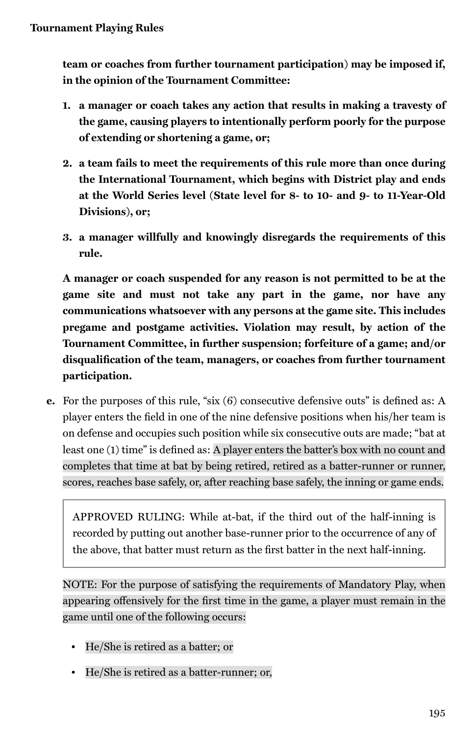**team or coaches from further tournament participation) may be imposed if, in the opinion of the Tournament Committee:**

1. **a manager or coach takes any action that results in making a travesty of the game, causing players to intentionally perform poorly for the purpose of extending or shortening a game, or;**
2. **a team fails to meet the requirements of this rule more than once during the International Tournament, which begins with District play and ends at the World Series level (State level for 8- to 10- and 9- to 11-Year-Old Divisions), or;**
3. **a manager willfully and knowingly disregards the requirements of this rule.**

**A manager or coach suspended for any reason is not permitted to be at the game site and must not take any part in the game, nor have any communications whatsoever with any persons at the game site. This includes pregame and postgame activities. Violation may result, by action of the Tournament Committee, in further suspension; forfeiture of a game; and/or disqualification of the team, managers, or coaches from further tournament participation.**

**e.** For the purposes of this rule, "six (6) consecutive defensive outs" is defined as: A player enters the field in one of the nine defensive positions when his/her team is on defense and occupies such position while six consecutive outs are made; "bat at least one (1) time" is defined as: A player enters the batter's box with no count and completes that time at bat by being retired, retired as a batter-runner or runner, scores, reaches base safely, or, after reaching base safely, the inning or game ends.

> APPROVED RULING: While at-bat, if the third out of the half-inning is recorded by putting out another base-runner prior to the occurrence of any of the above, that batter must return as the first batter in the next half-inning.

NOTE: For the purpose of satisfying the requirements of Mandatory Play, when appearing offensively for the first time in the game, a player must remain in the game until one of the following occurs:

- He/She is retired as a batter; or
- He/She is retired as a batter-runner; or,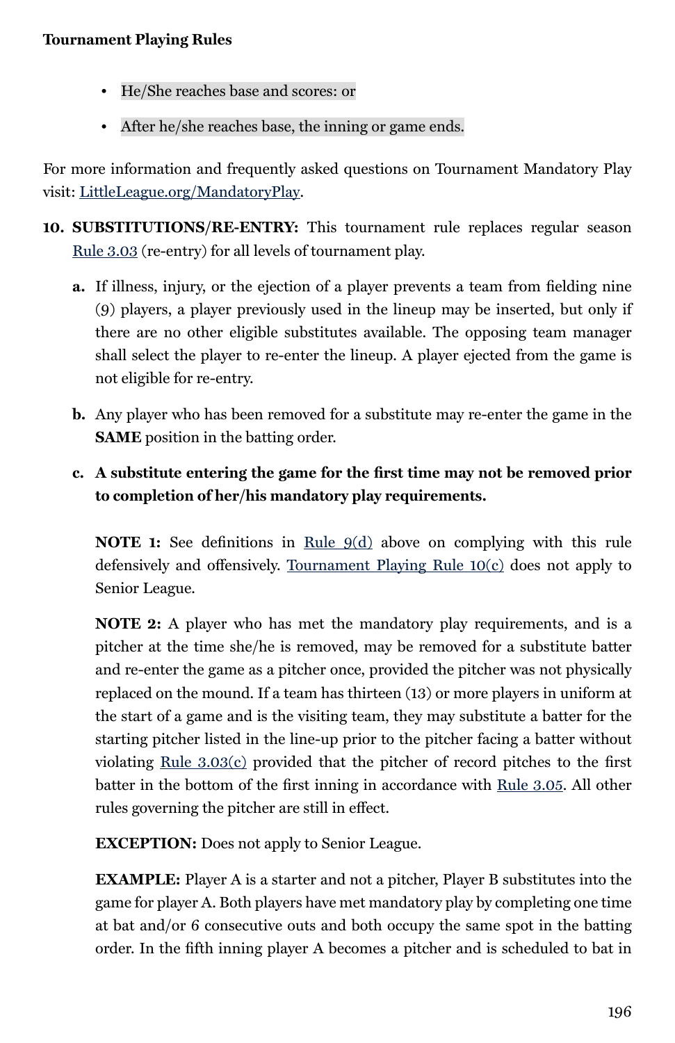- He/She reaches base and scores: or
- After he/she reaches base, the inning or game ends.

For more information and frequently asked questions on Tournament Mandatory Play visit: LittleLeague.org/MandatoryPlay.

10. **SUBSTITUTIONS/RE-ENTRY:** This tournament rule replaces regular season Rule 3.03 (re-entry) for all levels of tournament play.

    a. If illness, injury, or the ejection of a player prevents a team from fielding nine (9) players, a player previously used in the lineup may be inserted, but only if there are no other eligible substitutes available. The opposing team manager shall select the player to re-enter the lineup. A player ejected from the game is not eligible for re-entry.

    b. Any player who has been removed for a substitute may re-enter the game in the **SAME** position in the batting order.

    c. **A substitute entering the game for the first time may not be removed prior to completion of her/his mandatory play requirements.**

    **NOTE 1:** See definitions in Rule 9(d) above on complying with this rule defensively and offensively. Tournament Playing Rule 10(c) does not apply to Senior League.

    **NOTE 2:** A player who has met the mandatory play requirements, and is a pitcher at the time she/he is removed, may be removed for a substitute batter and re-enter the game as a pitcher once, provided the pitcher was not physically replaced on the mound. If a team has thirteen (13) or more players in uniform at the start of a game and is the visiting team, they may substitute a batter for the starting pitcher listed in the line-up prior to the pitcher facing a batter without violating Rule 3.03(c) provided that the pitcher of record pitches to the first batter in the bottom of the first inning in accordance with Rule 3.05. All other rules governing the pitcher are still in effect.

    **EXCEPTION:** Does not apply to Senior League.

    **EXAMPLE:** Player A is a starter and not a pitcher, Player B substitutes into the game for player A. Both players have met mandatory play by completing one time at bat and/or 6 consecutive outs and both occupy the same spot in the batting order. In the fifth inning player A becomes a pitcher and is scheduled to bat in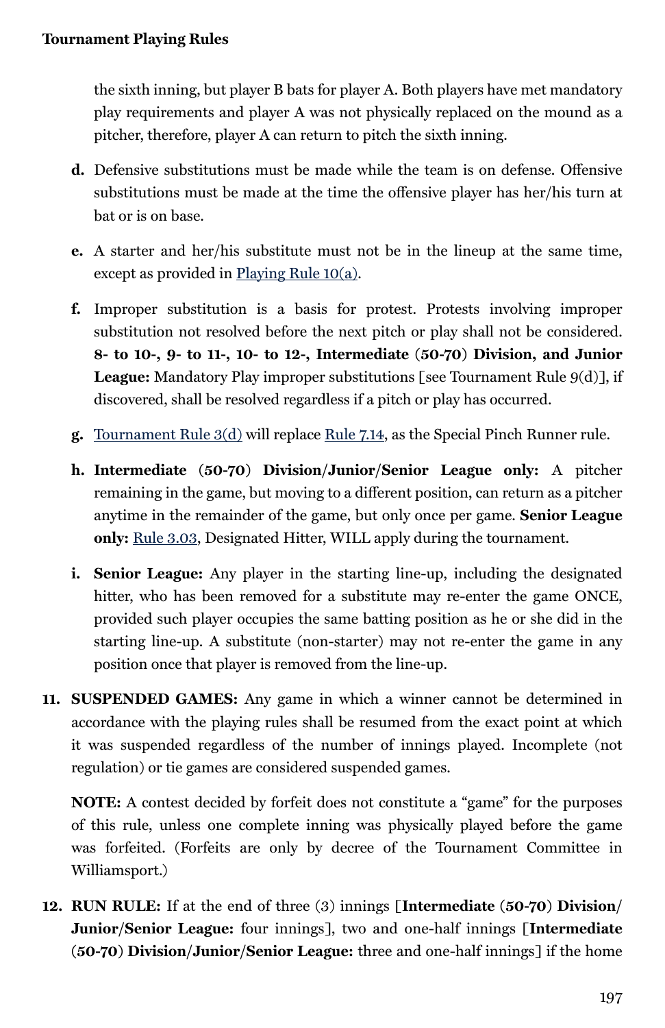the sixth inning, but player B bats for player A. Both players have met mandatory play requirements and player A was not physically replaced on the mound as a pitcher, therefore, player A can return to pitch the sixth inning.

**d.** Defensive substitutions must be made while the team is on defense. Offensive substitutions must be made at the time the offensive player has her/his turn at bat or is on base.

**e.** A starter and her/his substitute must not be in the lineup at the same time, except as provided in Playing Rule 10(a).

**f.** Improper substitution is a basis for protest. Protests involving improper substitution not resolved before the next pitch or play shall not be considered. **8- to 10-, 9- to 11-, 10- to 12-, Intermediate (50-70) Division, and Junior League:** Mandatory Play improper substitutions [see Tournament Rule 9(d)], if discovered, shall be resolved regardless if a pitch or play has occurred.

**g.** Tournament Rule 3(d) will replace Rule 7.14, as the Special Pinch Runner rule.

**h.** **Intermediate (50-70) Division/Junior/Senior League only:** A pitcher remaining in the game, but moving to a different position, can return as a pitcher anytime in the remainder of the game, but only once per game. **Senior League only:** Rule 3.03, Designated Hitter, WILL apply during the tournament.

**i.** **Senior League:** Any player in the starting line-up, including the designated hitter, who has been removed for a substitute may re-enter the game ONCE, provided such player occupies the same batting position as he or she did in the starting line-up. A substitute (non-starter) may not re-enter the game in any position once that player is removed from the line-up.

**11. SUSPENDED GAMES:** Any game in which a winner cannot be determined in accordance with the playing rules shall be resumed from the exact point at which it was suspended regardless of the number of innings played. Incomplete (not regulation) or tie games are considered suspended games.

**NOTE:** A contest decided by forfeit does not constitute a "game" for the purposes of this rule, unless one complete inning was physically played before the game was forfeited. (Forfeits are only by decree of the Tournament Committee in Williamsport.)

**12. RUN RULE:** If at the end of three (3) innings [**Intermediate (50-70) Division/ Junior/Senior League:** four innings], two and one-half innings [**Intermediate (50-70) Division/Junior/Senior League:** three and one-half innings] if the home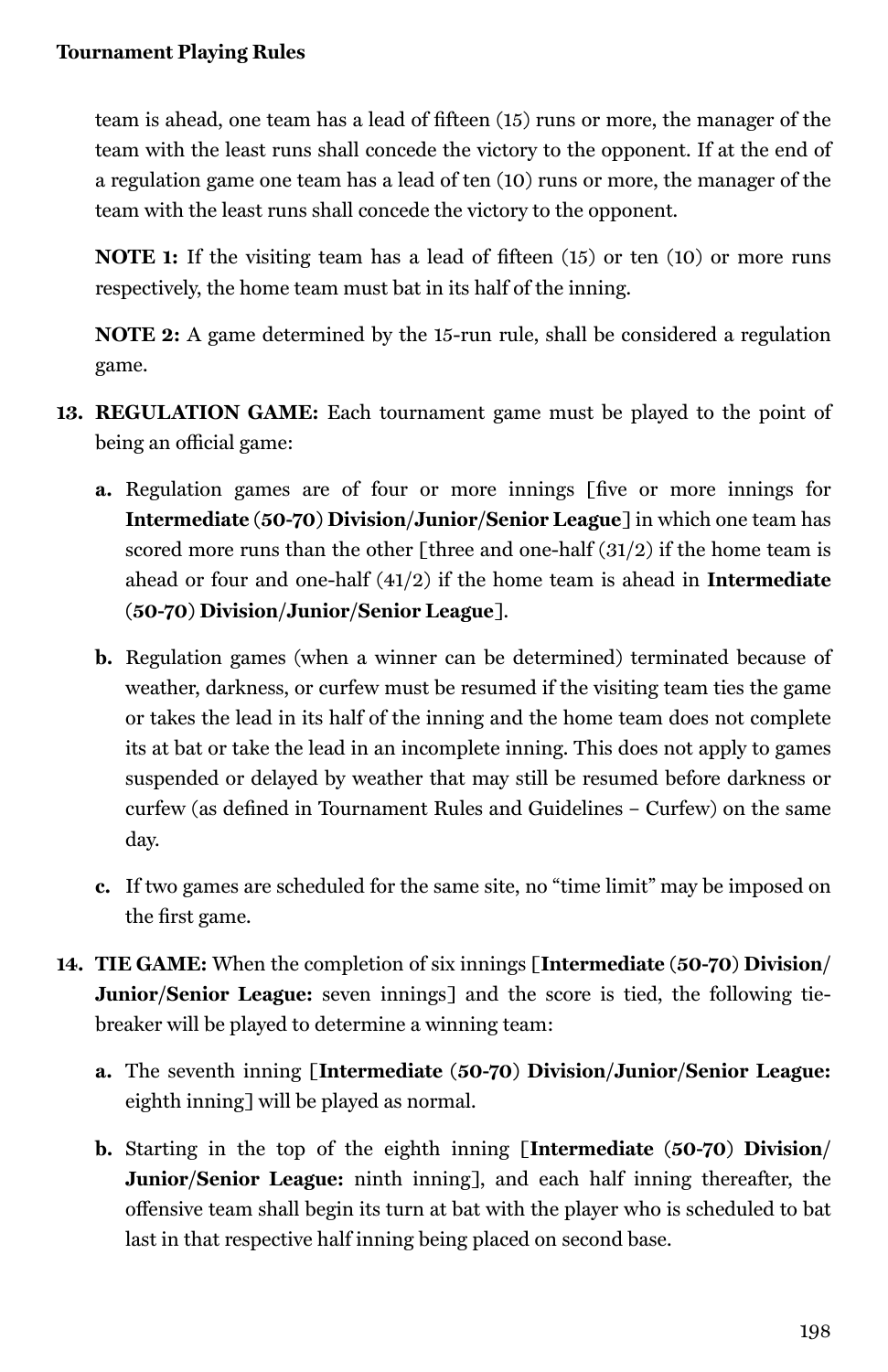team is ahead, one team has a lead of fifteen (15) runs or more, the manager of the team with the least runs shall concede the victory to the opponent. If at the end of a regulation game one team has a lead of ten (10) runs or more, the manager of the team with the least runs shall concede the victory to the opponent.

**NOTE 1:** If the visiting team has a lead of fifteen (15) or ten (10) or more runs respectively, the home team must bat in its half of the inning.

**NOTE 2:** A game determined by the 15-run rule, shall be considered a regulation game.

13. **REGULATION GAME:** Each tournament game must be played to the point of being an official game:

    a. Regulation games are of four or more innings [five or more innings for **Intermediate (50-70) Division/Junior/Senior League**] in which one team has scored more runs than the other [three and one-half (31/2) if the home team is ahead or four and one-half (41/2) if the home team is ahead in **Intermediate (50-70) Division/Junior/Senior League**].

    b. Regulation games (when a winner can be determined) terminated because of weather, darkness, or curfew must be resumed if the visiting team ties the game or takes the lead in its half of the inning and the home team does not complete its at bat or take the lead in an incomplete inning. This does not apply to games suspended or delayed by weather that may still be resumed before darkness or curfew (as defined in Tournament Rules and Guidelines – Curfew) on the same day.

    c. If two games are scheduled for the same site, no "time limit" may be imposed on the first game.

14. **TIE GAME:** When the completion of six innings [**Intermediate (50-70) Division/ Junior/Senior League:** seven innings] and the score is tied, the following tie-breaker will be played to determine a winning team:

    a. The seventh inning [**Intermediate (50-70) Division/Junior/Senior League:** eighth inning] will be played as normal.

    b. Starting in the top of the eighth inning [**Intermediate (50-70) Division/ Junior/Senior League:** ninth inning], and each half inning thereafter, the offensive team shall begin its turn at bat with the player who is scheduled to bat last in that respective half inning being placed on second base.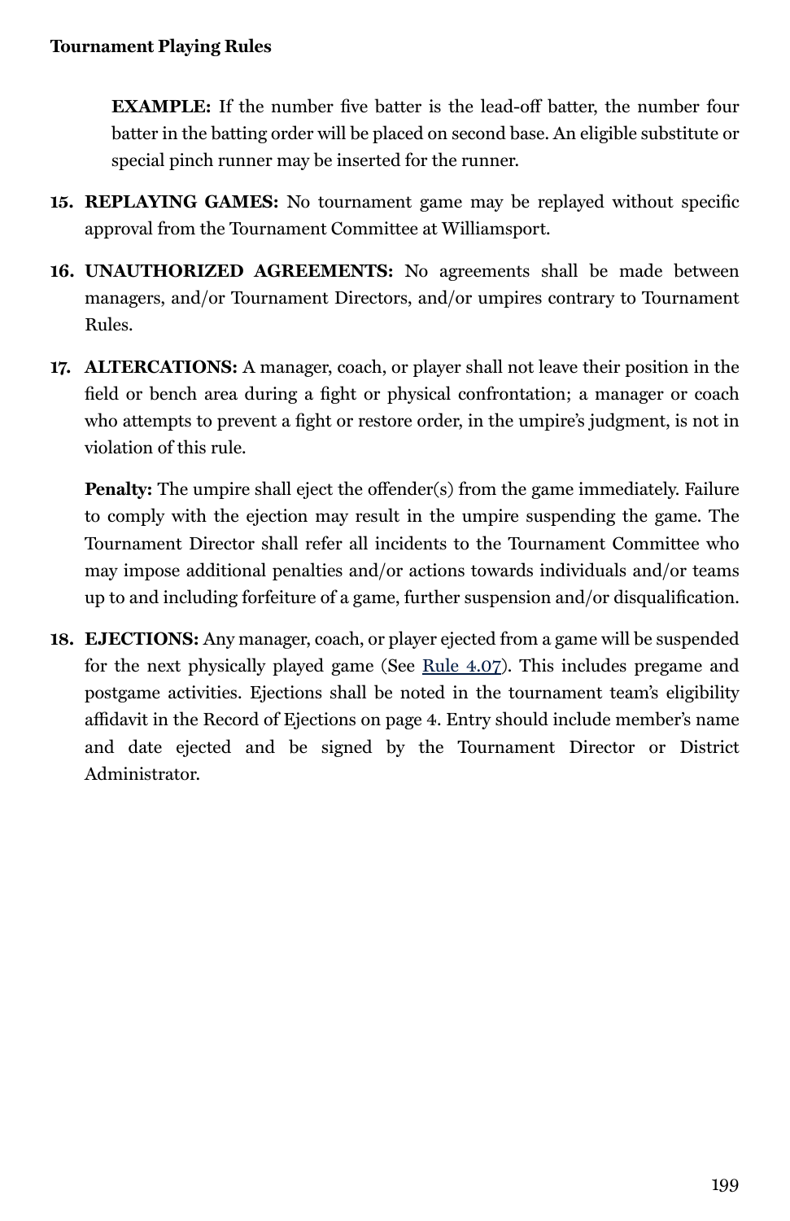**EXAMPLE:** If the number five batter is the lead-off batter, the number four batter in the batting order will be placed on second base. An eligible substitute or special pinch runner may be inserted for the runner.

15. **REPLAYING GAMES:** No tournament game may be replayed without specific approval from the Tournament Committee at Williamsport.

16. **UNAUTHORIZED AGREEMENTS:** No agreements shall be made between managers, and/or Tournament Directors, and/or umpires contrary to Tournament Rules.

17. **ALTERCATIONS:** A manager, coach, or player shall not leave their position in the field or bench area during a fight or physical confrontation; a manager or coach who attempts to prevent a fight or restore order, in the umpire's judgment, is not in violation of this rule.

    **Penalty:** The umpire shall eject the offender(s) from the game immediately. Failure to comply with the ejection may result in the umpire suspending the game. The Tournament Director shall refer all incidents to the Tournament Committee who may impose additional penalties and/or actions towards individuals and/or teams up to and including forfeiture of a game, further suspension and/or disqualification.

18. **EJECTIONS:** Any manager, coach, or player ejected from a game will be suspended for the next physically played game (See Rule 4.07). This includes pregame and postgame activities. Ejections shall be noted in the tournament team's eligibility affidavit in the Record of Ejections on page 4. Entry should include member's name and date ejected and be signed by the Tournament Director or District Administrator.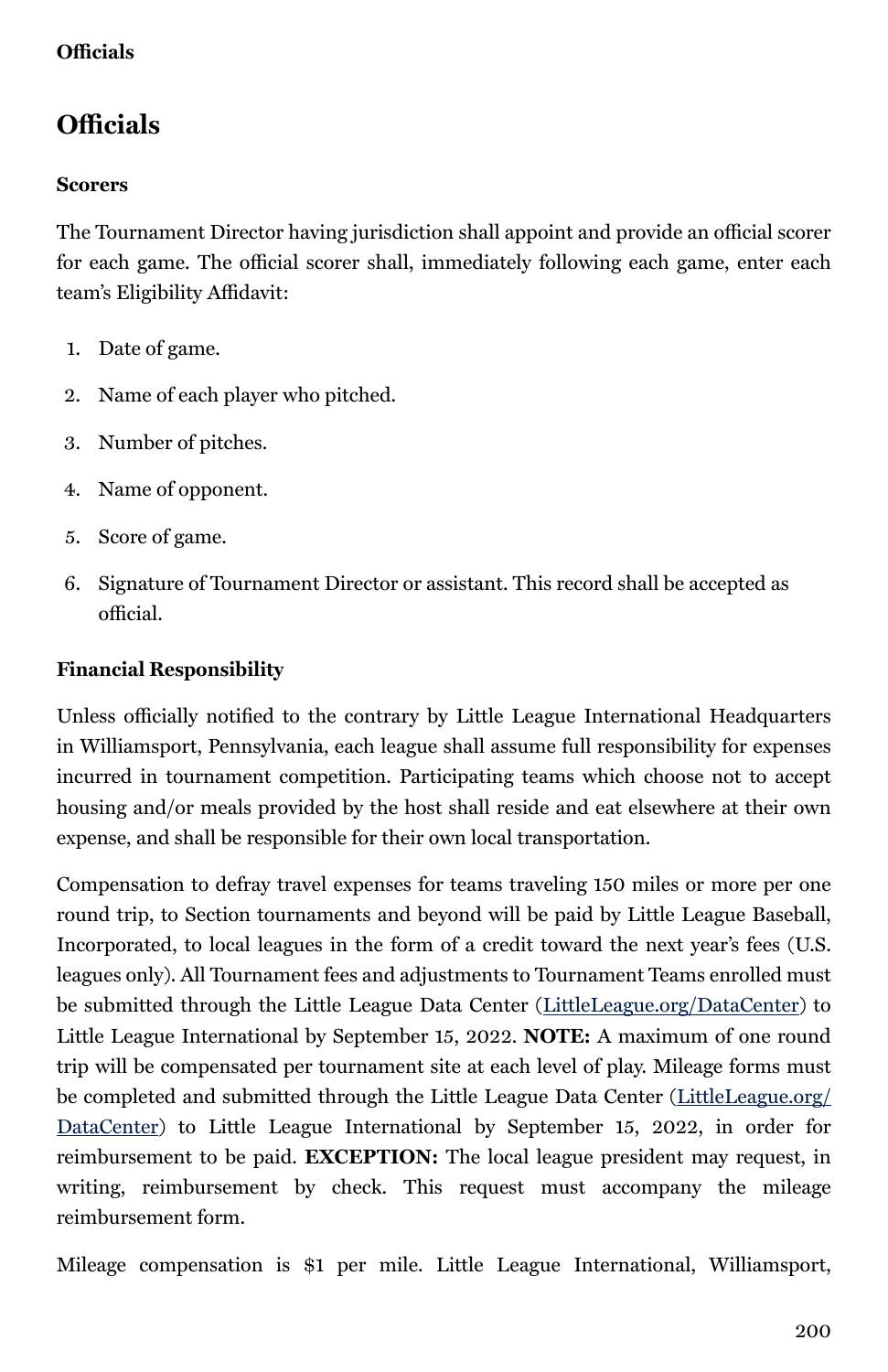## Officials

### Scorers

The Tournament Director having jurisdiction shall appoint and provide an official scorer for each game. The official scorer shall, immediately following each game, enter each team's Eligibility Affidavit:

1. Date of game.
2. Name of each player who pitched.
3. Number of pitches.
4. Name of opponent.
5. Score of game.
6. Signature of Tournament Director or assistant. This record shall be accepted as official.

### Financial Responsibility

Unless officially notified to the contrary by Little League International Headquarters in Williamsport, Pennsylvania, each league shall assume full responsibility for expenses incurred in tournament competition. Participating teams which choose not to accept housing and/or meals provided by the host shall reside and eat elsewhere at their own expense, and shall be responsible for their own local transportation.

Compensation to defray travel expenses for teams traveling 150 miles or more per one round trip, to Section tournaments and beyond will be paid by Little League Baseball, Incorporated, to local leagues in the form of a credit toward the next year's fees (U.S. leagues only). All Tournament fees and adjustments to Tournament Teams enrolled must be submitted through the Little League Data Center (LittleLeague.org/DataCenter) to Little League International by September 15, 2022. **NOTE:** A maximum of one round trip will be compensated per tournament site at each level of play. Mileage forms must be completed and submitted through the Little League Data Center (LittleLeague.org/DataCenter) to Little League International by September 15, 2022, in order for reimbursement to be paid. **EXCEPTION:** The local league president may request, in writing, reimbursement by check. This request must accompany the mileage reimbursement form.

Mileage compensation is $1 per mile. Little League International, Williamsport,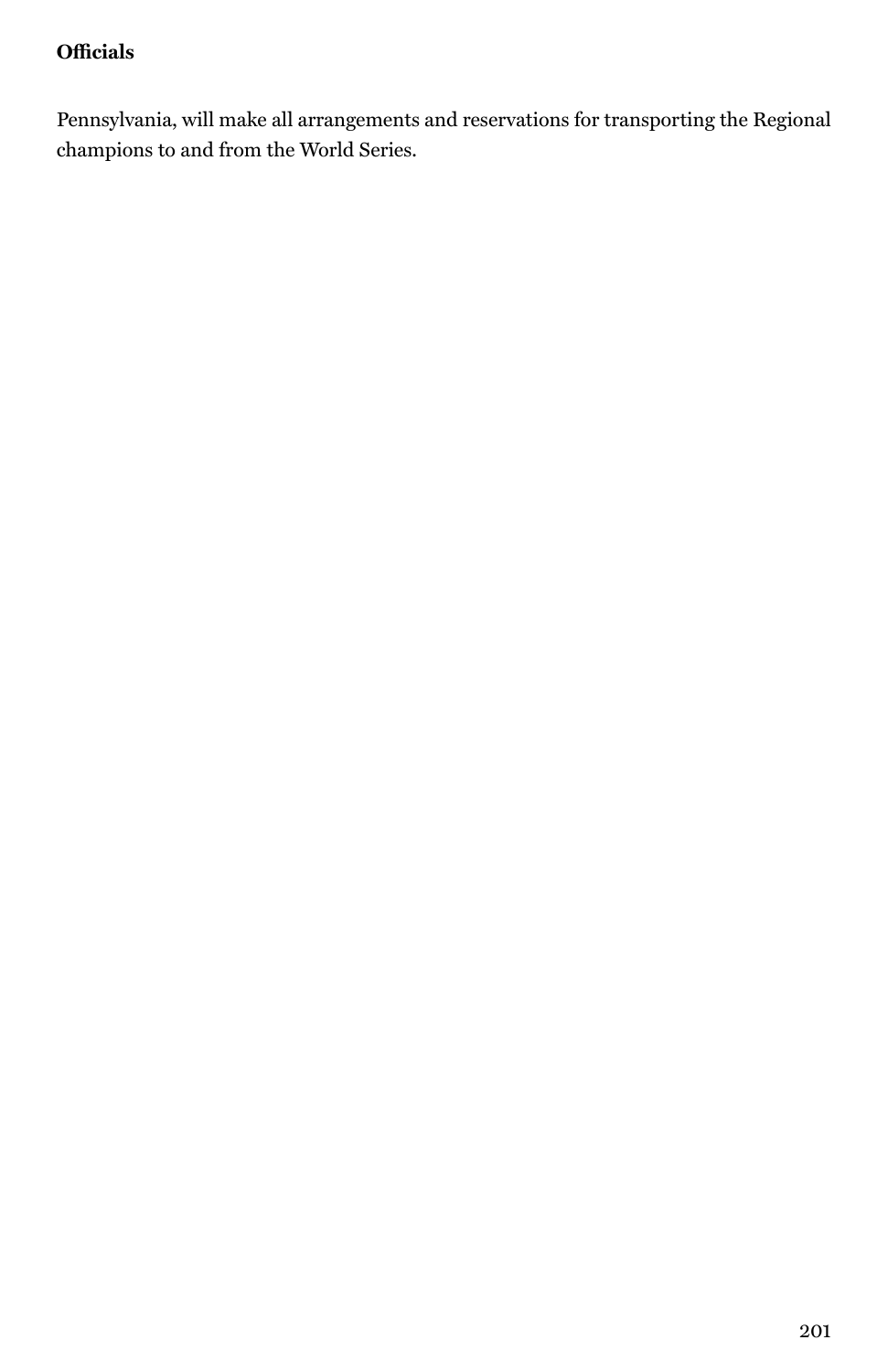**Officials**

Pennsylvania, will make all arrangements and reservations for transporting the Regional champions to and from the World Series.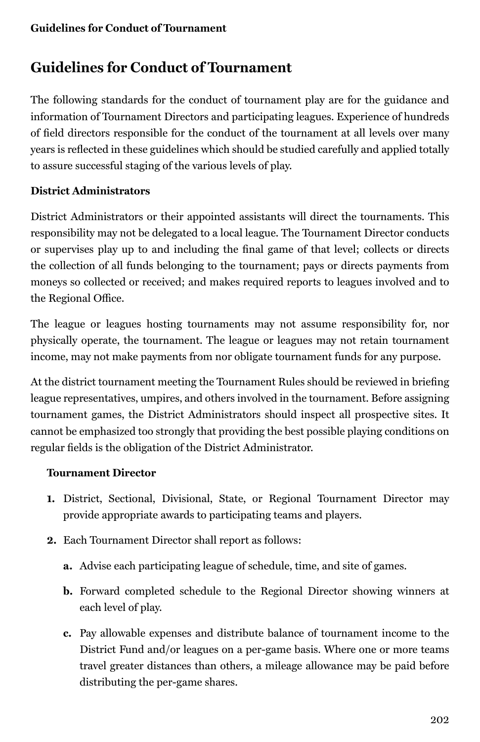# Guidelines for Conduct of Tournament

The following standards for the conduct of tournament play are for the guidance and information of Tournament Directors and participating leagues. Experience of hundreds of field directors responsible for the conduct of the tournament at all levels over many years is reflected in these guidelines which should be studied carefully and applied totally to assure successful staging of the various levels of play.

**District Administrators**

District Administrators or their appointed assistants will direct the tournaments. This responsibility may not be delegated to a local league. The Tournament Director conducts or supervises play up to and including the final game of that level; collects or directs the collection of all funds belonging to the tournament; pays or directs payments from moneys so collected or received; and makes required reports to leagues involved and to the Regional Office.

The league or leagues hosting tournaments may not assume responsibility for, nor physically operate, the tournament. The league or leagues may not retain tournament income, may not make payments from nor obligate tournament funds for any purpose.

At the district tournament meeting the Tournament Rules should be reviewed in briefing league representatives, umpires, and others involved in the tournament. Before assigning tournament games, the District Administrators should inspect all prospective sites. It cannot be emphasized too strongly that providing the best possible playing conditions on regular fields is the obligation of the District Administrator.

**Tournament Director**

1. District, Sectional, Divisional, State, or Regional Tournament Director may provide appropriate awards to participating teams and players.
2. Each Tournament Director shall report as follows:
   a. Advise each participating league of schedule, time, and site of games.
   b. Forward completed schedule to the Regional Director showing winners at each level of play.
   c. Pay allowable expenses and distribute balance of tournament income to the District Fund and/or leagues on a per-game basis. Where one or more teams travel greater distances than others, a mileage allowance may be paid before distributing the per-game shares.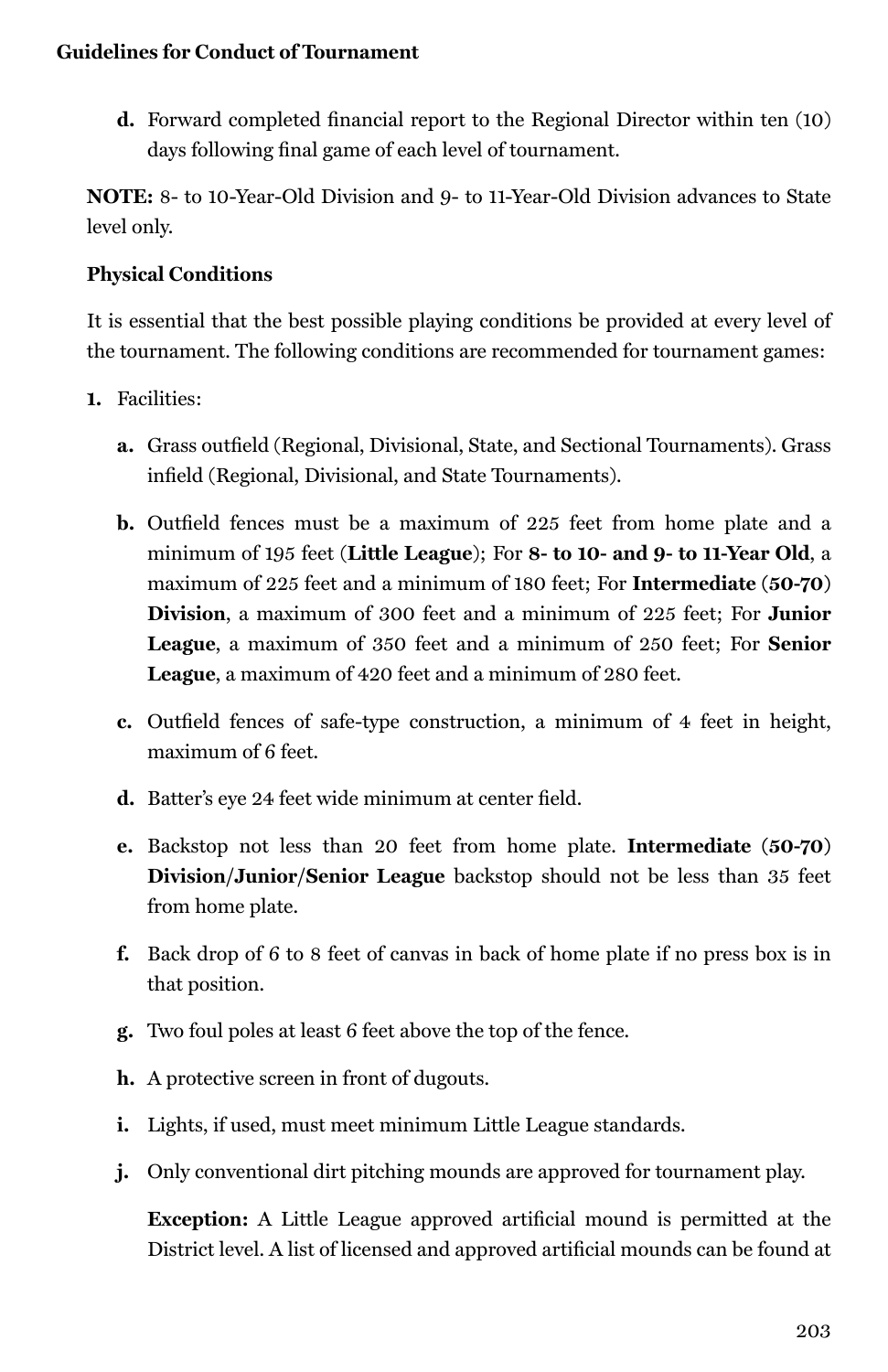d. Forward completed financial report to the Regional Director within ten (10) days following final game of each level of tournament.

**NOTE:** 8- to 10-Year-Old Division and 9- to 11-Year-Old Division advances to State level only.

**Physical Conditions**

It is essential that the best possible playing conditions be provided at every level of the tournament. The following conditions are recommended for tournament games:

1. Facilities:

   a. Grass outfield (Regional, Divisional, State, and Sectional Tournaments). Grass infield (Regional, Divisional, and State Tournaments).

   b. Outfield fences must be a maximum of 225 feet from home plate and a minimum of 195 feet (**Little League**); For **8- to 10- and 9- to 11-Year Old**, a maximum of 225 feet and a minimum of 180 feet; For **Intermediate (50-70) Division**, a maximum of 300 feet and a minimum of 225 feet; For **Junior League**, a maximum of 350 feet and a minimum of 250 feet; For **Senior League**, a maximum of 420 feet and a minimum of 280 feet.

   c. Outfield fences of safe-type construction, a minimum of 4 feet in height, maximum of 6 feet.

   d. Batter's eye 24 feet wide minimum at center field.

   e. Backstop not less than 20 feet from home plate. **Intermediate (50-70) Division/Junior/Senior League** backstop should not be less than 35 feet from home plate.

   f. Back drop of 6 to 8 feet of canvas in back of home plate if no press box is in that position.

   g. Two foul poles at least 6 feet above the top of the fence.

   h. A protective screen in front of dugouts.

   i. Lights, if used, must meet minimum Little League standards.

   j. Only conventional dirt pitching mounds are approved for tournament play.

      **Exception:** A Little League approved artificial mound is permitted at the District level. A list of licensed and approved artificial mounds can be found at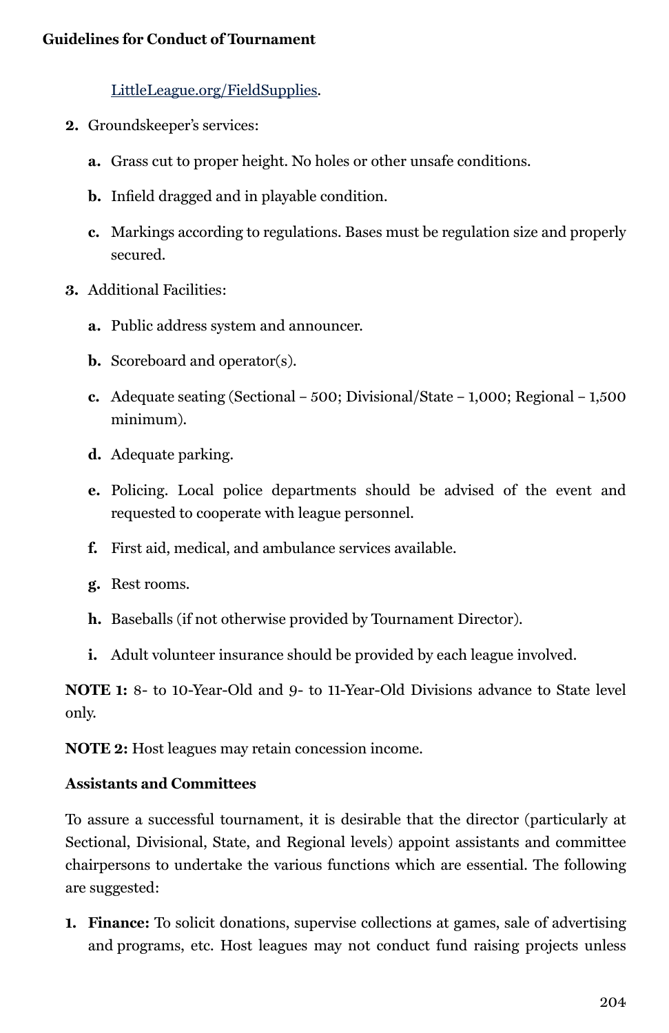LittleLeague.org/FieldSupplies.

2. Groundskeeper's services:

    a. Grass cut to proper height. No holes or other unsafe conditions.

    b. Infield dragged and in playable condition.

    c. Markings according to regulations. Bases must be regulation size and properly secured.

3. Additional Facilities:

    a. Public address system and announcer.

    b. Scoreboard and operator(s).

    c. Adequate seating (Sectional – 500; Divisional/State – 1,000; Regional – 1,500 minimum).

    d. Adequate parking.

    e. Policing. Local police departments should be advised of the event and requested to cooperate with league personnel.

    f. First aid, medical, and ambulance services available.

    g. Rest rooms.

    h. Baseballs (if not otherwise provided by Tournament Director).

    i. Adult volunteer insurance should be provided by each league involved.

**NOTE 1:** 8- to 10-Year-Old and 9- to 11-Year-Old Divisions advance to State level only.

**NOTE 2:** Host leagues may retain concession income.

**Assistants and Committees**

To assure a successful tournament, it is desirable that the director (particularly at Sectional, Divisional, State, and Regional levels) appoint assistants and committee chairpersons to undertake the various functions which are essential. The following are suggested:

1. **Finance:** To solicit donations, supervise collections at games, sale of advertising and programs, etc. Host leagues may not conduct fund raising projects unless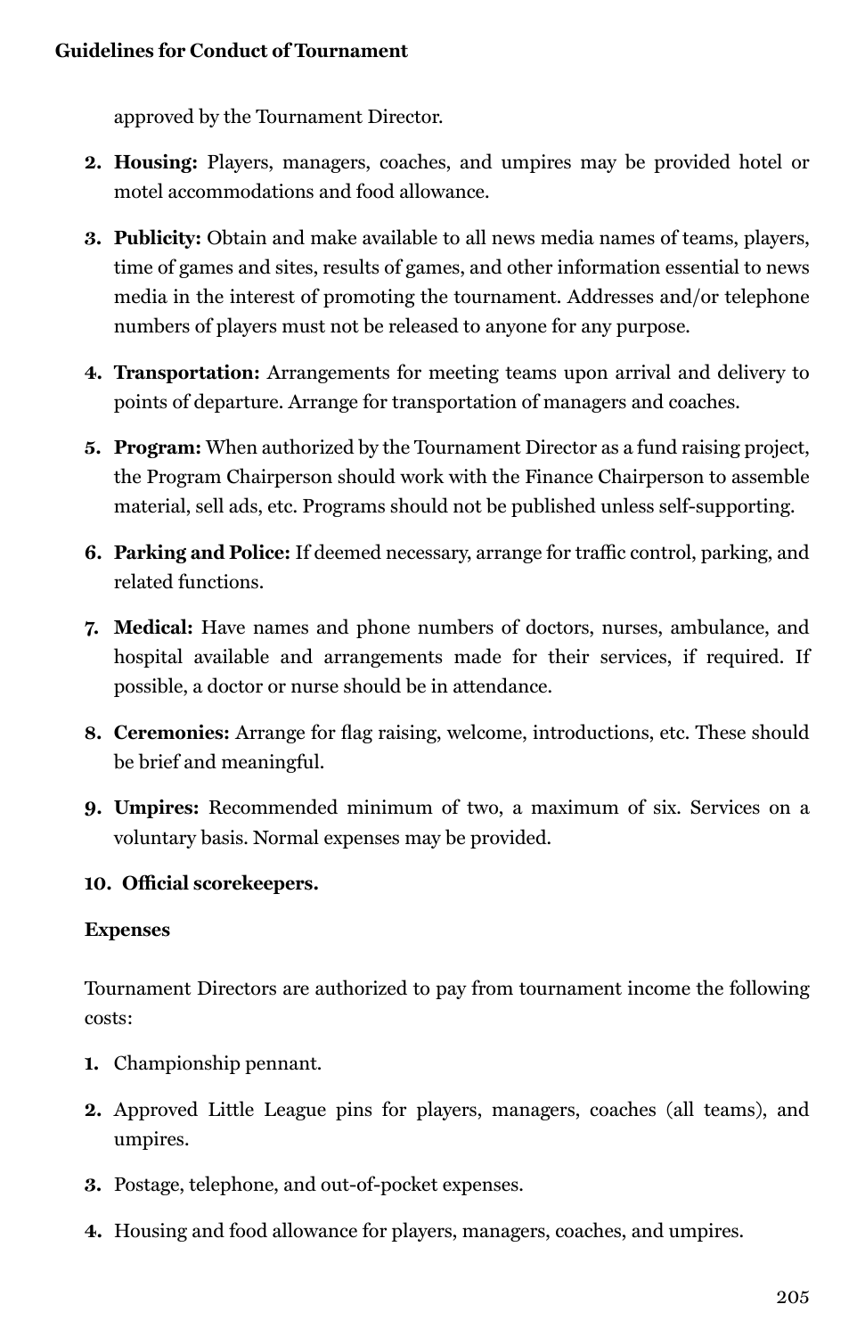approved by the Tournament Director.

2. **Housing:** Players, managers, coaches, and umpires may be provided hotel or motel accommodations and food allowance.

3. **Publicity:** Obtain and make available to all news media names of teams, players, time of games and sites, results of games, and other information essential to news media in the interest of promoting the tournament. Addresses and/or telephone numbers of players must not be released to anyone for any purpose.

4. **Transportation:** Arrangements for meeting teams upon arrival and delivery to points of departure. Arrange for transportation of managers and coaches.

5. **Program:** When authorized by the Tournament Director as a fund raising project, the Program Chairperson should work with the Finance Chairperson to assemble material, sell ads, etc. Programs should not be published unless self-supporting.

6. **Parking and Police:** If deemed necessary, arrange for traffic control, parking, and related functions.

7. **Medical:** Have names and phone numbers of doctors, nurses, ambulance, and hospital available and arrangements made for their services, if required. If possible, a doctor or nurse should be in attendance.

8. **Ceremonies:** Arrange for flag raising, welcome, introductions, etc. These should be brief and meaningful.

9. **Umpires:** Recommended minimum of two, a maximum of six. Services on a voluntary basis. Normal expenses may be provided.

10. **Official scorekeepers.**

**Expenses**

Tournament Directors are authorized to pay from tournament income the following costs:

1. Championship pennant.

2. Approved Little League pins for players, managers, coaches (all teams), and umpires.

3. Postage, telephone, and out-of-pocket expenses.

4. Housing and food allowance for players, managers, coaches, and umpires.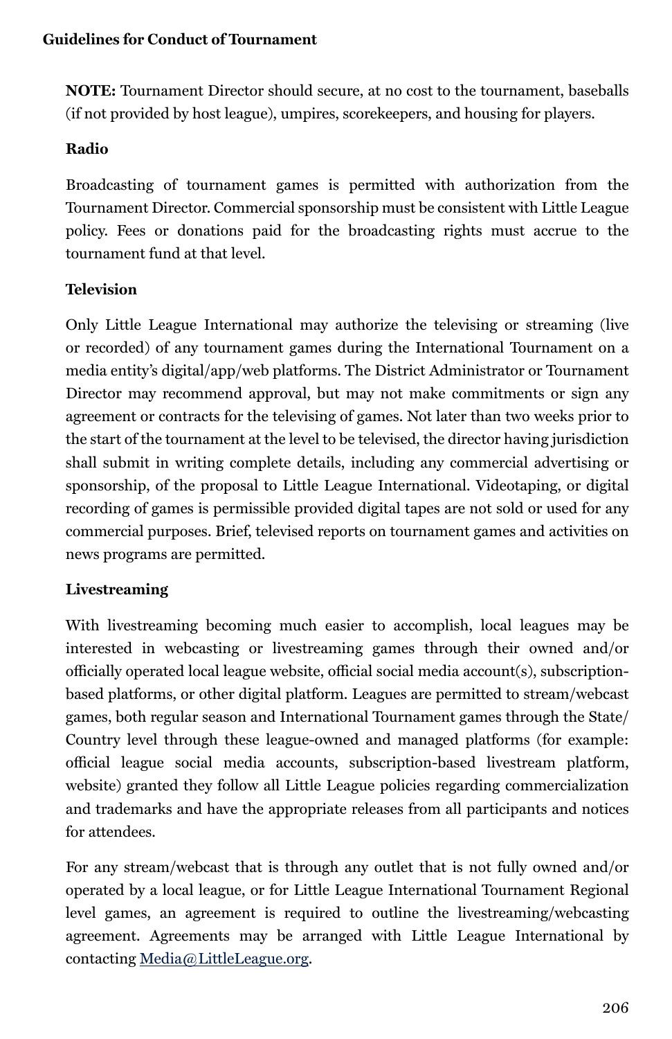**NOTE:** Tournament Director should secure, at no cost to the tournament, baseballs (if not provided by host league), umpires, scorekeepers, and housing for players.

**Radio**

Broadcasting of tournament games is permitted with authorization from the Tournament Director. Commercial sponsorship must be consistent with Little League policy. Fees or donations paid for the broadcasting rights must accrue to the tournament fund at that level.

**Television**

Only Little League International may authorize the televising or streaming (live or recorded) of any tournament games during the International Tournament on a media entity's digital/app/web platforms. The District Administrator or Tournament Director may recommend approval, but may not make commitments or sign any agreement or contracts for the televising of games. Not later than two weeks prior to the start of the tournament at the level to be televised, the director having jurisdiction shall submit in writing complete details, including any commercial advertising or sponsorship, of the proposal to Little League International. Videotaping, or digital recording of games is permissible provided digital tapes are not sold or used for any commercial purposes. Brief, televised reports on tournament games and activities on news programs are permitted.

**Livestreaming**

With livestreaming becoming much easier to accomplish, local leagues may be interested in webcasting or livestreaming games through their owned and/or officially operated local league website, official social media account(s), subscription-based platforms, or other digital platform. Leagues are permitted to stream/webcast games, both regular season and International Tournament games through the State/Country level through these league-owned and managed platforms (for example: official league social media accounts, subscription-based livestream platform, website) granted they follow all Little League policies regarding commercialization and trademarks and have the appropriate releases from all participants and notices for attendees.

For any stream/webcast that is through any outlet that is not fully owned and/or operated by a local league, or for Little League International Tournament Regional level games, an agreement is required to outline the livestreaming/webcasting agreement. Agreements may be arranged with Little League International by contacting Media@LittleLeague.org.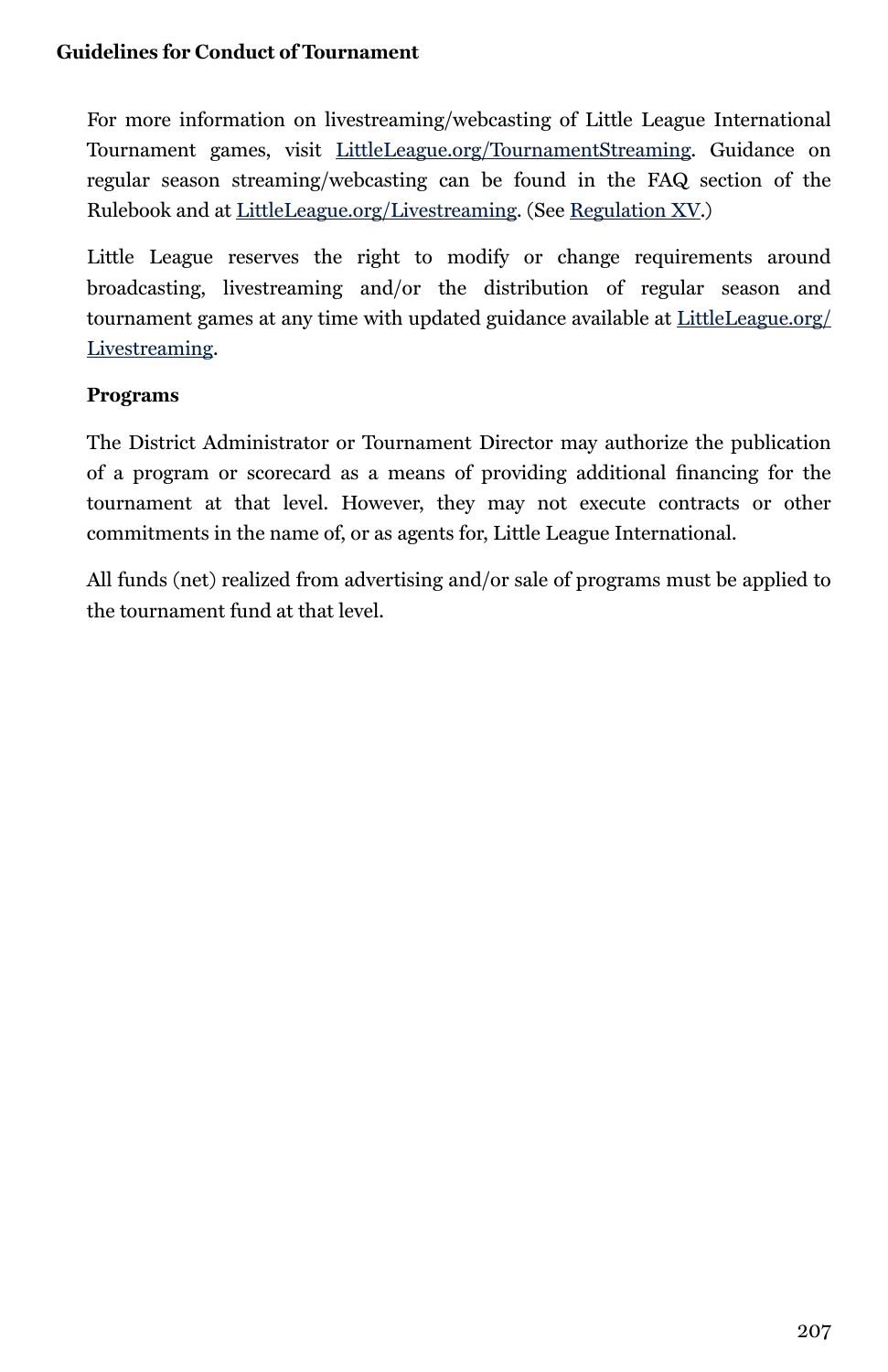For more information on livestreaming/webcasting of Little League International Tournament games, visit LittleLeague.org/TournamentStreaming. Guidance on regular season streaming/webcasting can be found in the FAQ section of the Rulebook and at LittleLeague.org/Livestreaming. (See Regulation XV.)

Little League reserves the right to modify or change requirements around broadcasting, livestreaming and/or the distribution of regular season and tournament games at any time with updated guidance available at LittleLeague.org/Livestreaming.

**Programs**

The District Administrator or Tournament Director may authorize the publication of a program or scorecard as a means of providing additional financing for the tournament at that level. However, they may not execute contracts or other commitments in the name of, or as agents for, Little League International.

All funds (net) realized from advertising and/or sale of programs must be applied to the tournament fund at that level.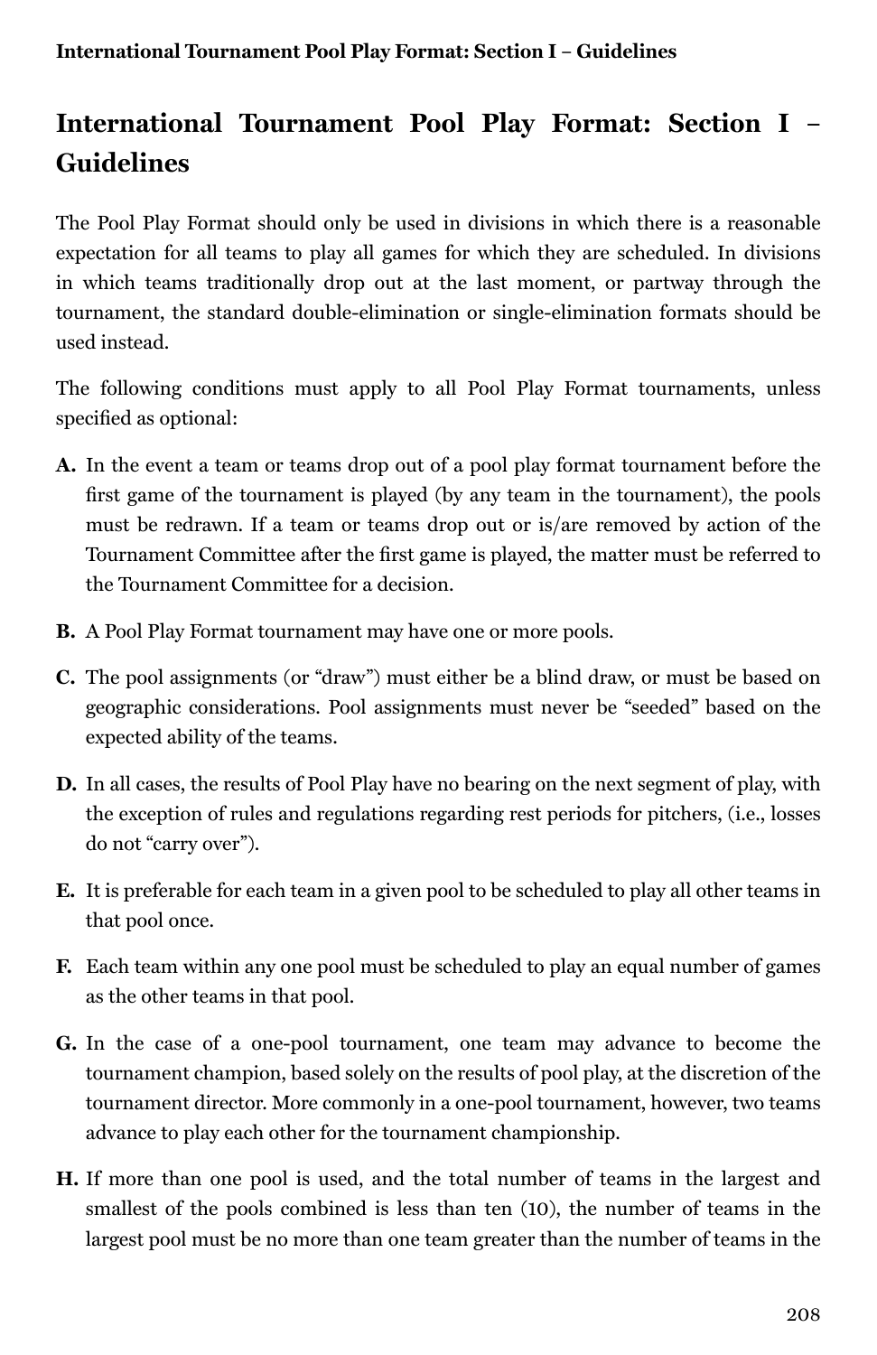## International Tournament Pool Play Format: Section I – Guidelines

The Pool Play Format should only be used in divisions in which there is a reasonable expectation for all teams to play all games for which they are scheduled. In divisions in which teams traditionally drop out at the last moment, or partway through the tournament, the standard double-elimination or single-elimination formats should be used instead.

The following conditions must apply to all Pool Play Format tournaments, unless specified as optional:

**A.** In the event a team or teams drop out of a pool play format tournament before the first game of the tournament is played (by any team in the tournament), the pools must be redrawn. If a team or teams drop out or is/are removed by action of the Tournament Committee after the first game is played, the matter must be referred to the Tournament Committee for a decision.

**B.** A Pool Play Format tournament may have one or more pools.

**C.** The pool assignments (or "draw") must either be a blind draw, or must be based on geographic considerations. Pool assignments must never be "seeded" based on the expected ability of the teams.

**D.** In all cases, the results of Pool Play have no bearing on the next segment of play, with the exception of rules and regulations regarding rest periods for pitchers, (i.e., losses do not "carry over").

**E.** It is preferable for each team in a given pool to be scheduled to play all other teams in that pool once.

**F.** Each team within any one pool must be scheduled to play an equal number of games as the other teams in that pool.

**G.** In the case of a one-pool tournament, one team may advance to become the tournament champion, based solely on the results of pool play, at the discretion of the tournament director. More commonly in a one-pool tournament, however, two teams advance to play each other for the tournament championship.

**H.** If more than one pool is used, and the total number of teams in the largest and smallest of the pools combined is less than ten (10), the number of teams in the largest pool must be no more than one team greater than the number of teams in the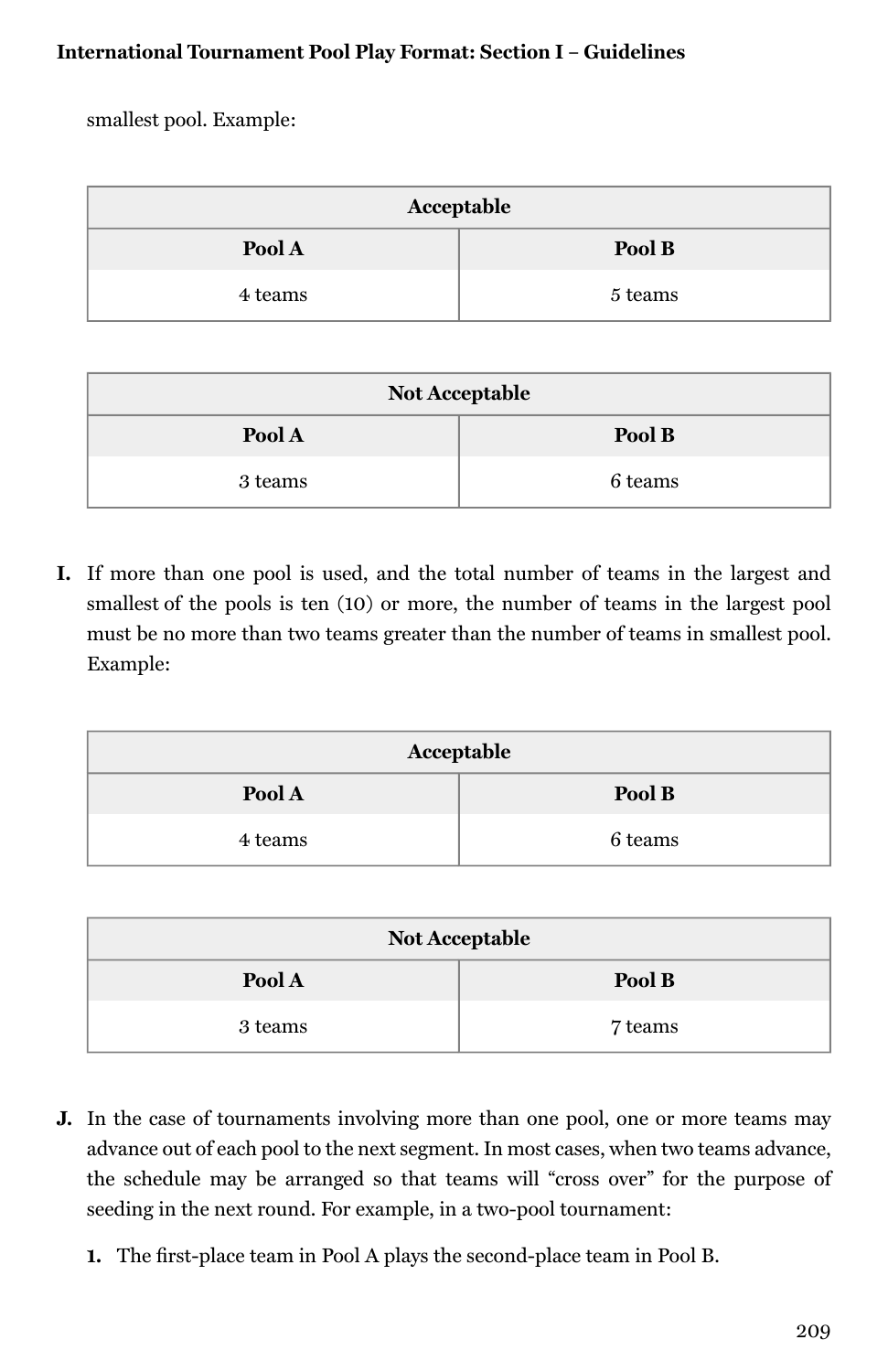smallest pool. Example:

| Acceptable | |
|---|---|
| **Pool A** | **Pool B** |
| 4 teams | 5 teams |

| Not Acceptable | |
|---|---|
| **Pool A** | **Pool B** |
| 3 teams | 6 teams |

**I.** If more than one pool is used, and the total number of teams in the largest and smallest of the pools is ten (10) or more, the number of teams in the largest pool must be no more than two teams greater than the number of teams in smallest pool. Example:

| Acceptable | |
|---|---|
| **Pool A** | **Pool B** |
| 4 teams | 6 teams |

| Not Acceptable | |
|---|---|
| **Pool A** | **Pool B** |
| 3 teams | 7 teams |

**J.** In the case of tournaments involving more than one pool, one or more teams may advance out of each pool to the next segment. In most cases, when two teams advance, the schedule may be arranged so that teams will "cross over" for the purpose of seeding in the next round. For example, in a two-pool tournament:

1. The first-place team in Pool A plays the second-place team in Pool B.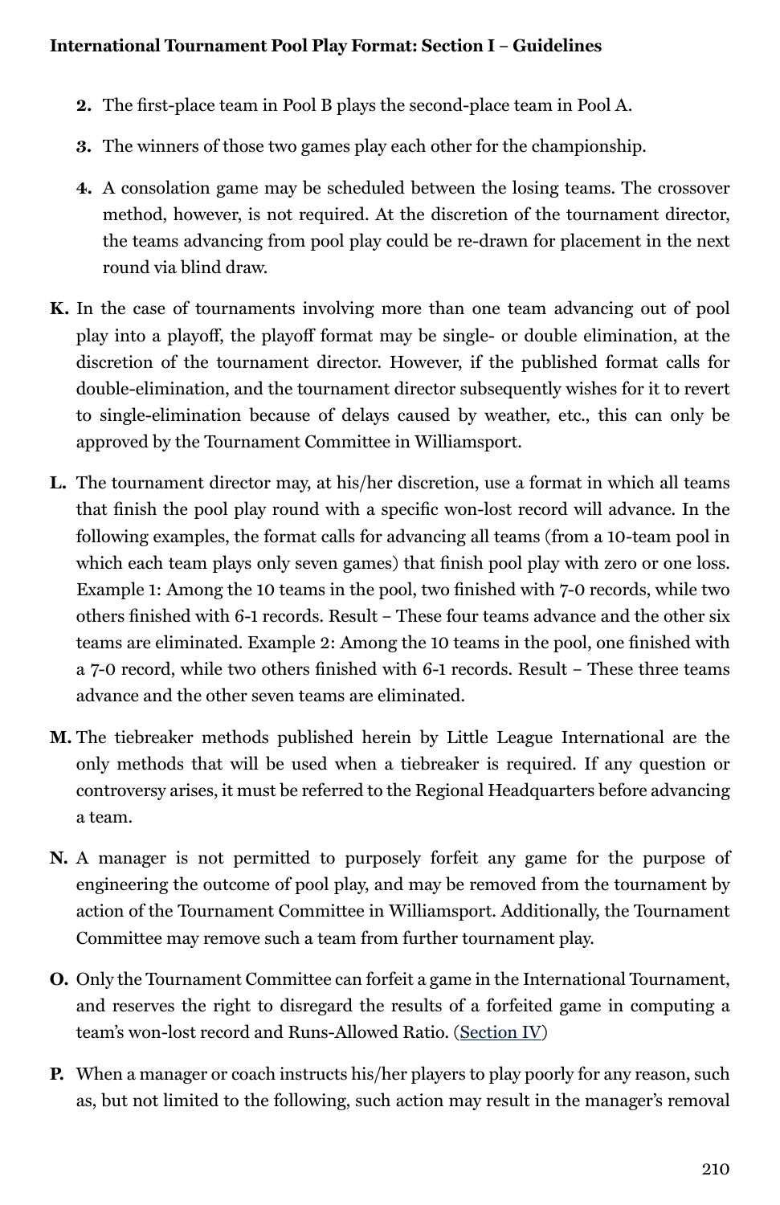2. The first-place team in Pool B plays the second-place team in Pool A.
3. The winners of those two games play each other for the championship.
4. A consolation game may be scheduled between the losing teams. The crossover method, however, is not required. At the discretion of the tournament director, the teams advancing from pool play could be re-drawn for placement in the next round via blind draw.

**K.** In the case of tournaments involving more than one team advancing out of pool play into a playoff, the playoff format may be single- or double elimination, at the discretion of the tournament director. However, if the published format calls for double-elimination, and the tournament director subsequently wishes for it to revert to single-elimination because of delays caused by weather, etc., this can only be approved by the Tournament Committee in Williamsport.

**L.** The tournament director may, at his/her discretion, use a format in which all teams that finish the pool play round with a specific won-lost record will advance. In the following examples, the format calls for advancing all teams (from a 10-team pool in which each team plays only seven games) that finish pool play with zero or one loss. Example 1: Among the 10 teams in the pool, two finished with 7-0 records, while two others finished with 6-1 records. Result – These four teams advance and the other six teams are eliminated. Example 2: Among the 10 teams in the pool, one finished with a 7-0 record, while two others finished with 6-1 records. Result – These three teams advance and the other seven teams are eliminated.

**M.** The tiebreaker methods published herein by Little League International are the only methods that will be used when a tiebreaker is required. If any question or controversy arises, it must be referred to the Regional Headquarters before advancing a team.

**N.** A manager is not permitted to purposely forfeit any game for the purpose of engineering the outcome of pool play, and may be removed from the tournament by action of the Tournament Committee in Williamsport. Additionally, the Tournament Committee may remove such a team from further tournament play.

**O.** Only the Tournament Committee can forfeit a game in the International Tournament, and reserves the right to disregard the results of a forfeited game in computing a team's won-lost record and Runs-Allowed Ratio. (Section IV)

**P.** When a manager or coach instructs his/her players to play poorly for any reason, such as, but not limited to the following, such action may result in the manager's removal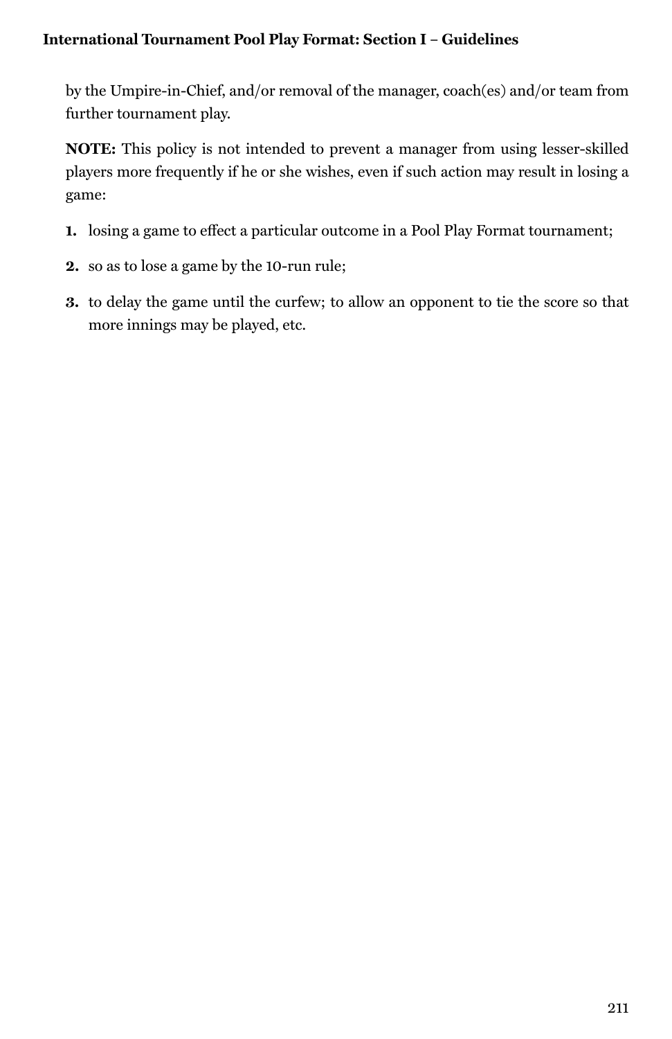by the Umpire-in-Chief, and/or removal of the manager, coach(es) and/or team from further tournament play.

**NOTE:** This policy is not intended to prevent a manager from using lesser-skilled players more frequently if he or she wishes, even if such action may result in losing a game:

1. losing a game to effect a particular outcome in a Pool Play Format tournament;
2. so as to lose a game by the 10-run rule;
3. to delay the game until the curfew; to allow an opponent to tie the score so that more innings may be played, etc.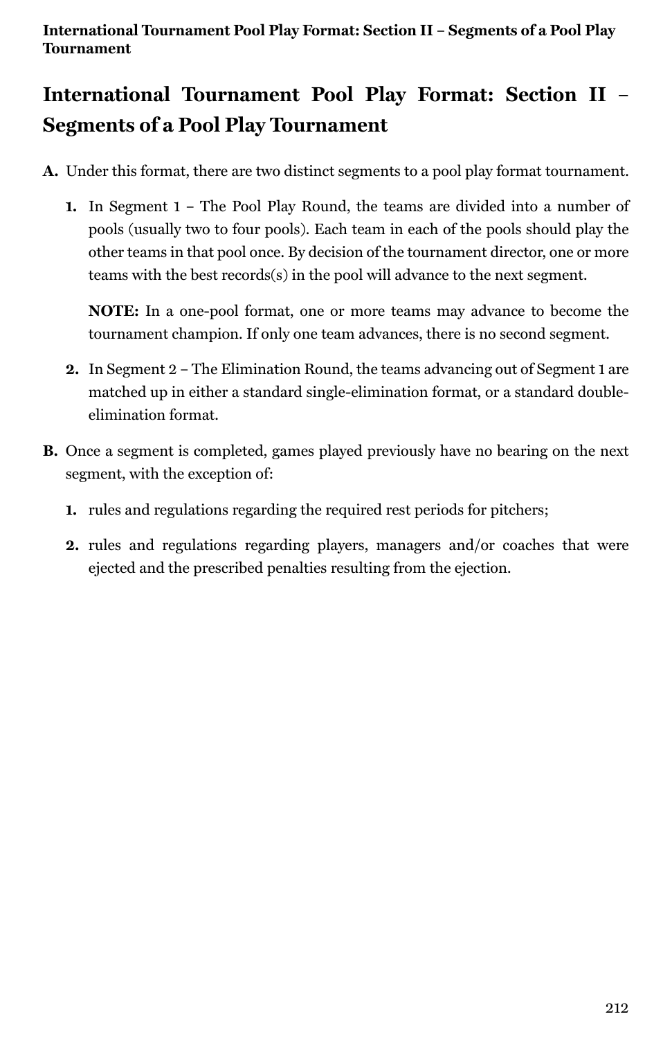## International Tournament Pool Play Format: Section II – Segments of a Pool Play Tournament

**A.** Under this format, there are two distinct segments to a pool play format tournament.

**1.** In Segment 1 – The Pool Play Round, the teams are divided into a number of pools (usually two to four pools). Each team in each of the pools should play the other teams in that pool once. By decision of the tournament director, one or more teams with the best records(s) in the pool will advance to the next segment.

**NOTE:** In a one-pool format, one or more teams may advance to become the tournament champion. If only one team advances, there is no second segment.

**2.** In Segment 2 – The Elimination Round, the teams advancing out of Segment 1 are matched up in either a standard single-elimination format, or a standard double-elimination format.

**B.** Once a segment is completed, games played previously have no bearing on the next segment, with the exception of:

**1.** rules and regulations regarding the required rest periods for pitchers;

**2.** rules and regulations regarding players, managers and/or coaches that were ejected and the prescribed penalties resulting from the ejection.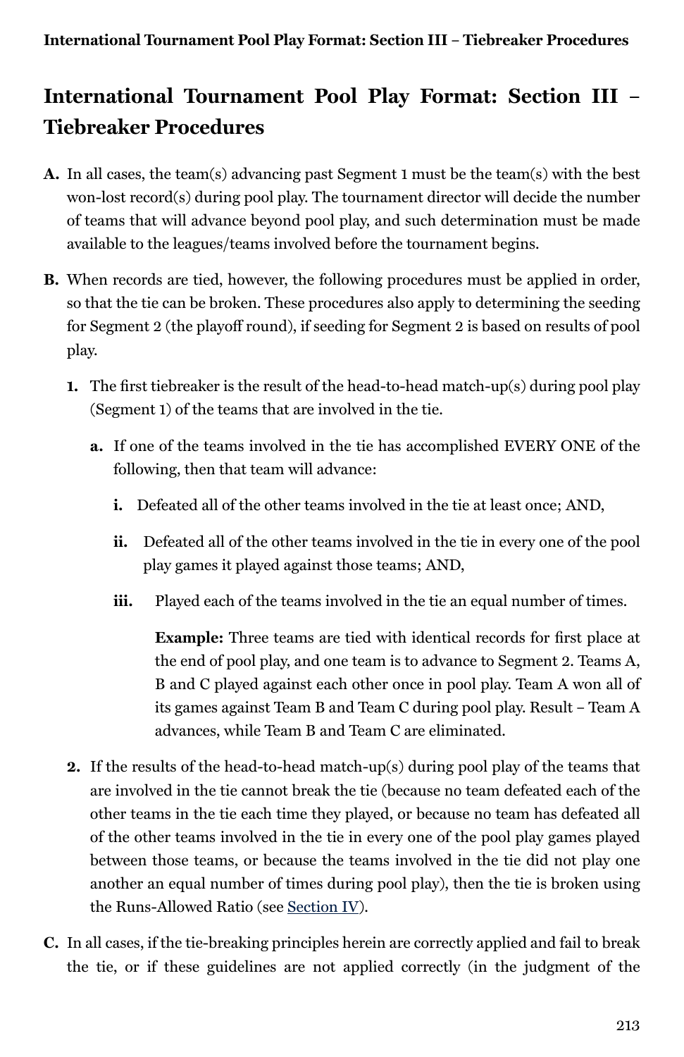## International Tournament Pool Play Format: Section III – Tiebreaker Procedures

**A.** In all cases, the team(s) advancing past Segment 1 must be the team(s) with the best won-lost record(s) during pool play. The tournament director will decide the number of teams that will advance beyond pool play, and such determination must be made available to the leagues/teams involved before the tournament begins.

**B.** When records are tied, however, the following procedures must be applied in order, so that the tie can be broken. These procedures also apply to determining the seeding for Segment 2 (the playoff round), if seeding for Segment 2 is based on results of pool play.

1. The first tiebreaker is the result of the head-to-head match-up(s) during pool play (Segment 1) of the teams that are involved in the tie.

   **a.** If one of the teams involved in the tie has accomplished EVERY ONE of the following, then that team will advance:

   **i.** Defeated all of the other teams involved in the tie at least once; AND,

   **ii.** Defeated all of the other teams involved in the tie in every one of the pool play games it played against those teams; AND,

   **iii.** Played each of the teams involved in the tie an equal number of times.

   **Example:** Three teams are tied with identical records for first place at the end of pool play, and one team is to advance to Segment 2. Teams A, B and C played against each other once in pool play. Team A won all of its games against Team B and Team C during pool play. Result – Team A advances, while Team B and Team C are eliminated.

2. If the results of the head-to-head match-up(s) during pool play of the teams that are involved in the tie cannot break the tie (because no team defeated each of the other teams in the tie each time they played, or because no team has defeated all of the other teams involved in the tie in every one of the pool play games played between those teams, or because the teams involved in the tie did not play one another an equal number of times during pool play), then the tie is broken using the Runs-Allowed Ratio (see Section IV).

**C.** In all cases, if the tie-breaking principles herein are correctly applied and fail to break the tie, or if these guidelines are not applied correctly (in the judgment of the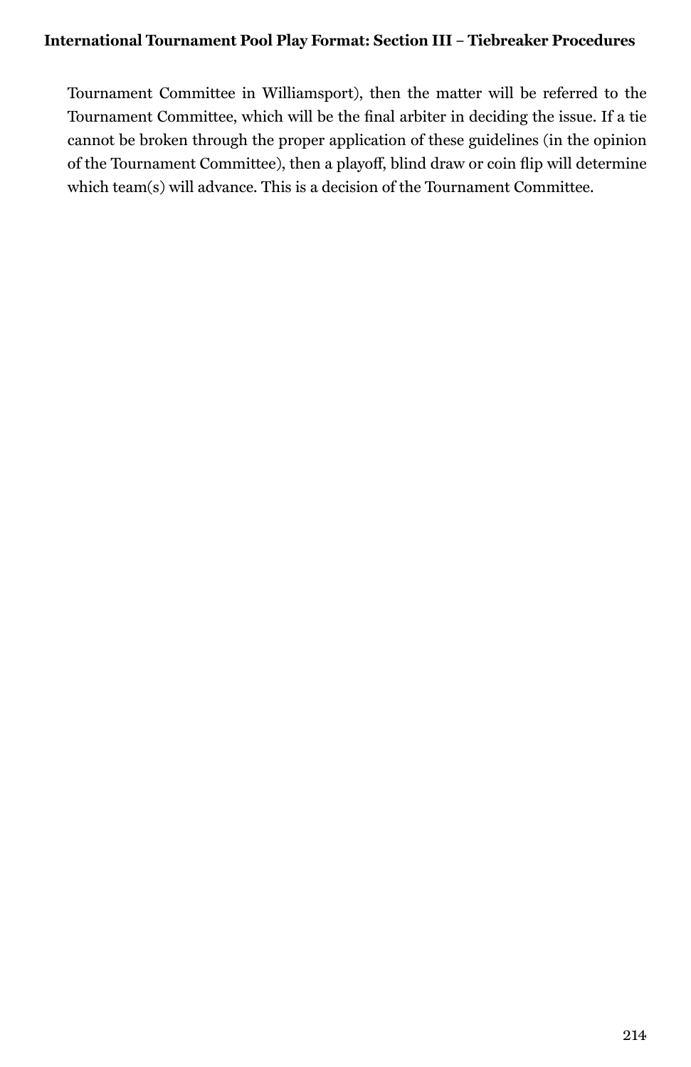Tournament Committee in Williamsport), then the matter will be referred to the Tournament Committee, which will be the final arbiter in deciding the issue. If a tie cannot be broken through the proper application of these guidelines (in the opinion of the Tournament Committee), then a playoff, blind draw or coin flip will determine which team(s) will advance. This is a decision of the Tournament Committee.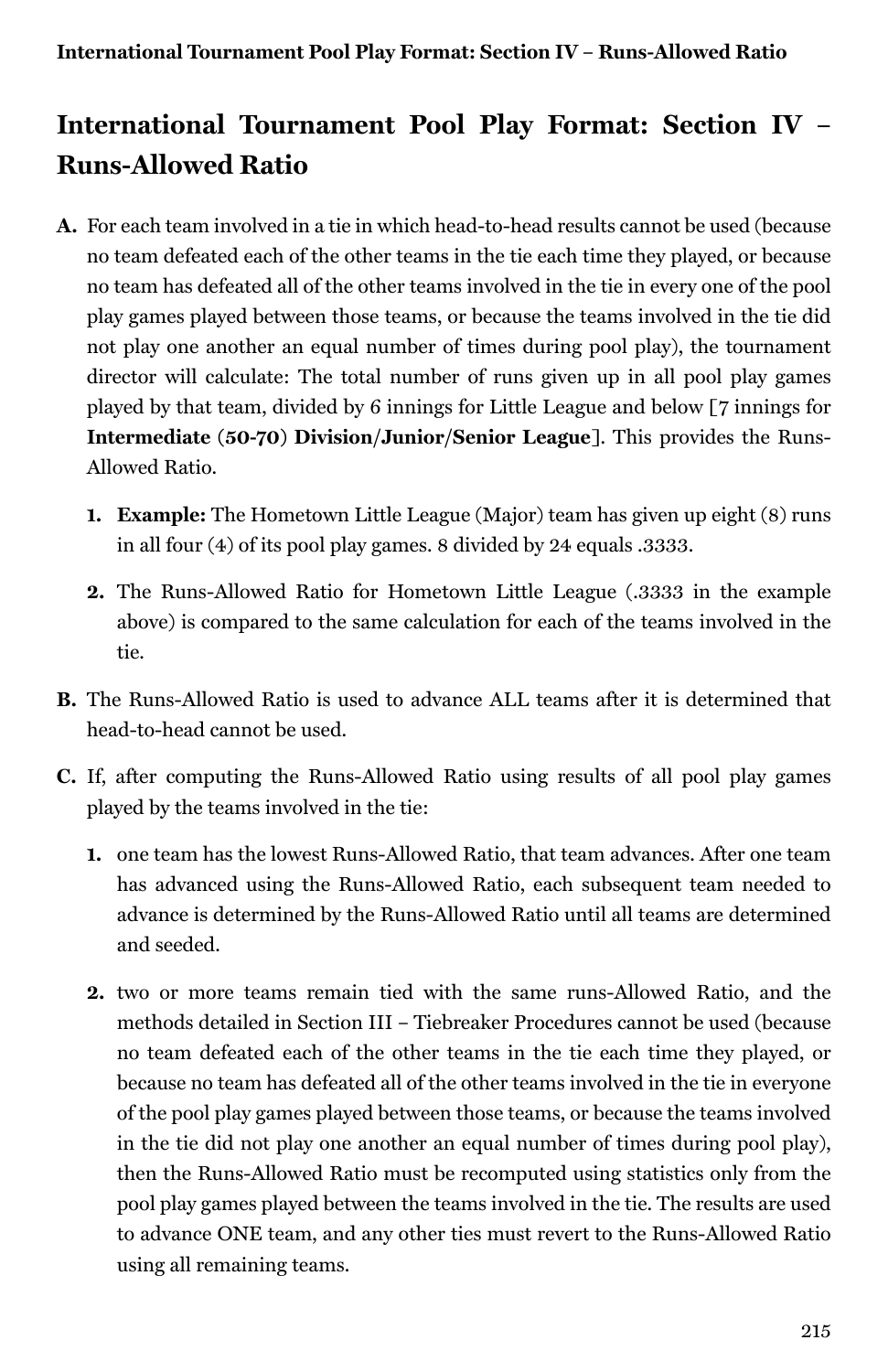## International Tournament Pool Play Format: Section IV – Runs-Allowed Ratio

**A.** For each team involved in a tie in which head-to-head results cannot be used (because no team defeated each of the other teams in the tie each time they played, or because no team has defeated all of the other teams involved in the tie in every one of the pool play games played between those teams, or because the teams involved in the tie did not play one another an equal number of times during pool play), the tournament director will calculate: The total number of runs given up in all pool play games played by that team, divided by 6 innings for Little League and below [7 innings for **Intermediate (50-70) Division/Junior/Senior League**]. This provides the Runs-Allowed Ratio.

1. **Example:** The Hometown Little League (Major) team has given up eight (8) runs in all four (4) of its pool play games. 8 divided by 24 equals .3333.
2. The Runs-Allowed Ratio for Hometown Little League (.3333 in the example above) is compared to the same calculation for each of the teams involved in the tie.

**B.** The Runs-Allowed Ratio is used to advance ALL teams after it is determined that head-to-head cannot be used.

**C.** If, after computing the Runs-Allowed Ratio using results of all pool play games played by the teams involved in the tie:

1. one team has the lowest Runs-Allowed Ratio, that team advances. After one team has advanced using the Runs-Allowed Ratio, each subsequent team needed to advance is determined by the Runs-Allowed Ratio until all teams are determined and seeded.
2. two or more teams remain tied with the same runs-Allowed Ratio, and the methods detailed in Section III – Tiebreaker Procedures cannot be used (because no team defeated each of the other teams in the tie each time they played, or because no team has defeated all of the other teams involved in the tie in everyone of the pool play games played between those teams, or because the teams involved in the tie did not play one another an equal number of times during pool play), then the Runs-Allowed Ratio must be recomputed using statistics only from the pool play games played between the teams involved in the tie. The results are used to advance ONE team, and any other ties must revert to the Runs-Allowed Ratio using all remaining teams.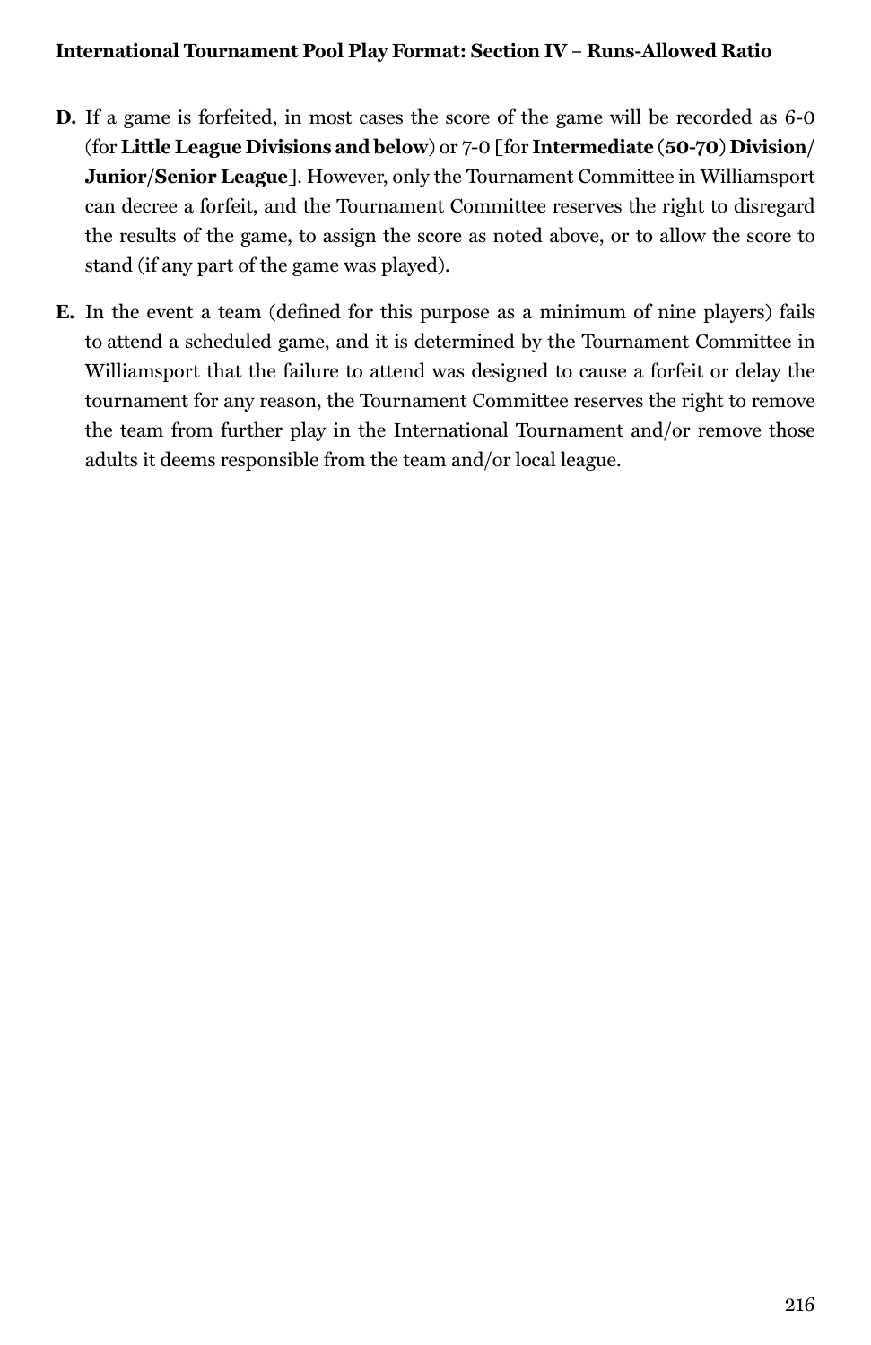**International Tournament Pool Play Format: Section IV – Runs-Allowed Ratio**

**D.** If a game is forfeited, in most cases the score of the game will be recorded as 6-0 (for **Little League Divisions and below**) or 7-0 [for **Intermediate (50-70) Division/ Junior/Senior League**]. However, only the Tournament Committee in Williamsport can decree a forfeit, and the Tournament Committee reserves the right to disregard the results of the game, to assign the score as noted above, or to allow the score to stand (if any part of the game was played).

**E.** In the event a team (defined for this purpose as a minimum of nine players) fails to attend a scheduled game, and it is determined by the Tournament Committee in Williamsport that the failure to attend was designed to cause a forfeit or delay the tournament for any reason, the Tournament Committee reserves the right to remove the team from further play in the International Tournament and/or remove those adults it deems responsible from the team and/or local league.